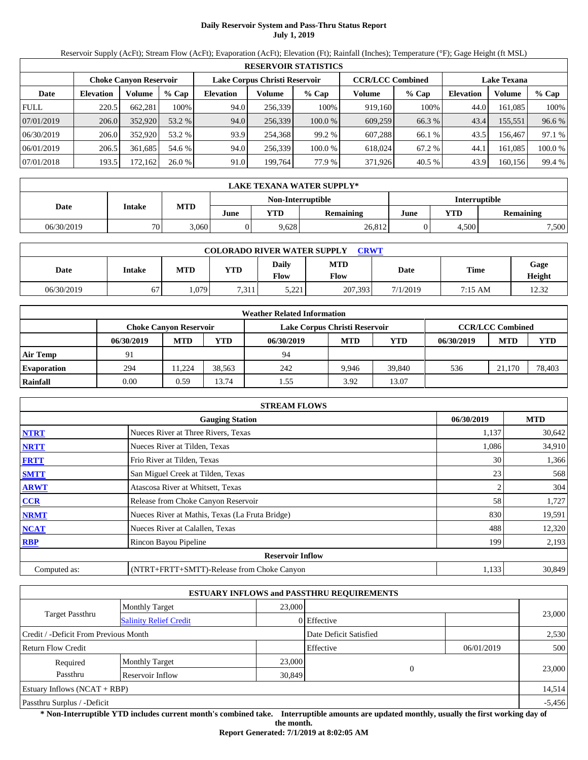# Daily Reservoir System and Pass-Thru Status Report
## July 1, 2019

Reservoir Supply (AcFt); Stream Flow (AcFt); Evaporation (AcFt); Elevation (Ft); Rainfall (Inches); Temperature (°F); Gage Height (ft MSL)

| RESERVOIR STATISTICS | | | | | | | | | | | |
|---|---|---|---|---|---|---|---|---|---|---|---|
| | Choke Canyon Reservoir | | | Lake Corpus Christi Reservoir | | | CCR/LCC Combined | | Lake Texana | | |
| Date | Elevation | Volume | % Cap | Elevation | Volume | % Cap | Volume | % Cap | Elevation | Volume | % Cap |
| FULL | 220.5 | 662,281 | 100% | 94.0 | 256,339 | 100% | 919,160 | 100% | 44.0 | 161,085 | 100% |
| 07/01/2019 | 206.0 | 352,920 | 53.2 % | 94.0 | 256,339 | 100.0 % | 609,259 | 66.3 % | 43.4 | 155,551 | 96.6 % |
| 06/30/2019 | 206.0 | 352,920 | 53.2 % | 93.9 | 254,368 | 99.2 % | 607,288 | 66.1 % | 43.5 | 156,467 | 97.1 % |
| 06/01/2019 | 206.5 | 361,685 | 54.6 % | 94.0 | 256,339 | 100.0 % | 618,024 | 67.2 % | 44.1 | 161,085 | 100.0 % |
| 07/01/2018 | 193.5 | 172,162 | 26.0 % | 91.0 | 199,764 | 77.9 % | 371,926 | 40.5 % | 43.9 | 160,156 | 99.4 % |

| LAKE TEXANA WATER SUPPLY* | | | | | | | | |
|---|---|---|---|---|---|---|---|---|
| Date | Intake | MTD | Non-Interruptible | | | Interruptible | | |
| | | | June | YTD | Remaining | June | YTD | Remaining |
| 06/30/2019 | 70 | 3,060 | 0 | 9,628 | 26,812 | 0 | 4,500 | 7,500 |

| COLORADO RIVER WATER SUPPLY CRWT | | | | | | | | |
|---|---|---|---|---|---|---|---|---|
| Date | Intake | MTD | YTD | Daily Flow | MTD Flow | Date | Time | Gage Height |
| 06/30/2019 | 67 | 1,079 | 7,311 | 5,221 | 207,393 | 7/1/2019 | 7:15 AM | 12.32 |

| Weather Related Information | | | | | | | | | |
|---|---|---|---|---|---|---|---|---|---|
| | Choke Canyon Reservoir | | | Lake Corpus Christi Reservoir | | | CCR/LCC Combined | | |
| | 06/30/2019 | MTD | YTD | 06/30/2019 | MTD | YTD | 06/30/2019 | MTD | YTD |
| Air Temp | 91 | | | 94 | | | | | |
| Evaporation | 294 | 11,224 | 38,563 | 242 | 9,946 | 39,840 | 536 | 21,170 | 78,403 |
| Rainfall | 0.00 | 0.59 | 13.74 | 1.55 | 3.92 | 13.07 | | | |

| STREAM FLOWS | | | |
|---|---|---|---|
| | Gauging Station | 06/30/2019 | MTD |
| NTRT | Nueces River at Three Rivers, Texas | 1,137 | 30,642 |
| NRTT | Nueces River at Tilden, Texas | 1,086 | 34,910 |
| FRTT | Frio River at Tilden, Texas | 30 | 1,366 |
| SMTT | San Miguel Creek at Tilden, Texas | 23 | 568 |
| ARWT | Atascosa River at Whitsett, Texas | 2 | 304 |
| CCR | Release from Choke Canyon Reservoir | 58 | 1,727 |
| NRMT | Nueces River at Mathis, Texas (La Fruta Bridge) | 830 | 19,591 |
| NCAT | Nueces River at Calallen, Texas | 488 | 12,320 |
| RBP | Rincon Bayou Pipeline | 199 | 2,193 |
| Reservoir Inflow | | | |
| Computed as: | (NTRT+FRTT+SMTT)-Release from Choke Canyon | 1,133 | 30,849 |

| ESTUARY INFLOWS and PASSTHRU REQUIREMENTS | | | | | |
|---|---|---|---|---|---|
| Target Passthru | Monthly Target | 23,000 | | | 23,000 |
| | Salinity Relief Credit | 0 | Effective | | |
| Credit / -Deficit From Previous Month | | | Date Deficit Satisfied | | 2,530 |
| Return Flow Credit | | | Effective | 06/01/2019 | 500 |
| Required Passthru | Monthly Target | 23,000 | 0 | | 23,000 |
| | Reservoir Inflow | 30,849 | | | |
| Estuary Inflows (NCAT + RBP) | | | | | 14,514 |
| Passthru Surplus / -Deficit | | | | | -5,456 |

**\* Non-Interruptible YTD includes current month's combined take. Interruptible amounts are updated monthly, usually the first working day of the month.**

**Report Generated: 7/1/2019 at 8:02:05 AM**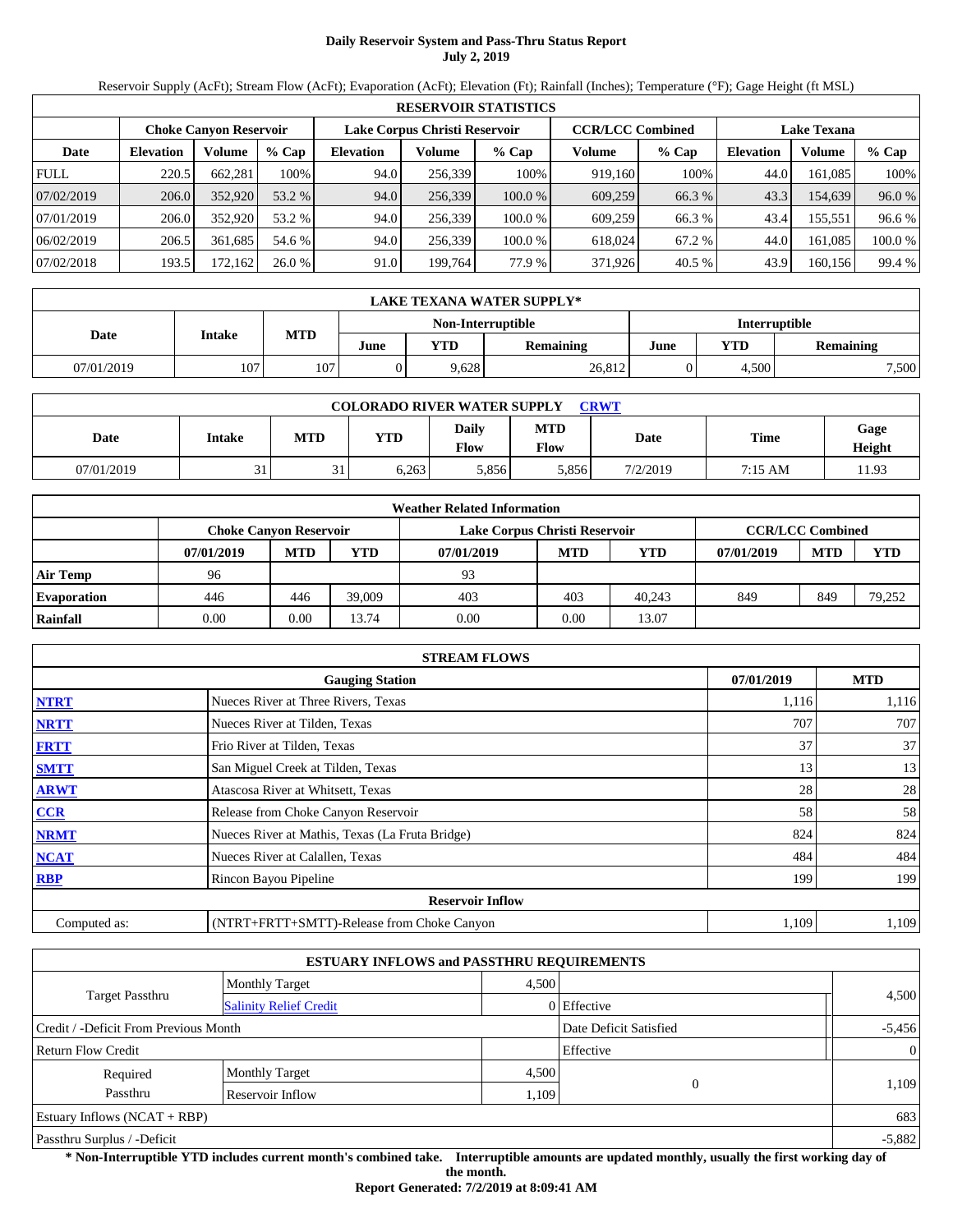# Daily Reservoir System and Pass-Thru Status Report
**July 2, 2019**

Reservoir Supply (AcFt); Stream Flow (AcFt); Evaporation (AcFt); Elevation (Ft); Rainfall (Inches); Temperature (°F); Gage Height (ft MSL)

| RESERVOIR STATISTICS | | | | | | | | | | | |
|---|---|---|---|---|---|---|---|---|---|---|---|
| | Choke Canyon Reservoir | | | Lake Corpus Christi Reservoir | | | CCR/LCC Combined | | Lake Texana | | |
| Date | Elevation | Volume | % Cap | Elevation | Volume | % Cap | Volume | % Cap | Elevation | Volume | % Cap |
| FULL | 220.5 | 662,281 | 100% | 94.0 | 256,339 | 100% | 919,160 | 100% | 44.0 | 161,085 | 100% |
| 07/02/2019 | 206.0 | 352,920 | 53.2 % | 94.0 | 256,339 | 100.0 % | 609,259 | 66.3 % | 43.3 | 154,639 | 96.0 % |
| 07/01/2019 | 206.0 | 352,920 | 53.2 % | 94.0 | 256,339 | 100.0 % | 609,259 | 66.3 % | 43.4 | 155,551 | 96.6 % |
| 06/02/2019 | 206.5 | 361,685 | 54.6 % | 94.0 | 256,339 | 100.0 % | 618,024 | 67.2 % | 44.0 | 161,085 | 100.0 % |
| 07/02/2018 | 193.5 | 172,162 | 26.0 % | 91.0 | 199,764 | 77.9 % | 371,926 | 40.5 % | 43.9 | 160,156 | 99.4 % |

| LAKE TEXANA WATER SUPPLY* | | | | | | | | |
|---|---|---|---|---|---|---|---|---|
| Date | Intake | MTD | Non-Interruptible | | | Interruptible | | |
| | | | June | YTD | Remaining | June | YTD | Remaining |
| 07/01/2019 | 107 | 107 | 0 | 9,628 | 26,812 | 0 | 4,500 | 7,500 |

| COLORADO RIVER WATER SUPPLY CRWT | | | | | | | | |
|---|---|---|---|---|---|---|---|---|
| Date | Intake | MTD | YTD | Daily Flow | MTD Flow | Date | Time | Gage Height |
| 07/01/2019 | 31 | 31 | 6,263 | 5,856 | 5,856 | 7/2/2019 | 7:15 AM | 11.93 |

| Weather Related Information | | | | | | | | | |
|---|---|---|---|---|---|---|---|---|---|
| | Choke Canyon Reservoir | | | Lake Corpus Christi Reservoir | | | CCR/LCC Combined | | |
| | 07/01/2019 | MTD | YTD | 07/01/2019 | MTD | YTD | 07/01/2019 | MTD | YTD |
| **Air Temp** | 96 | | | 93 | | | | | |
| **Evaporation** | 446 | 446 | 39,009 | 403 | 403 | 40,243 | 849 | 849 | 79,252 |
| **Rainfall** | 0.00 | 0.00 | 13.74 | 0.00 | 0.00 | 13.07 | | | |

| STREAM FLOWS | | | |
|---|---|---|---|
| | Gauging Station | 07/01/2019 | MTD |
| **NTRT** | Nueces River at Three Rivers, Texas | 1,116 | 1,116 |
| **NRTT** | Nueces River at Tilden, Texas | 707 | 707 |
| **FRTT** | Frio River at Tilden, Texas | 37 | 37 |
| **SMTT** | San Miguel Creek at Tilden, Texas | 13 | 13 |
| **ARWT** | Atascosa River at Whitsett, Texas | 28 | 28 |
| **CCR** | Release from Choke Canyon Reservoir | 58 | 58 |
| **NRMT** | Nueces River at Mathis, Texas (La Fruta Bridge) | 824 | 824 |
| **NCAT** | Nueces River at Calallen, Texas | 484 | 484 |
| **RBP** | Rincon Bayou Pipeline | 199 | 199 |
| | **Reservoir Inflow** | | |
| Computed as: | (NTRT+FRTT+SMTT)-Release from Choke Canyon | 1,109 | 1,109 |

| ESTUARY INFLOWS and PASSTHRU REQUIREMENTS | | | | |
|---|---|---|---|---|
| Target Passthru | Monthly Target | 4,500 | | 4,500 |
| | Salinity Relief Credit | 0 | Effective | |
| Credit / -Deficit From Previous Month | | | Date Deficit Satisfied | -5,456 |
| Return Flow Credit | | | Effective | 0 |
| Required Passthru | Monthly Target | 4,500 | 0 | 1,109 |
| | Reservoir Inflow | 1,109 | | |
| Estuary Inflows (NCAT + RBP) | | | | 683 |
| Passthru Surplus / -Deficit | | | | -5,882 |

**\* Non-Interruptible YTD includes current month's combined take. Interruptible amounts are updated monthly, usually the first working day of the month.**

**Report Generated: 7/2/2019 at 8:09:41 AM**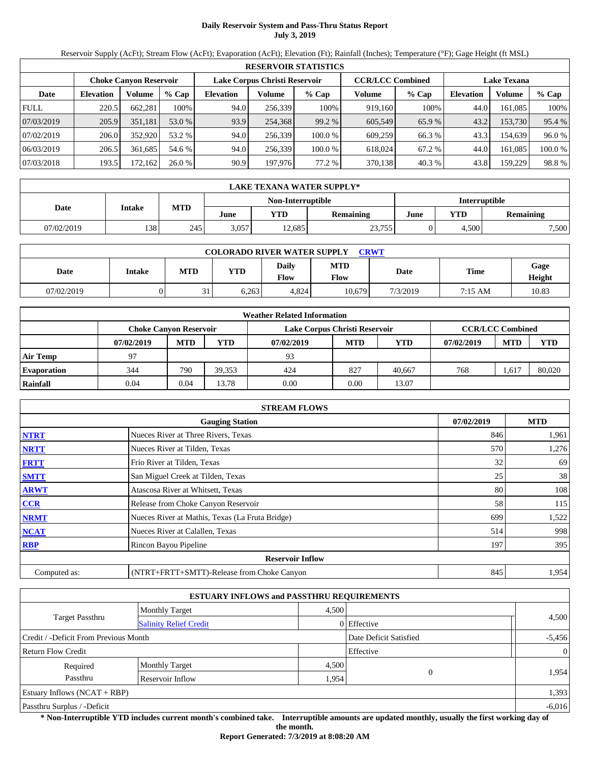# Daily Reservoir System and Pass-Thru Status Report
**July 3, 2019**

Reservoir Supply (AcFt); Stream Flow (AcFt); Evaporation (AcFt); Elevation (Ft); Rainfall (Inches); Temperature (°F); Gage Height (ft MSL)

| RESERVOIR STATISTICS | | | | | | | | | | | |
|---|---|---|---|---|---|---|---|---|---|---|---|
| | Choke Canyon Reservoir | | | Lake Corpus Christi Reservoir | | | CCR/LCC Combined | | Lake Texana | | |
| Date | Elevation | Volume | % Cap | Elevation | Volume | % Cap | Volume | % Cap | Elevation | Volume | % Cap |
| FULL | 220.5 | 662,281 | 100% | 94.0 | 256,339 | 100% | 919,160 | 100% | 44.0 | 161,085 | 100% |
| 07/03/2019 | 205.9 | 351,181 | 53.0 % | 93.9 | 254,368 | 99.2 % | 605,549 | 65.9 % | 43.2 | 153,730 | 95.4 % |
| 07/02/2019 | 206.0 | 352,920 | 53.2 % | 94.0 | 256,339 | 100.0 % | 609,259 | 66.3 % | 43.3 | 154,639 | 96.0 % |
| 06/03/2019 | 206.5 | 361,685 | 54.6 % | 94.0 | 256,339 | 100.0 % | 618,024 | 67.2 % | 44.0 | 161,085 | 100.0 % |
| 07/03/2018 | 193.5 | 172,162 | 26.0 % | 90.9 | 197,976 | 77.2 % | 370,138 | 40.3 % | 43.8 | 159,229 | 98.8 % |

| LAKE TEXANA WATER SUPPLY* | | | | | | | | |
|---|---|---|---|---|---|---|---|---|
| Date | Intake | MTD | Non-Interruptible | | | Interruptible | | |
| | | | June | YTD | Remaining | June | YTD | Remaining |
| 07/02/2019 | 138 | 245 | 3,057 | 12,685 | 23,755 | 0 | 4,500 | 7,500 |

| COLORADO RIVER WATER SUPPLY CRWT | | | | | | | | |
|---|---|---|---|---|---|---|---|---|
| Date | Intake | MTD | YTD | Daily Flow | MTD Flow | Date | Time | Gage Height |
| 07/02/2019 | 0 | 31 | 6,263 | 4,824 | 10,679 | 7/3/2019 | 7:15 AM | 10.83 |

| Weather Related Information | | | | | | | | | |
|---|---|---|---|---|---|---|---|---|---|
| | Choke Canyon Reservoir | | | Lake Corpus Christi Reservoir | | | CCR/LCC Combined | | |
| | 07/02/2019 | MTD | YTD | 07/02/2019 | MTD | YTD | 07/02/2019 | MTD | YTD |
| Air Temp | 97 | | | 93 | | | | | |
| Evaporation | 344 | 790 | 39,353 | 424 | 827 | 40,667 | 768 | 1,617 | 80,020 |
| Rainfall | 0.04 | 0.04 | 13.78 | 0.00 | 0.00 | 13.07 | | | |

| STREAM FLOWS | | | |
|---|---|---|---|
| | Gauging Station | 07/02/2019 | MTD |
| NTRT | Nueces River at Three Rivers, Texas | 846 | 1,961 |
| NRTT | Nueces River at Tilden, Texas | 570 | 1,276 |
| FRTT | Frio River at Tilden, Texas | 32 | 69 |
| SMTT | San Miguel Creek at Tilden, Texas | 25 | 38 |
| ARWT | Atascosa River at Whitsett, Texas | 80 | 108 |
| CCR | Release from Choke Canyon Reservoir | 58 | 115 |
| NRMT | Nueces River at Mathis, Texas (La Fruta Bridge) | 699 | 1,522 |
| NCAT | Nueces River at Calallen, Texas | 514 | 998 |
| RBP | Rincon Bayou Pipeline | 197 | 395 |
| **Reservoir Inflow** | | | |
| Computed as: | (NTRT+FRTT+SMTT)-Release from Choke Canyon | 845 | 1,954 |

| ESTUARY INFLOWS and PASSTHRU REQUIREMENTS | | | | |
|---|---|---|---|---|
| Target Passthru | Monthly Target | 4,500 | | 4,500 |
| | Salinity Relief Credit | 0 | Effective | |
| Credit / -Deficit From Previous Month | | | Date Deficit Satisfied | -5,456 |
| Return Flow Credit | | | Effective | 0 |
| Required Passthru | Monthly Target | 4,500 | 0 | 1,954 |
| | Reservoir Inflow | 1,954 | | |
| Estuary Inflows (NCAT + RBP) | | | | 1,393 |
| Passthru Surplus / -Deficit | | | | -6,016 |

**\* Non-Interruptible YTD includes current month's combined take. Interruptible amounts are updated monthly, usually the first working day of the month.**

**Report Generated: 7/3/2019 at 8:08:20 AM**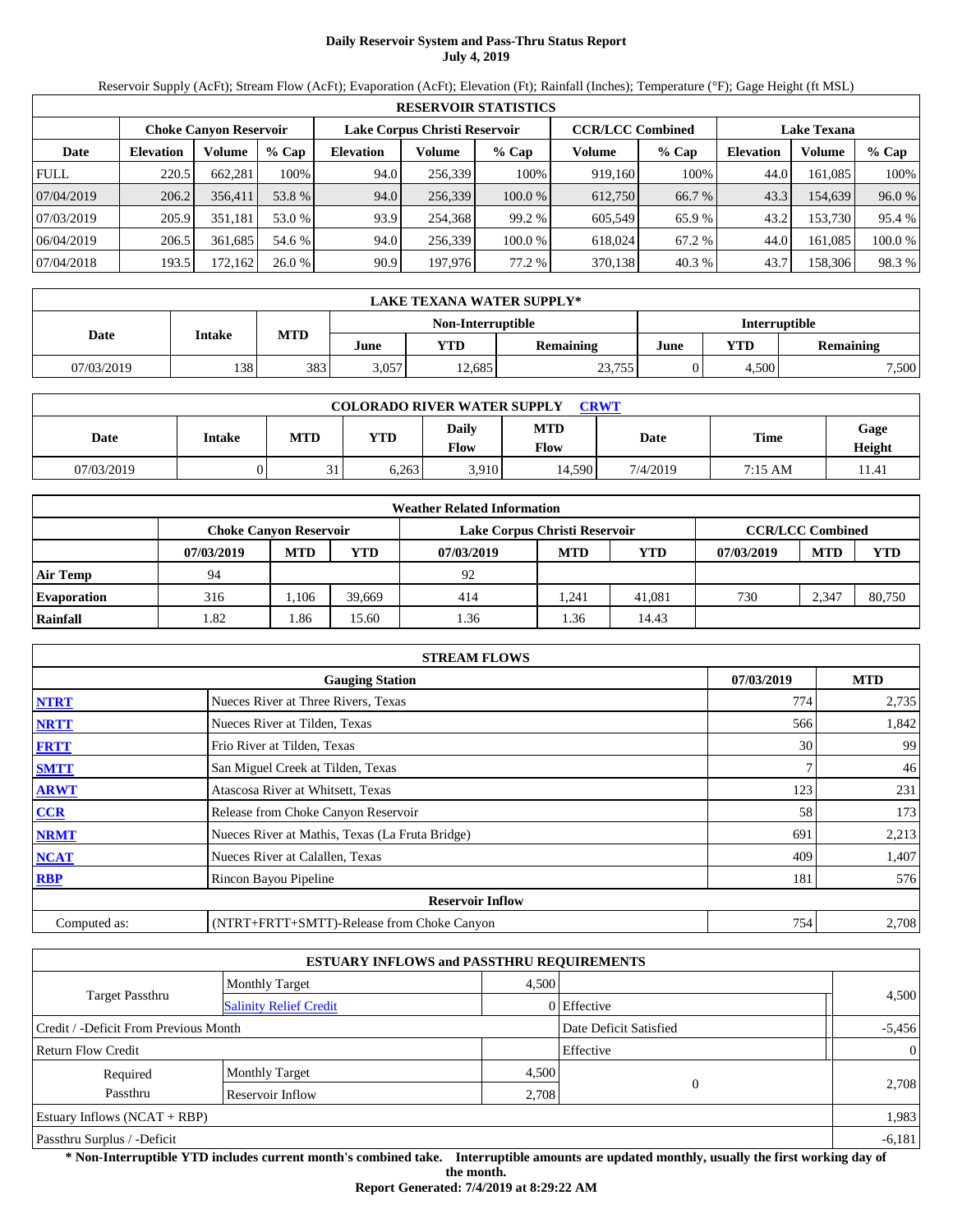# Daily Reservoir System and Pass-Thru Status Report
## July 4, 2019

Reservoir Supply (AcFt); Stream Flow (AcFt); Evaporation (AcFt); Elevation (Ft); Rainfall (Inches); Temperature (°F); Gage Height (ft MSL)

| RESERVOIR STATISTICS | | | | | | | | | | | |
|---|---|---|---|---|---|---|---|---|---|---|---|
| | Choke Canyon Reservoir | | | Lake Corpus Christi Reservoir | | | CCR/LCC Combined | | Lake Texana | | |
| Date | Elevation | Volume | % Cap | Elevation | Volume | % Cap | Volume | % Cap | Elevation | Volume | % Cap |
| FULL | 220.5 | 662,281 | 100% | 94.0 | 256,339 | 100% | 919,160 | 100% | 44.0 | 161,085 | 100% |
| 07/04/2019 | 206.2 | 356,411 | 53.8 % | 94.0 | 256,339 | 100.0 % | 612,750 | 66.7 % | 43.3 | 154,639 | 96.0 % |
| 07/03/2019 | 205.9 | 351,181 | 53.0 % | 93.9 | 254,368 | 99.2 % | 605,549 | 65.9 % | 43.2 | 153,730 | 95.4 % |
| 06/04/2019 | 206.5 | 361,685 | 54.6 % | 94.0 | 256,339 | 100.0 % | 618,024 | 67.2 % | 44.0 | 161,085 | 100.0 % |
| 07/04/2018 | 193.5 | 172,162 | 26.0 % | 90.9 | 197,976 | 77.2 % | 370,138 | 40.3 % | 43.7 | 158,306 | 98.3 % |

| LAKE TEXANA WATER SUPPLY* | | | | | | | | |
|---|---|---|---|---|---|---|---|---|
| Date | Intake | MTD | Non-Interruptible | | | Interruptible | | |
| | | | June | YTD | Remaining | June | YTD | Remaining |
| 07/03/2019 | 138 | 383 | 3,057 | 12,685 | 23,755 | 0 | 4,500 | 7,500 |

| COLORADO RIVER WATER SUPPLY CRWT | | | | | | | | |
|---|---|---|---|---|---|---|---|---|
| Date | Intake | MTD | YTD | Daily Flow | MTD Flow | Date | Time | Gage Height |
| 07/03/2019 | 0 | 31 | 6,263 | 3,910 | 14,590 | 7/4/2019 | 7:15 AM | 11.41 |

| Weather Related Information | | | | | | | | | |
|---|---|---|---|---|---|---|---|---|---|
| | Choke Canyon Reservoir | | | Lake Corpus Christi Reservoir | | | CCR/LCC Combined | | |
| | 07/03/2019 | MTD | YTD | 07/03/2019 | MTD | YTD | 07/03/2019 | MTD | YTD |
| Air Temp | 94 | | | 92 | | | | | |
| Evaporation | 316 | 1,106 | 39,669 | 414 | 1,241 | 41,081 | 730 | 2,347 | 80,750 |
| Rainfall | 1.82 | 1.86 | 15.60 | 1.36 | 1.36 | 14.43 | | | |

| STREAM FLOWS | | | |
|---|---|---|---|
| | Gauging Station | 07/03/2019 | MTD |
| NTRT | Nueces River at Three Rivers, Texas | 774 | 2,735 |
| NRTT | Nueces River at Tilden, Texas | 566 | 1,842 |
| FRTT | Frio River at Tilden, Texas | 30 | 99 |
| SMTT | San Miguel Creek at Tilden, Texas | 7 | 46 |
| ARWT | Atascosa River at Whitsett, Texas | 123 | 231 |
| CCR | Release from Choke Canyon Reservoir | 58 | 173 |
| NRMT | Nueces River at Mathis, Texas (La Fruta Bridge) | 691 | 2,213 |
| NCAT | Nueces River at Calallen, Texas | 409 | 1,407 |
| RBP | Rincon Bayou Pipeline | 181 | 576 |
| **Reservoir Inflow** | | | |
| Computed as: | (NTRT+FRTT+SMTT)-Release from Choke Canyon | 754 | 2,708 |

| ESTUARY INFLOWS and PASSTHRU REQUIREMENTS | | | | |
|---|---|---|---|---|
| Target Passthru | Monthly Target | 4,500 | | 4,500 |
| | Salinity Relief Credit | 0 | Effective | |
| Credit / -Deficit From Previous Month | | | Date Deficit Satisfied | -5,456 |
| Return Flow Credit | | | Effective | 0 |
| Required Passthru | Monthly Target | 4,500 | 0 | 2,708 |
| | Reservoir Inflow | 2,708 | | |
| Estuary Inflows (NCAT + RBP) | | | | 1,983 |
| Passthru Surplus / -Deficit | | | | -6,181 |

**\* Non-Interruptible YTD includes current month's combined take. Interruptible amounts are updated monthly, usually the first working day of the month.**

**Report Generated: 7/4/2019 at 8:29:22 AM**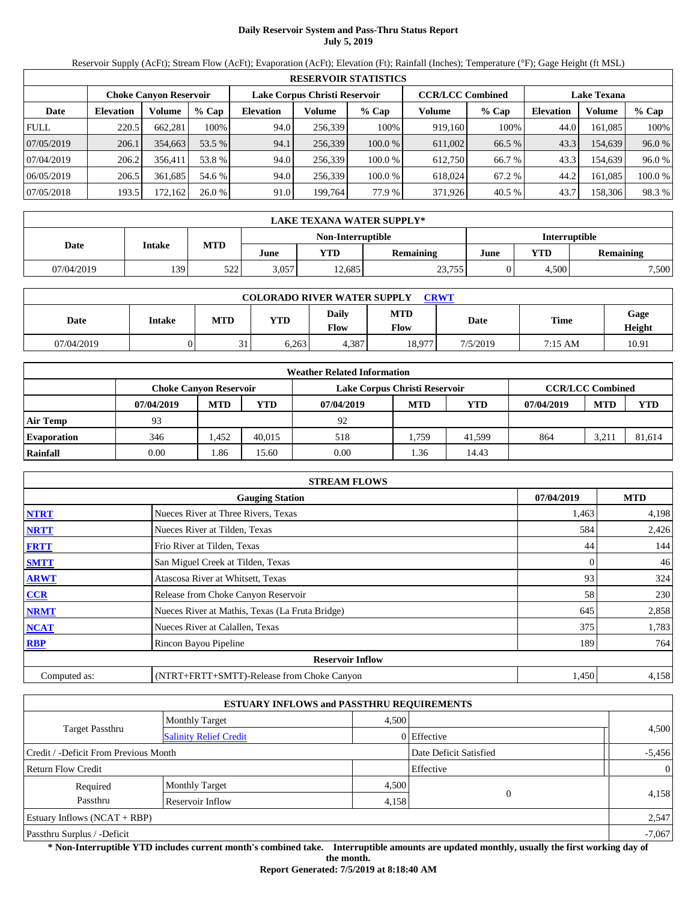# Daily Reservoir System and Pass-Thru Status Report
**July 5, 2019**

Reservoir Supply (AcFt); Stream Flow (AcFt); Evaporation (AcFt); Elevation (Ft); Rainfall (Inches); Temperature (°F); Gage Height (ft MSL)

| RESERVOIR STATISTICS | | | | | | | | | | | |
|---|---|---|---|---|---|---|---|---|---|---|---|
| | Choke Canyon Reservoir | | | Lake Corpus Christi Reservoir | | | CCR/LCC Combined | | Lake Texana | | |
| Date | Elevation | Volume | % Cap | Elevation | Volume | % Cap | Volume | % Cap | Elevation | Volume | % Cap |
| FULL | 220.5 | 662,281 | 100% | 94.0 | 256,339 | 100% | 919,160 | 100% | 44.0 | 161,085 | 100% |
| 07/05/2019 | 206.1 | 354,663 | 53.5 % | 94.1 | 256,339 | 100.0 % | 611,002 | 66.5 % | 43.3 | 154,639 | 96.0 % |
| 07/04/2019 | 206.2 | 356,411 | 53.8 % | 94.0 | 256,339 | 100.0 % | 612,750 | 66.7 % | 43.3 | 154,639 | 96.0 % |
| 06/05/2019 | 206.5 | 361,685 | 54.6 % | 94.0 | 256,339 | 100.0 % | 618,024 | 67.2 % | 44.2 | 161,085 | 100.0 % |
| 07/05/2018 | 193.5 | 172,162 | 26.0 % | 91.0 | 199,764 | 77.9 % | 371,926 | 40.5 % | 43.7 | 158,306 | 98.3 % |

| LAKE TEXANA WATER SUPPLY* | | | | | | | | |
|---|---|---|---|---|---|---|---|---|
| Date | Intake | MTD | Non-Interruptible | | | Interruptible | | |
| | | | June | YTD | Remaining | June | YTD | Remaining |
| 07/04/2019 | 139 | 522 | 3,057 | 12,685 | 23,755 | 0 | 4,500 | 7,500 |

| COLORADO RIVER WATER SUPPLY CRWT | | | | | | | | |
|---|---|---|---|---|---|---|---|---|
| Date | Intake | MTD | YTD | Daily Flow | MTD Flow | Date | Time | Gage Height |
| 07/04/2019 | 0 | 31 | 6,263 | 4,387 | 18,977 | 7/5/2019 | 7:15 AM | 10.91 |

| Weather Related Information | | | | | | | | | |
|---|---|---|---|---|---|---|---|---|---|
| | Choke Canyon Reservoir | | | Lake Corpus Christi Reservoir | | | CCR/LCC Combined | | |
| | 07/04/2019 | MTD | YTD | 07/04/2019 | MTD | YTD | 07/04/2019 | MTD | YTD |
| Air Temp | 93 | | | 92 | | | | | |
| Evaporation | 346 | 1,452 | 40,015 | 518 | 1,759 | 41,599 | 864 | 3,211 | 81,614 |
| Rainfall | 0.00 | 1.86 | 15.60 | 0.00 | 1.36 | 14.43 | | | |

| STREAM FLOWS | | | |
|---|---|---|---|
| | Gauging Station | 07/04/2019 | MTD |
| NTRT | Nueces River at Three Rivers, Texas | 1,463 | 4,198 |
| NRTT | Nueces River at Tilden, Texas | 584 | 2,426 |
| FRTT | Frio River at Tilden, Texas | 44 | 144 |
| SMTT | San Miguel Creek at Tilden, Texas | 0 | 46 |
| ARWT | Atascosa River at Whitsett, Texas | 93 | 324 |
| CCR | Release from Choke Canyon Reservoir | 58 | 230 |
| NRMT | Nueces River at Mathis, Texas (La Fruta Bridge) | 645 | 2,858 |
| NCAT | Nueces River at Calallen, Texas | 375 | 1,783 |
| RBP | Rincon Bayou Pipeline | 189 | 764 |
| Reservoir Inflow | | | |
| Computed as: | (NTRT+FRTT+SMTT)-Release from Choke Canyon | 1,450 | 4,158 |

| ESTUARY INFLOWS and PASSTHRU REQUIREMENTS | | | | |
|---|---|---|---|---|
| Target Passthru | Monthly Target | 4,500 | | 4,500 |
| | Salinity Relief Credit | 0 | Effective | |
| Credit / -Deficit From Previous Month | | | Date Deficit Satisfied | -5,456 |
| Return Flow Credit | | | Effective | 0 |
| Required Passthru | Monthly Target | 4,500 | 0 | 4,158 |
| | Reservoir Inflow | 4,158 | | |
| Estuary Inflows (NCAT + RBP) | | | | 2,547 |
| Passthru Surplus / -Deficit | | | | -7,067 |

**\* Non-Interruptible YTD includes current month's combined take. Interruptible amounts are updated monthly, usually the first working day of the month.**

**Report Generated: 7/5/2019 at 8:18:40 AM**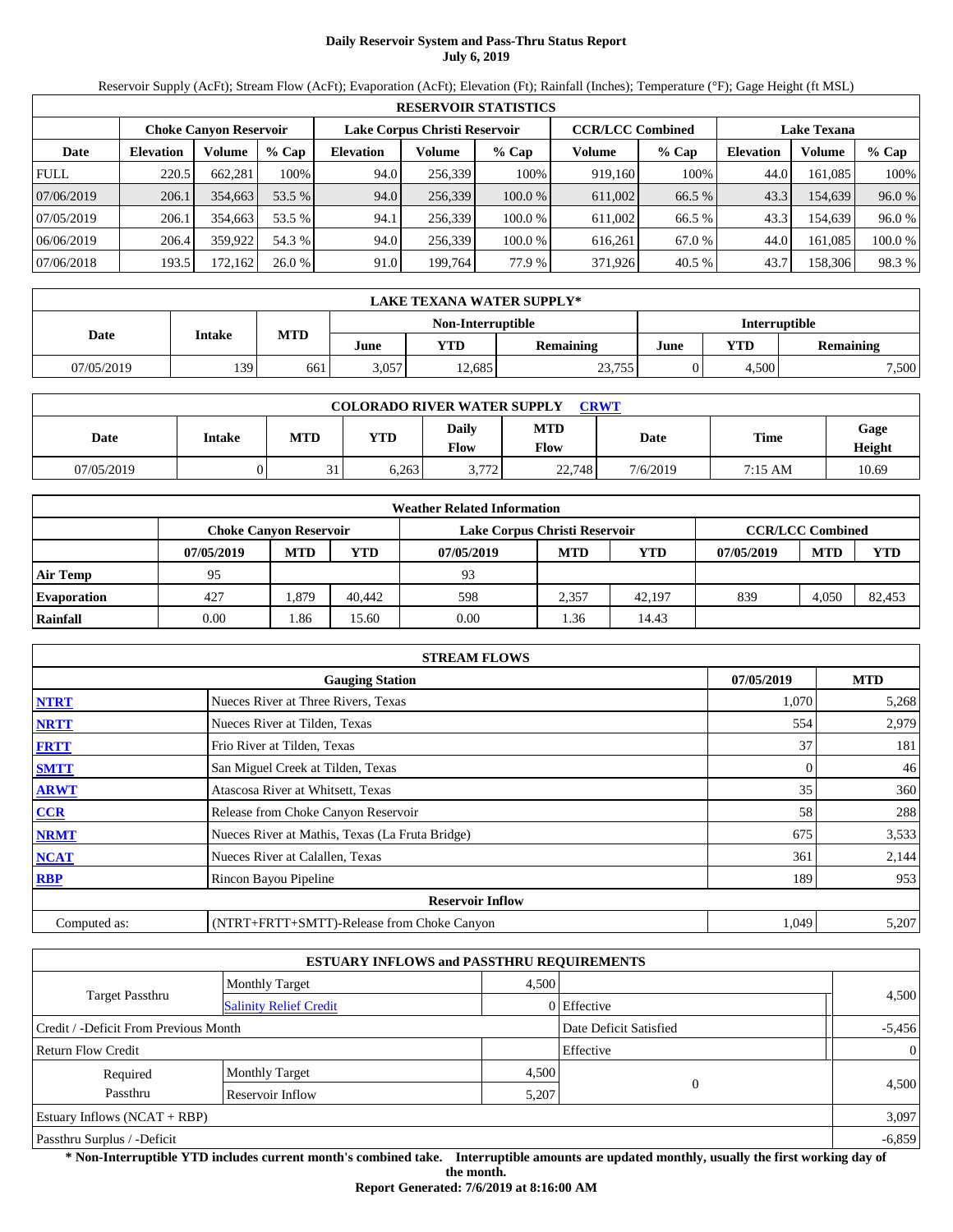# Daily Reservoir System and Pass-Thru Status Report
**July 6, 2019**

Reservoir Supply (AcFt); Stream Flow (AcFt); Evaporation (AcFt); Elevation (Ft); Rainfall (Inches); Temperature (°F); Gage Height (ft MSL)

| RESERVOIR STATISTICS | | | | | | | | | | | |
|---|---|---|---|---|---|---|---|---|---|---|---|
| | Choke Canyon Reservoir | | | Lake Corpus Christi Reservoir | | | CCR/LCC Combined | | Lake Texana | | |
| Date | Elevation | Volume | % Cap | Elevation | Volume | % Cap | Volume | % Cap | Elevation | Volume | % Cap |
| FULL | 220.5 | 662,281 | 100% | 94.0 | 256,339 | 100% | 919,160 | 100% | 44.0 | 161,085 | 100% |
| 07/06/2019 | 206.1 | 354,663 | 53.5 % | 94.0 | 256,339 | 100.0 % | 611,002 | 66.5 % | 43.3 | 154,639 | 96.0 % |
| 07/05/2019 | 206.1 | 354,663 | 53.5 % | 94.1 | 256,339 | 100.0 % | 611,002 | 66.5 % | 43.3 | 154,639 | 96.0 % |
| 06/06/2019 | 206.4 | 359,922 | 54.3 % | 94.0 | 256,339 | 100.0 % | 616,261 | 67.0 % | 44.0 | 161,085 | 100.0 % |
| 07/06/2018 | 193.5 | 172,162 | 26.0 % | 91.0 | 199,764 | 77.9 % | 371,926 | 40.5 % | 43.7 | 158,306 | 98.3 % |

| LAKE TEXANA WATER SUPPLY* | | | | | | | | |
|---|---|---|---|---|---|---|---|---|
| Date | Intake | MTD | Non-Interruptible | | | Interruptible | | |
| | | | June | YTD | Remaining | June | YTD | Remaining |
| 07/05/2019 | 139 | 661 | 3,057 | 12,685 | 23,755 | 0 | 4,500 | 7,500 |

| COLORADO RIVER WATER SUPPLY CRWT | | | | | | | | |
|---|---|---|---|---|---|---|---|---|
| Date | Intake | MTD | YTD | Daily Flow | MTD Flow | Date | Time | Gage Height |
| 07/05/2019 | 0 | 31 | 6,263 | 3,772 | 22,748 | 7/6/2019 | 7:15 AM | 10.69 |

| Weather Related Information | | | | | | | | | |
|---|---|---|---|---|---|---|---|---|---|
| | Choke Canyon Reservoir | | | Lake Corpus Christi Reservoir | | | CCR/LCC Combined | | |
| | 07/05/2019 | MTD | YTD | 07/05/2019 | MTD | YTD | 07/05/2019 | MTD | YTD |
| Air Temp | 95 | | | 93 | | | | | |
| Evaporation | 427 | 1,879 | 40,442 | 598 | 2,357 | 42,197 | 839 | 4,050 | 82,453 |
| Rainfall | 0.00 | 1.86 | 15.60 | 0.00 | 1.36 | 14.43 | | | |

| STREAM FLOWS | | | |
|---|---|---|---|
| | Gauging Station | 07/05/2019 | MTD |
| NTRT | Nueces River at Three Rivers, Texas | 1,070 | 5,268 |
| NRTT | Nueces River at Tilden, Texas | 554 | 2,979 |
| FRTT | Frio River at Tilden, Texas | 37 | 181 |
| SMTT | San Miguel Creek at Tilden, Texas | 0 | 46 |
| ARWT | Atascosa River at Whitsett, Texas | 35 | 360 |
| CCR | Release from Choke Canyon Reservoir | 58 | 288 |
| NRMT | Nueces River at Mathis, Texas (La Fruta Bridge) | 675 | 3,533 |
| NCAT | Nueces River at Calallen, Texas | 361 | 2,144 |
| RBP | Rincon Bayou Pipeline | 189 | 953 |
| **Reservoir Inflow** | | | |
| Computed as: | (NTRT+FRTT+SMTT)-Release from Choke Canyon | 1,049 | 5,207 |

| ESTUARY INFLOWS and PASSTHRU REQUIREMENTS | | | | |
|---|---|---|---|---|
| Target Passthru | Monthly Target | 4,500 | | 4,500 |
| | Salinity Relief Credit | 0 | Effective | |
| Credit / -Deficit From Previous Month | | | Date Deficit Satisfied | -5,456 |
| Return Flow Credit | | | Effective | 0 |
| Required Passthru | Monthly Target | 4,500 | 0 | 4,500 |
| | Reservoir Inflow | 5,207 | | |
| Estuary Inflows (NCAT + RBP) | | | | 3,097 |
| Passthru Surplus / -Deficit | | | | -6,859 |

**\* Non-Interruptible YTD includes current month's combined take. Interruptible amounts are updated monthly, usually the first working day of the month.**

**Report Generated: 7/6/2019 at 8:16:00 AM**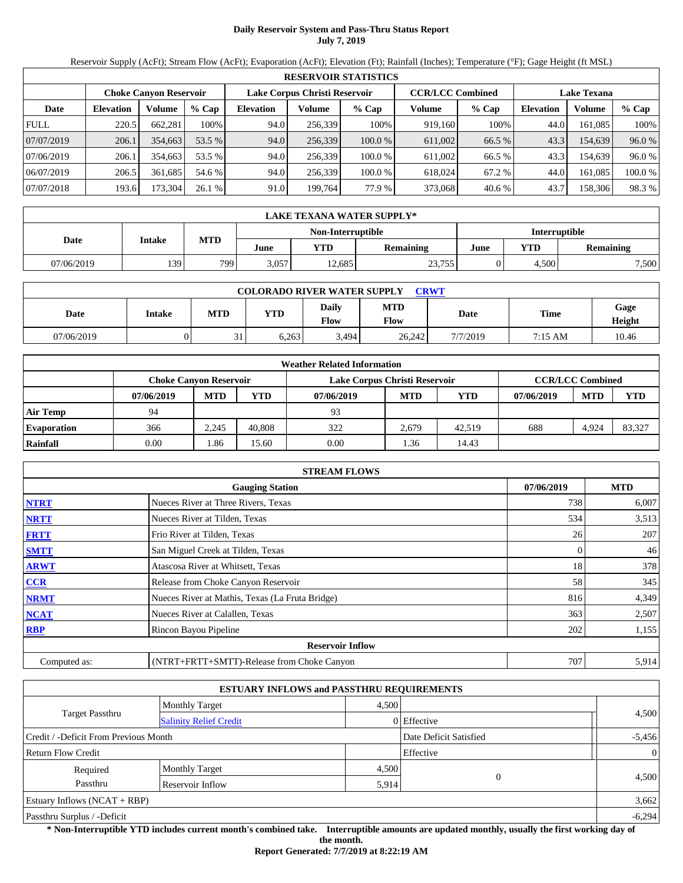# Daily Reservoir System and Pass-Thru Status Report
## July 7, 2019

Reservoir Supply (AcFt); Stream Flow (AcFt); Evaporation (AcFt); Elevation (Ft); Rainfall (Inches); Temperature (°F); Gage Height (ft MSL)

| RESERVOIR STATISTICS | | | | | | | | | | | |
|---|---|---|---|---|---|---|---|---|---|---|---|
| | Choke Canyon Reservoir | | | Lake Corpus Christi Reservoir | | | CCR/LCC Combined | | Lake Texana | | |
| Date | Elevation | Volume | % Cap | Elevation | Volume | % Cap | Volume | % Cap | Elevation | Volume | % Cap |
| FULL | 220.5 | 662,281 | 100% | 94.0 | 256,339 | 100% | 919,160 | 100% | 44.0 | 161,085 | 100% |
| 07/07/2019 | 206.1 | 354,663 | 53.5 % | 94.0 | 256,339 | 100.0 % | 611,002 | 66.5 % | 43.3 | 154,639 | 96.0 % |
| 07/06/2019 | 206.1 | 354,663 | 53.5 % | 94.0 | 256,339 | 100.0 % | 611,002 | 66.5 % | 43.3 | 154,639 | 96.0 % |
| 06/07/2019 | 206.5 | 361,685 | 54.6 % | 94.0 | 256,339 | 100.0 % | 618,024 | 67.2 % | 44.0 | 161,085 | 100.0 % |
| 07/07/2018 | 193.6 | 173,304 | 26.1 % | 91.0 | 199,764 | 77.9 % | 373,068 | 40.6 % | 43.7 | 158,306 | 98.3 % |

| LAKE TEXANA WATER SUPPLY* | | | | | | | | |
|---|---|---|---|---|---|---|---|---|
| Date | Intake | MTD | Non-Interruptible | | | Interruptible | | |
| | | | June | YTD | Remaining | June | YTD | Remaining |
| 07/06/2019 | 139 | 799 | 3,057 | 12,685 | 23,755 | 0 | 4,500 | 7,500 |

| COLORADO RIVER WATER SUPPLY CRWT | | | | | | | | |
|---|---|---|---|---|---|---|---|---|
| Date | Intake | MTD | YTD | Daily Flow | MTD Flow | Date | Time | Gage Height |
| 07/06/2019 | 0 | 31 | 6,263 | 3,494 | 26,242 | 7/7/2019 | 7:15 AM | 10.46 |

| Weather Related Information | | | | | | | | | |
|---|---|---|---|---|---|---|---|---|---|
| | Choke Canyon Reservoir | | | Lake Corpus Christi Reservoir | | | CCR/LCC Combined | | |
| | 07/06/2019 | MTD | YTD | 07/06/2019 | MTD | YTD | 07/06/2019 | MTD | YTD |
| Air Temp | 94 | | | 93 | | | | | |
| Evaporation | 366 | 2,245 | 40,808 | 322 | 2,679 | 42,519 | 688 | 4,924 | 83,327 |
| Rainfall | 0.00 | 1.86 | 15.60 | 0.00 | 1.36 | 14.43 | | | |

| STREAM FLOWS | | | |
|---|---|---|---|
| | Gauging Station | 07/06/2019 | MTD |
| NTRT | Nueces River at Three Rivers, Texas | 738 | 6,007 |
| NRTT | Nueces River at Tilden, Texas | 534 | 3,513 |
| FRTT | Frio River at Tilden, Texas | 26 | 207 |
| SMTT | San Miguel Creek at Tilden, Texas | 0 | 46 |
| ARWT | Atascosa River at Whitsett, Texas | 18 | 378 |
| CCR | Release from Choke Canyon Reservoir | 58 | 345 |
| NRMT | Nueces River at Mathis, Texas (La Fruta Bridge) | 816 | 4,349 |
| NCAT | Nueces River at Calallen, Texas | 363 | 2,507 |
| RBP | Rincon Bayou Pipeline | 202 | 1,155 |
| | Reservoir Inflow | | |
| Computed as: | (NTRT+FRTT+SMTT)-Release from Choke Canyon | 707 | 5,914 |

| ESTUARY INFLOWS and PASSTHRU REQUIREMENTS | | | | |
|---|---|---|---|---|
| Target Passthru | Monthly Target | 4,500 | | 4,500 |
| | Salinity Relief Credit | 0 | Effective | |
| Credit / -Deficit From Previous Month | | | Date Deficit Satisfied | -5,456 |
| Return Flow Credit | | | Effective | 0 |
| Required Passthru | Monthly Target | 4,500 | 0 | 4,500 |
| | Reservoir Inflow | 5,914 | | |
| Estuary Inflows (NCAT + RBP) | | | | 3,662 |
| Passthru Surplus / -Deficit | | | | -6,294 |

**\* Non-Interruptible YTD includes current month's combined take. Interruptible amounts are updated monthly, usually the first working day of the month.**

**Report Generated: 7/7/2019 at 8:22:19 AM**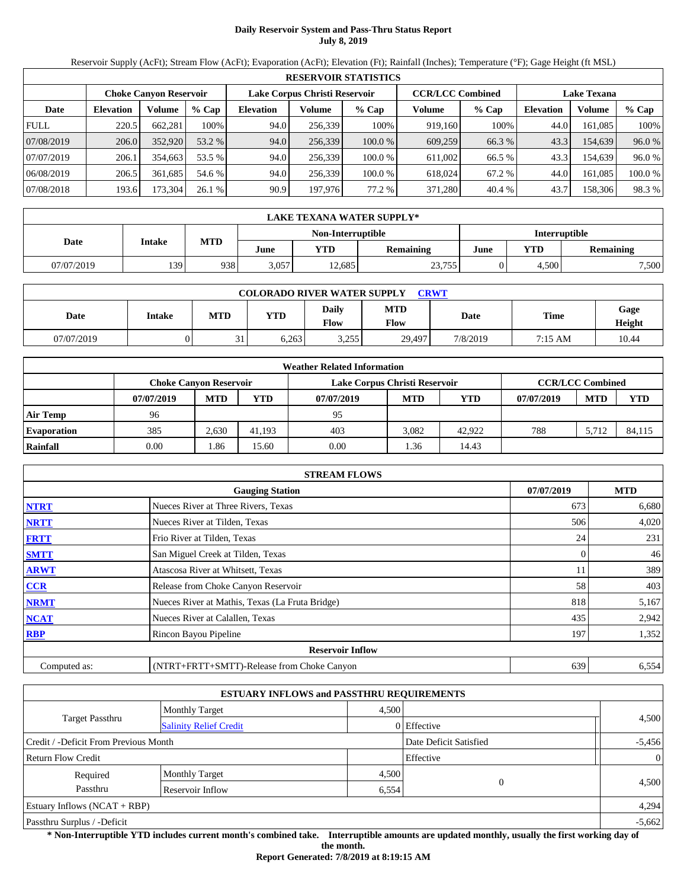# Daily Reservoir System and Pass-Thru Status Report
**July 8, 2019**

Reservoir Supply (AcFt); Stream Flow (AcFt); Evaporation (AcFt); Elevation (Ft); Rainfall (Inches); Temperature (°F); Gage Height (ft MSL)

| RESERVOIR STATISTICS | | | | | | | | | | | |
|---|---|---|---|---|---|---|---|---|---|---|---|
| | Choke Canyon Reservoir | | | Lake Corpus Christi Reservoir | | | CCR/LCC Combined | | Lake Texana | | |
| Date | Elevation | Volume | % Cap | Elevation | Volume | % Cap | Volume | % Cap | Elevation | Volume | % Cap |
| FULL | 220.5 | 662,281 | 100% | 94.0 | 256,339 | 100% | 919,160 | 100% | 44.0 | 161,085 | 100% |
| 07/08/2019 | 206.0 | 352,920 | 53.2 % | 94.0 | 256,339 | 100.0 % | 609,259 | 66.3 % | 43.3 | 154,639 | 96.0 % |
| 07/07/2019 | 206.1 | 354,663 | 53.5 % | 94.0 | 256,339 | 100.0 % | 611,002 | 66.5 % | 43.3 | 154,639 | 96.0 % |
| 06/08/2019 | 206.5 | 361,685 | 54.6 % | 94.0 | 256,339 | 100.0 % | 618,024 | 67.2 % | 44.0 | 161,085 | 100.0 % |
| 07/08/2018 | 193.6 | 173,304 | 26.1 % | 90.9 | 197,976 | 77.2 % | 371,280 | 40.4 % | 43.7 | 158,306 | 98.3 % |

| LAKE TEXANA WATER SUPPLY* | | | | | | | | |
|---|---|---|---|---|---|---|---|---|
| Date | Intake | MTD | Non-Interruptible | | | Interruptible | | |
| | | | June | YTD | Remaining | June | YTD | Remaining |
| 07/07/2019 | 139 | 938 | 3,057 | 12,685 | 23,755 | 0 | 4,500 | 7,500 |

| COLORADO RIVER WATER SUPPLY CRWT | | | | | | | | |
|---|---|---|---|---|---|---|---|---|
| Date | Intake | MTD | YTD | Daily Flow | MTD Flow | Date | Time | Gage Height |
| 07/07/2019 | 0 | 31 | 6,263 | 3,255 | 29,497 | 7/8/2019 | 7:15 AM | 10.44 |

| Weather Related Information | | | | | | | | | |
|---|---|---|---|---|---|---|---|---|---|
| | Choke Canyon Reservoir | | | Lake Corpus Christi Reservoir | | | CCR/LCC Combined | | |
| | 07/07/2019 | MTD | YTD | 07/07/2019 | MTD | YTD | 07/07/2019 | MTD | YTD |
| Air Temp | 96 | | | 95 | | | | | |
| Evaporation | 385 | 2,630 | 41,193 | 403 | 3,082 | 42,922 | 788 | 5,712 | 84,115 |
| Rainfall | 0.00 | 1.86 | 15.60 | 0.00 | 1.36 | 14.43 | | | |

| STREAM FLOWS | | | |
|---|---|---|---|
| | Gauging Station | 07/07/2019 | MTD |
| NTRT | Nueces River at Three Rivers, Texas | 673 | 6,680 |
| NRTT | Nueces River at Tilden, Texas | 506 | 4,020 |
| FRTT | Frio River at Tilden, Texas | 24 | 231 |
| SMTT | San Miguel Creek at Tilden, Texas | 0 | 46 |
| ARWT | Atascosa River at Whitsett, Texas | 11 | 389 |
| CCR | Release from Choke Canyon Reservoir | 58 | 403 |
| NRMT | Nueces River at Mathis, Texas (La Fruta Bridge) | 818 | 5,167 |
| NCAT | Nueces River at Calallen, Texas | 435 | 2,942 |
| RBP | Rincon Bayou Pipeline | 197 | 1,352 |
| Reservoir Inflow | | | |
| Computed as: | (NTRT+FRTT+SMTT)-Release from Choke Canyon | 639 | 6,554 |

| ESTUARY INFLOWS and PASSTHRU REQUIREMENTS | | | | |
|---|---|---|---|---|
| Target Passthru | Monthly Target | 4,500 | | 4,500 |
| | Salinity Relief Credit | 0 | Effective | |
| Credit / -Deficit From Previous Month | | | Date Deficit Satisfied | -5,456 |
| Return Flow Credit | | | Effective | 0 |
| Required Passthru | Monthly Target | 4,500 | 0 | 4,500 |
| | Reservoir Inflow | 6,554 | | |
| Estuary Inflows (NCAT + RBP) | | | | 4,294 |
| Passthru Surplus / -Deficit | | | | -5,662 |

**\* Non-Interruptible YTD includes current month's combined take. Interruptible amounts are updated monthly, usually the first working day of the month.**

**Report Generated: 7/8/2019 at 8:19:15 AM**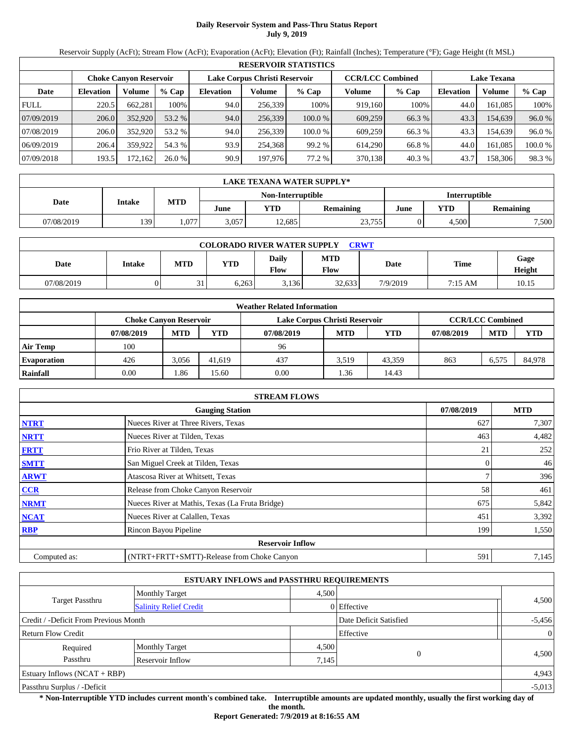# Daily Reservoir System and Pass-Thru Status Report
**July 9, 2019**

Reservoir Supply (AcFt); Stream Flow (AcFt); Evaporation (AcFt); Elevation (Ft); Rainfall (Inches); Temperature (°F); Gage Height (ft MSL)

| RESERVOIR STATISTICS | | | | | | | | | | | |
|---|---|---|---|---|---|---|---|---|---|---|---|
| | Choke Canyon Reservoir | | | Lake Corpus Christi Reservoir | | | CCR/LCC Combined | | Lake Texana | | |
| Date | Elevation | Volume | % Cap | Elevation | Volume | % Cap | Volume | % Cap | Elevation | Volume | % Cap |
| FULL | 220.5 | 662,281 | 100% | 94.0 | 256,339 | 100% | 919,160 | 100% | 44.0 | 161,085 | 100% |
| 07/09/2019 | 206.0 | 352,920 | 53.2 % | 94.0 | 256,339 | 100.0 % | 609,259 | 66.3 % | 43.3 | 154,639 | 96.0 % |
| 07/08/2019 | 206.0 | 352,920 | 53.2 % | 94.0 | 256,339 | 100.0 % | 609,259 | 66.3 % | 43.3 | 154,639 | 96.0 % |
| 06/09/2019 | 206.4 | 359,922 | 54.3 % | 93.9 | 254,368 | 99.2 % | 614,290 | 66.8 % | 44.0 | 161,085 | 100.0 % |
| 07/09/2018 | 193.5 | 172,162 | 26.0 % | 90.9 | 197,976 | 77.2 % | 370,138 | 40.3 % | 43.7 | 158,306 | 98.3 % |

| LAKE TEXANA WATER SUPPLY* | | | | | | | | |
|---|---|---|---|---|---|---|---|---|
| Date | Intake | MTD | Non-Interruptible | | | Interruptible | | |
| | | | June | YTD | Remaining | June | YTD | Remaining |
| 07/08/2019 | 139 | 1,077 | 3,057 | 12,685 | 23,755 | 0 | 4,500 | 7,500 |

| COLORADO RIVER WATER SUPPLY CRWT | | | | | | | | |
|---|---|---|---|---|---|---|---|---|
| Date | Intake | MTD | YTD | Daily Flow | MTD Flow | Date | Time | Gage Height |
| 07/08/2019 | 0 | 31 | 6,263 | 3,136 | 32,633 | 7/9/2019 | 7:15 AM | 10.15 |

| Weather Related Information | | | | | | | | | |
|---|---|---|---|---|---|---|---|---|---|
| | Choke Canyon Reservoir | | | Lake Corpus Christi Reservoir | | | CCR/LCC Combined | | |
| | 07/08/2019 | MTD | YTD | 07/08/2019 | MTD | YTD | 07/08/2019 | MTD | YTD |
| Air Temp | 100 | | | 96 | | | | | |
| Evaporation | 426 | 3,056 | 41,619 | 437 | 3,519 | 43,359 | 863 | 6,575 | 84,978 |
| Rainfall | 0.00 | 1.86 | 15.60 | 0.00 | 1.36 | 14.43 | | | |

| STREAM FLOWS | | | |
|---|---|---|---|
| | Gauging Station | 07/08/2019 | MTD |
| NTRT | Nueces River at Three Rivers, Texas | 627 | 7,307 |
| NRTT | Nueces River at Tilden, Texas | 463 | 4,482 |
| FRTT | Frio River at Tilden, Texas | 21 | 252 |
| SMTT | San Miguel Creek at Tilden, Texas | 0 | 46 |
| ARWT | Atascosa River at Whitsett, Texas | 7 | 396 |
| CCR | Release from Choke Canyon Reservoir | 58 | 461 |
| NRMT | Nueces River at Mathis, Texas (La Fruta Bridge) | 675 | 5,842 |
| NCAT | Nueces River at Calallen, Texas | 451 | 3,392 |
| RBP | Rincon Bayou Pipeline | 199 | 1,550 |
| | **Reservoir Inflow** | | |
| Computed as: | (NTRT+FRTT+SMTT)-Release from Choke Canyon | 591 | 7,145 |

| ESTUARY INFLOWS and PASSTHRU REQUIREMENTS | | | | |
|---|---|---|---|---|
| Target Passthru | Monthly Target | 4,500 | | 4,500 |
| | Salinity Relief Credit | 0 | Effective | |
| Credit / -Deficit From Previous Month | | | Date Deficit Satisfied | -5,456 |
| Return Flow Credit | | | Effective | 0 |
| Required Passthru | Monthly Target | 4,500 | 0 | 4,500 |
| | Reservoir Inflow | 7,145 | | |
| Estuary Inflows (NCAT + RBP) | | | | 4,943 |
| Passthru Surplus / -Deficit | | | | -5,013 |

**\* Non-Interruptible YTD includes current month's combined take. Interruptible amounts are updated monthly, usually the first working day of the month.**

**Report Generated: 7/9/2019 at 8:16:55 AM**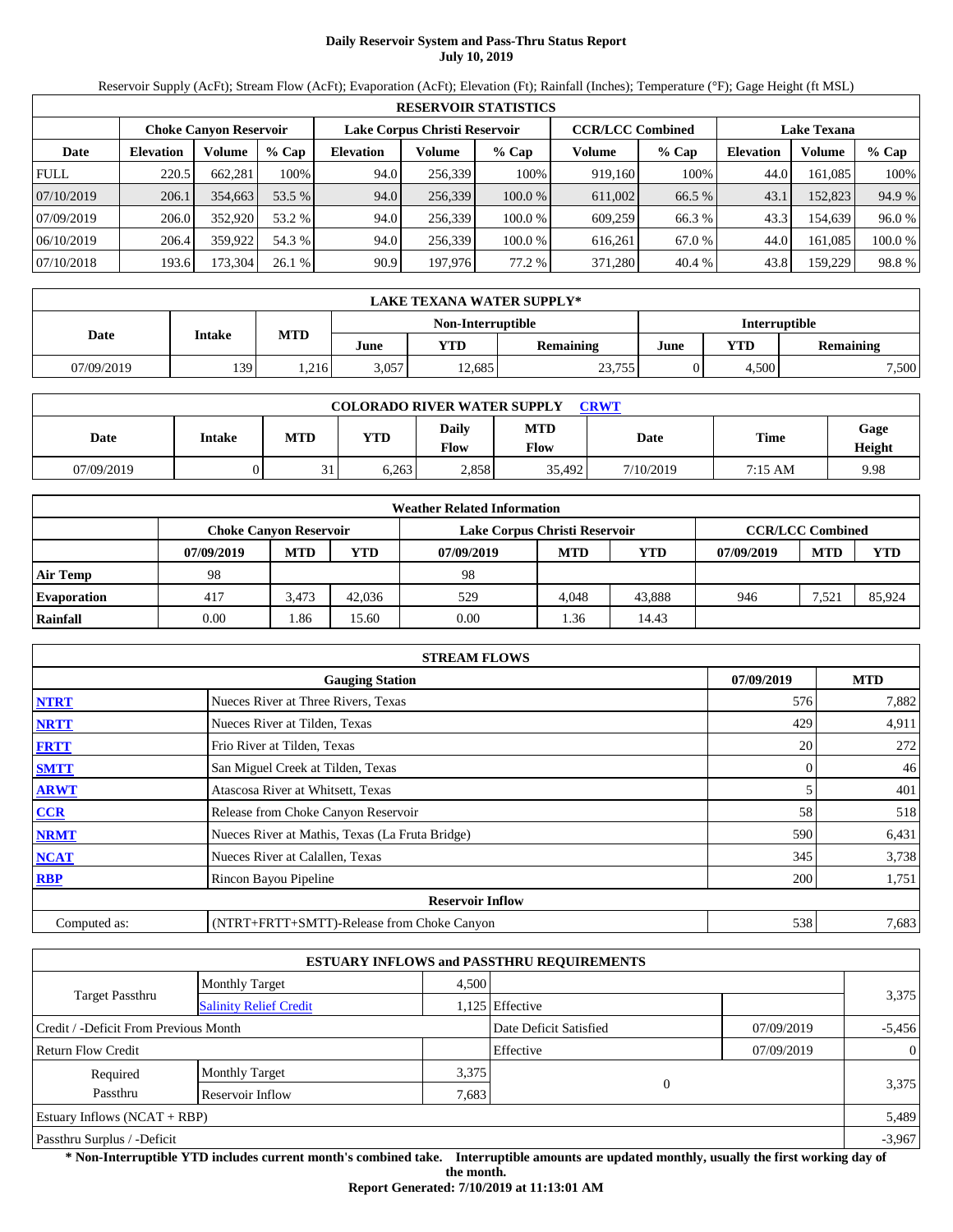# Daily Reservoir System and Pass-Thru Status Report
## July 10, 2019

Reservoir Supply (AcFt); Stream Flow (AcFt); Evaporation (AcFt); Elevation (Ft); Rainfall (Inches); Temperature (°F); Gage Height (ft MSL)

| RESERVOIR STATISTICS | | | | | | | | | | | |
|---|---|---|---|---|---|---|---|---|---|---|---|
| | Choke Canyon Reservoir | | | Lake Corpus Christi Reservoir | | | CCR/LCC Combined | | Lake Texana | | |
| Date | Elevation | Volume | % Cap | Elevation | Volume | % Cap | Volume | % Cap | Elevation | Volume | % Cap |
| FULL | 220.5 | 662,281 | 100% | 94.0 | 256,339 | 100% | 919,160 | 100% | 44.0 | 161,085 | 100% |
| 07/10/2019 | 206.1 | 354,663 | 53.5 % | 94.0 | 256,339 | 100.0 % | 611,002 | 66.5 % | 43.1 | 152,823 | 94.9 % |
| 07/09/2019 | 206.0 | 352,920 | 53.2 % | 94.0 | 256,339 | 100.0 % | 609,259 | 66.3 % | 43.3 | 154,639 | 96.0 % |
| 06/10/2019 | 206.4 | 359,922 | 54.3 % | 94.0 | 256,339 | 100.0 % | 616,261 | 67.0 % | 44.0 | 161,085 | 100.0 % |
| 07/10/2018 | 193.6 | 173,304 | 26.1 % | 90.9 | 197,976 | 77.2 % | 371,280 | 40.4 % | 43.8 | 159,229 | 98.8 % |

| LAKE TEXANA WATER SUPPLY* | | | | | | | | |
|---|---|---|---|---|---|---|---|---|
| Date | Intake | MTD | Non-Interruptible | | | Interruptible | | |
| | | | June | YTD | Remaining | June | YTD | Remaining |
| 07/09/2019 | 139 | 1,216 | 3,057 | 12,685 | 23,755 | 0 | 4,500 | 7,500 |

| COLORADO RIVER WATER SUPPLY CRWT | | | | | | | | |
|---|---|---|---|---|---|---|---|---|
| Date | Intake | MTD | YTD | Daily Flow | MTD Flow | Date | Time | Gage Height |
| 07/09/2019 | 0 | 31 | 6,263 | 2,858 | 35,492 | 7/10/2019 | 7:15 AM | 9.98 |

| Weather Related Information | | | | | | | | | |
|---|---|---|---|---|---|---|---|---|---|
| | Choke Canyon Reservoir | | | Lake Corpus Christi Reservoir | | | CCR/LCC Combined | | |
| | 07/09/2019 | MTD | YTD | 07/09/2019 | MTD | YTD | 07/09/2019 | MTD | YTD |
| Air Temp | 98 | | | 98 | | | | | |
| Evaporation | 417 | 3,473 | 42,036 | 529 | 4,048 | 43,888 | 946 | 7,521 | 85,924 |
| Rainfall | 0.00 | 1.86 | 15.60 | 0.00 | 1.36 | 14.43 | | | |

| STREAM FLOWS | | | |
|---|---|---|---|
| | Gauging Station | 07/09/2019 | MTD |
| NTRT | Nueces River at Three Rivers, Texas | 576 | 7,882 |
| NRTT | Nueces River at Tilden, Texas | 429 | 4,911 |
| FRTT | Frio River at Tilden, Texas | 20 | 272 |
| SMTT | San Miguel Creek at Tilden, Texas | 0 | 46 |
| ARWT | Atascosa River at Whitsett, Texas | 5 | 401 |
| CCR | Release from Choke Canyon Reservoir | 58 | 518 |
| NRMT | Nueces River at Mathis, Texas (La Fruta Bridge) | 590 | 6,431 |
| NCAT | Nueces River at Calallen, Texas | 345 | 3,738 |
| RBP | Rincon Bayou Pipeline | 200 | 1,751 |
| | Reservoir Inflow | | |
| Computed as: | (NTRT+FRTT+SMTT)-Release from Choke Canyon | 538 | 7,683 |

| ESTUARY INFLOWS and PASSTHRU REQUIREMENTS | | | | | |
|---|---|---|---|---|---|
| Target Passthru | Monthly Target | 4,500 | | | 3,375 |
| | Salinity Relief Credit | 1,125 | Effective | | |
| Credit / -Deficit From Previous Month | | | Date Deficit Satisfied | 07/09/2019 | -5,456 |
| Return Flow Credit | | | Effective | 07/09/2019 | 0 |
| Required Passthru | Monthly Target | 3,375 | 0 | | 3,375 |
| | Reservoir Inflow | 7,683 | | | |
| Estuary Inflows (NCAT + RBP) | | | | | 5,489 |
| Passthru Surplus / -Deficit | | | | | -3,967 |

**\* Non-Interruptible YTD includes current month's combined take. Interruptible amounts are updated monthly, usually the first working day of the month.**

**Report Generated: 7/10/2019 at 11:13:01 AM**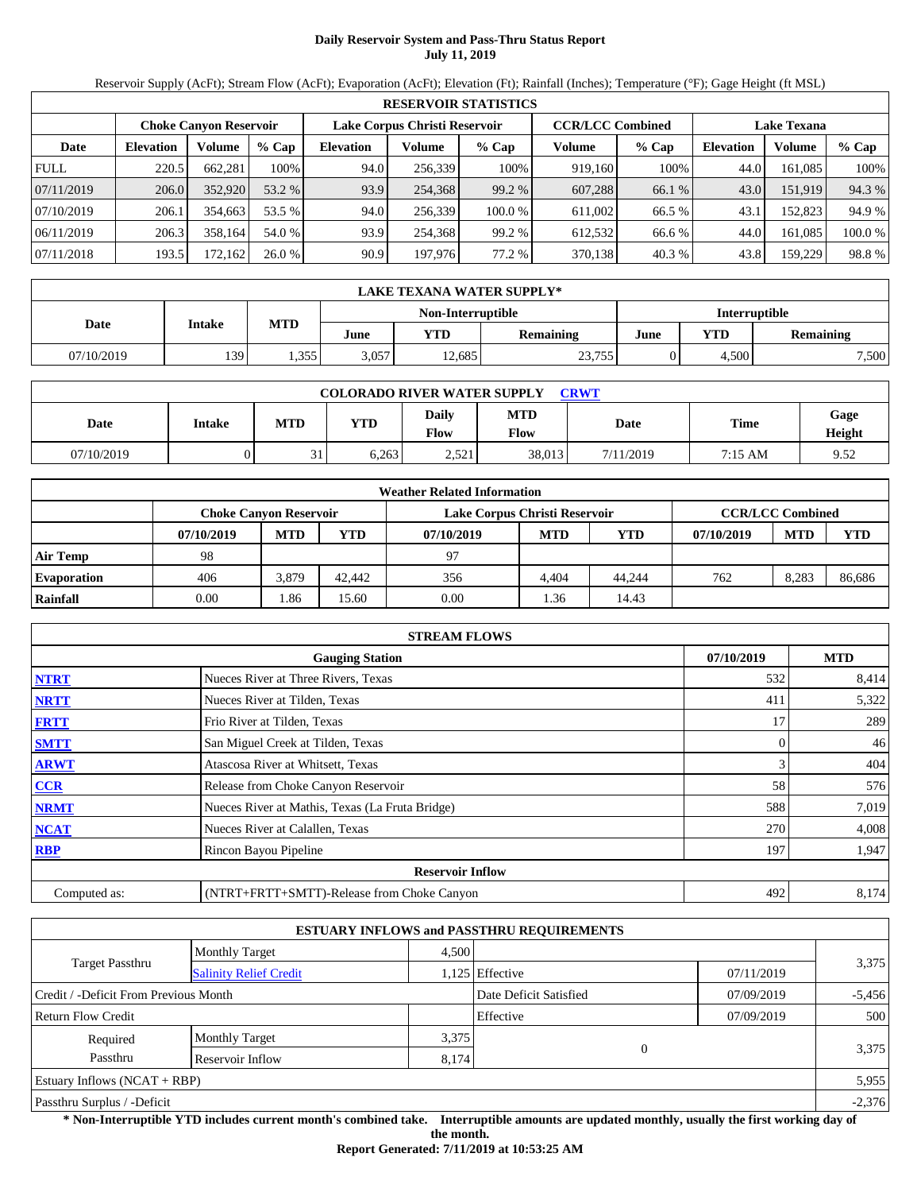# Daily Reservoir System and Pass-Thru Status Report
## July 11, 2019

Reservoir Supply (AcFt); Stream Flow (AcFt); Evaporation (AcFt); Elevation (Ft); Rainfall (Inches); Temperature (°F); Gage Height (ft MSL)

| RESERVOIR STATISTICS | | | | | | | | | | | |
|---|---|---|---|---|---|---|---|---|---|---|---|
| | Choke Canyon Reservoir | | | Lake Corpus Christi Reservoir | | | CCR/LCC Combined | | Lake Texana | | |
| Date | Elevation | Volume | % Cap | Elevation | Volume | % Cap | Volume | % Cap | Elevation | Volume | % Cap |
| FULL | 220.5 | 662,281 | 100% | 94.0 | 256,339 | 100% | 919,160 | 100% | 44.0 | 161,085 | 100% |
| 07/11/2019 | 206.0 | 352,920 | 53.2 % | 93.9 | 254,368 | 99.2 % | 607,288 | 66.1 % | 43.0 | 151,919 | 94.3 % |
| 07/10/2019 | 206.1 | 354,663 | 53.5 % | 94.0 | 256,339 | 100.0 % | 611,002 | 66.5 % | 43.1 | 152,823 | 94.9 % |
| 06/11/2019 | 206.3 | 358,164 | 54.0 % | 93.9 | 254,368 | 99.2 % | 612,532 | 66.6 % | 44.0 | 161,085 | 100.0 % |
| 07/11/2018 | 193.5 | 172,162 | 26.0 % | 90.9 | 197,976 | 77.2 % | 370,138 | 40.3 % | 43.8 | 159,229 | 98.8 % |

| LAKE TEXANA WATER SUPPLY* | | | | | | | | |
|---|---|---|---|---|---|---|---|---|
| Date | Intake | MTD | Non-Interruptible | | | Interruptible | | |
| | | | June | YTD | Remaining | June | YTD | Remaining |
| 07/10/2019 | 139 | 1,355 | 3,057 | 12,685 | 23,755 | 0 | 4,500 | 7,500 |

| COLORADO RIVER WATER SUPPLY CRWT | | | | | | | | |
|---|---|---|---|---|---|---|---|---|
| Date | Intake | MTD | YTD | Daily Flow | MTD Flow | Date | Time | Gage Height |
| 07/10/2019 | 0 | 31 | 6,263 | 2,521 | 38,013 | 7/11/2019 | 7:15 AM | 9.52 |

| Weather Related Information | | | | | | | | | |
|---|---|---|---|---|---|---|---|---|---|
| | Choke Canyon Reservoir | | | Lake Corpus Christi Reservoir | | | CCR/LCC Combined | | |
| | 07/10/2019 | MTD | YTD | 07/10/2019 | MTD | YTD | 07/10/2019 | MTD | YTD |
| Air Temp | 98 | | | 97 | | | | | |
| Evaporation | 406 | 3,879 | 42,442 | 356 | 4,404 | 44,244 | 762 | 8,283 | 86,686 |
| Rainfall | 0.00 | 1.86 | 15.60 | 0.00 | 1.36 | 14.43 | | | |

| STREAM FLOWS | | | |
|---|---|---|---|
| | Gauging Station | 07/10/2019 | MTD |
| NTRT | Nueces River at Three Rivers, Texas | 532 | 8,414 |
| NRTT | Nueces River at Tilden, Texas | 411 | 5,322 |
| FRTT | Frio River at Tilden, Texas | 17 | 289 |
| SMTT | San Miguel Creek at Tilden, Texas | 0 | 46 |
| ARWT | Atascosa River at Whitsett, Texas | 3 | 404 |
| CCR | Release from Choke Canyon Reservoir | 58 | 576 |
| NRMT | Nueces River at Mathis, Texas (La Fruta Bridge) | 588 | 7,019 |
| NCAT | Nueces River at Calallen, Texas | 270 | 4,008 |
| RBP | Rincon Bayou Pipeline | 197 | 1,947 |
| Reservoir Inflow | | | |
| Computed as: | (NTRT+FRTT+SMTT)-Release from Choke Canyon | 492 | 8,174 |

| ESTUARY INFLOWS and PASSTHRU REQUIREMENTS | | | | | |
|---|---|---|---|---|---|
| Target Passthru | Monthly Target | 4,500 | | | 3,375 |
| | Salinity Relief Credit | 1,125 | Effective | 07/11/2019 | |
| Credit / -Deficit From Previous Month | | | Date Deficit Satisfied | 07/09/2019 | -5,456 |
| Return Flow Credit | | | Effective | 07/09/2019 | 500 |
| Required Passthru | Monthly Target | 3,375 | 0 | | 3,375 |
| | Reservoir Inflow | 8,174 | | | |
| Estuary Inflows (NCAT + RBP) | | | | | 5,955 |
| Passthru Surplus / -Deficit | | | | | -2,376 |

**\* Non-Interruptible YTD includes current month's combined take. Interruptible amounts are updated monthly, usually the first working day of the month.**

**Report Generated: 7/11/2019 at 10:53:25 AM**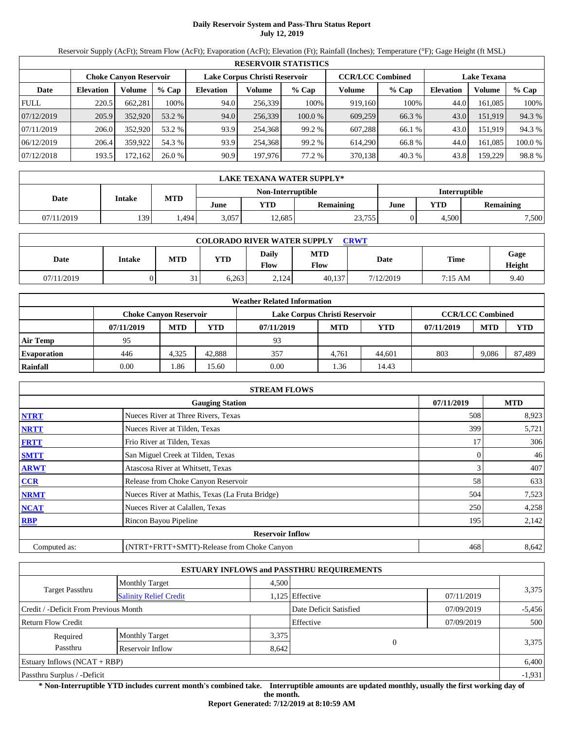# Daily Reservoir System and Pass-Thru Status Report
## July 12, 2019

Reservoir Supply (AcFt); Stream Flow (AcFt); Evaporation (AcFt); Elevation (Ft); Rainfall (Inches); Temperature (°F); Gage Height (ft MSL)

**RESERVOIR STATISTICS**

| | Choke Canyon Reservoir | | | Lake Corpus Christi Reservoir | | | CCR/LCC Combined | | Lake Texana | | |
|---|---|---|---|---|---|---|---|---|---|---|---|
| Date | Elevation | Volume | % Cap | Elevation | Volume | % Cap | Volume | % Cap | Elevation | Volume | % Cap |
| FULL | 220.5 | 662,281 | 100% | 94.0 | 256,339 | 100% | 919,160 | 100% | 44.0 | 161,085 | 100% |
| 07/12/2019 | 205.9 | 352,920 | 53.2 % | 94.0 | 256,339 | 100.0 % | 609,259 | 66.3 % | 43.0 | 151,919 | 94.3 % |
| 07/11/2019 | 206.0 | 352,920 | 53.2 % | 93.9 | 254,368 | 99.2 % | 607,288 | 66.1 % | 43.0 | 151,919 | 94.3 % |
| 06/12/2019 | 206.4 | 359,922 | 54.3 % | 93.9 | 254,368 | 99.2 % | 614,290 | 66.8 % | 44.0 | 161,085 | 100.0 % |
| 07/12/2018 | 193.5 | 172,162 | 26.0 % | 90.9 | 197,976 | 77.2 % | 370,138 | 40.3 % | 43.8 | 159,229 | 98.8 % |

**LAKE TEXANA WATER SUPPLY***

| Date | Intake | MTD | Non-Interruptible | | | Interruptible | | |
|---|---|---|---|---|---|---|---|---|
| | | | June | YTD | Remaining | June | YTD | Remaining |
| 07/11/2019 | 139 | 1,494 | 3,057 | 12,685 | 23,755 | 0 | 4,500 | 7,500 |

**COLORADO RIVER WATER SUPPLY CRWT**

| Date | Intake | MTD | YTD | Daily Flow | MTD Flow | Date | Time | Gage Height |
|---|---|---|---|---|---|---|---|---|
| 07/11/2019 | 0 | 31 | 6,263 | 2,124 | 40,137 | 7/12/2019 | 7:15 AM | 9.40 |

**Weather Related Information**

| | Choke Canyon Reservoir | | | Lake Corpus Christi Reservoir | | | CCR/LCC Combined | | |
|---|---|---|---|---|---|---|---|---|---|
| | 07/11/2019 | MTD | YTD | 07/11/2019 | MTD | YTD | 07/11/2019 | MTD | YTD |
| Air Temp | 95 | | | 93 | | | | | |
| Evaporation | 446 | 4,325 | 42,888 | 357 | 4,761 | 44,601 | 803 | 9,086 | 87,489 |
| Rainfall | 0.00 | 1.86 | 15.60 | 0.00 | 1.36 | 14.43 | | | |

**STREAM FLOWS**

| | Gauging Station | 07/11/2019 | MTD |
|---|---|---|---|
| NTRT | Nueces River at Three Rivers, Texas | 508 | 8,923 |
| NRTT | Nueces River at Tilden, Texas | 399 | 5,721 |
| FRTT | Frio River at Tilden, Texas | 17 | 306 |
| SMTT | San Miguel Creek at Tilden, Texas | 0 | 46 |
| ARWT | Atascosa River at Whitsett, Texas | 3 | 407 |
| CCR | Release from Choke Canyon Reservoir | 58 | 633 |
| NRMT | Nueces River at Mathis, Texas (La Fruta Bridge) | 504 | 7,523 |
| NCAT | Nueces River at Calallen, Texas | 250 | 4,258 |
| RBP | Rincon Bayou Pipeline | 195 | 2,142 |
| | **Reservoir Inflow** | | |
| Computed as: | (NTRT+FRTT+SMTT)-Release from Choke Canyon | 468 | 8,642 |

**ESTUARY INFLOWS and PASSTHRU REQUIREMENTS**

| | | | | | |
|---|---|---|---|---|---|
| Target Passthru | Monthly Target | 4,500 | | | 3,375 |
| | Salinity Relief Credit | 1,125 | Effective | 07/11/2019 | |
| Credit / -Deficit From Previous Month | | | Date Deficit Satisfied | 07/09/2019 | -5,456 |
| Return Flow Credit | | | Effective | 07/09/2019 | 500 |
| Required Passthru | Monthly Target | 3,375 | 0 | | 3,375 |
| | Reservoir Inflow | 8,642 | | | |
| Estuary Inflows (NCAT + RBP) | | | | | 6,400 |
| Passthru Surplus / -Deficit | | | | | -1,931 |

**\* Non-Interruptible YTD includes current month's combined take. Interruptible amounts are updated monthly, usually the first working day of the month.**

**Report Generated: 7/12/2019 at 8:10:59 AM**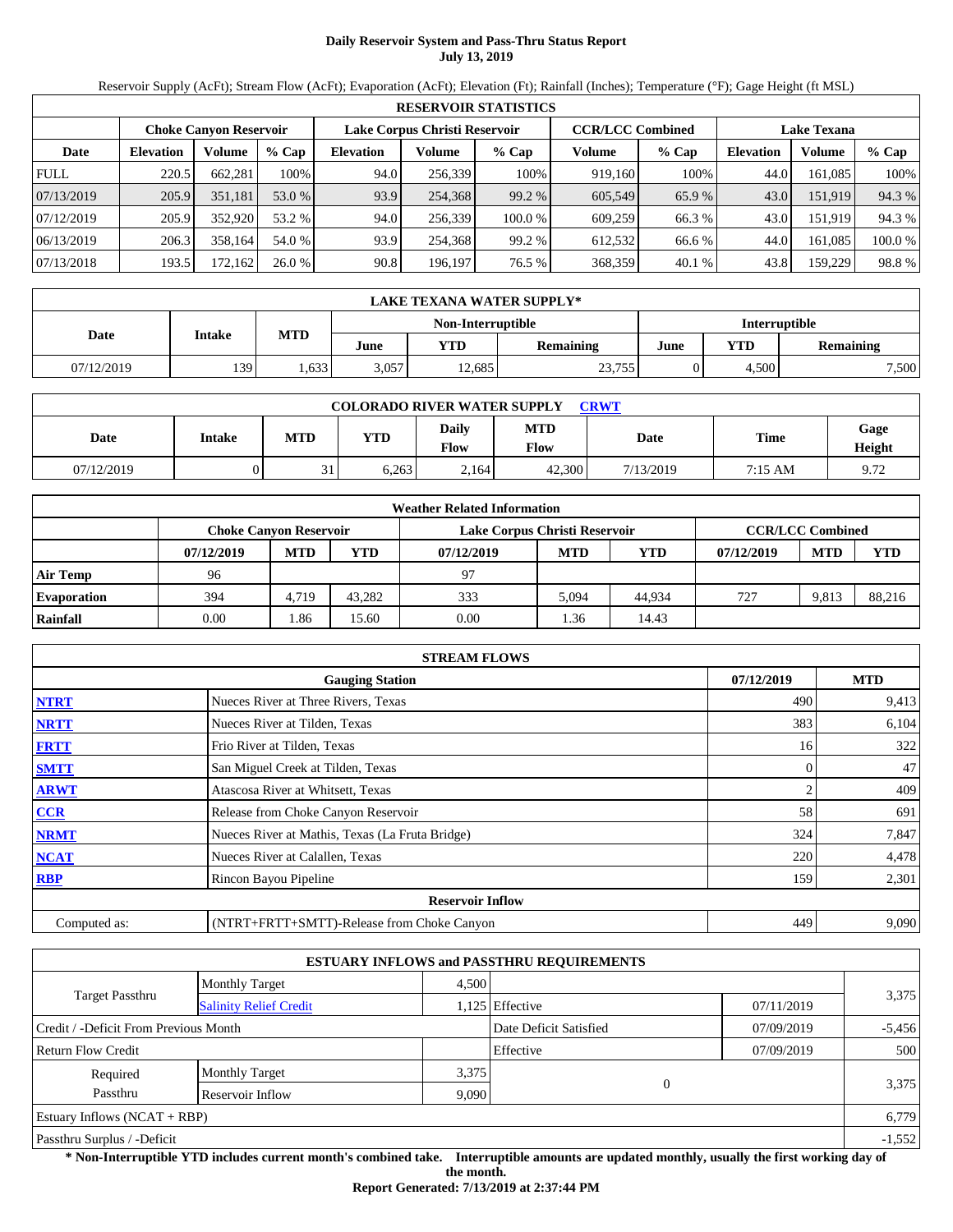# Daily Reservoir System and Pass-Thru Status Report
## July 13, 2019

Reservoir Supply (AcFt); Stream Flow (AcFt); Evaporation (AcFt); Elevation (Ft); Rainfall (Inches); Temperature (°F); Gage Height (ft MSL)

| RESERVOIR STATISTICS | | | | | | | | | | | |
|---|---|---|---|---|---|---|---|---|---|---|---|
| | Choke Canyon Reservoir | | | Lake Corpus Christi Reservoir | | | CCR/LCC Combined | | Lake Texana | | |
| Date | Elevation | Volume | % Cap | Elevation | Volume | % Cap | Volume | % Cap | Elevation | Volume | % Cap |
| FULL | 220.5 | 662,281 | 100% | 94.0 | 256,339 | 100% | 919,160 | 100% | 44.0 | 161,085 | 100% |
| 07/13/2019 | 205.9 | 351,181 | 53.0 % | 93.9 | 254,368 | 99.2 % | 605,549 | 65.9 % | 43.0 | 151,919 | 94.3 % |
| 07/12/2019 | 205.9 | 352,920 | 53.2 % | 94.0 | 256,339 | 100.0 % | 609,259 | 66.3 % | 43.0 | 151,919 | 94.3 % |
| 06/13/2019 | 206.3 | 358,164 | 54.0 % | 93.9 | 254,368 | 99.2 % | 612,532 | 66.6 % | 44.0 | 161,085 | 100.0 % |
| 07/13/2018 | 193.5 | 172,162 | 26.0 % | 90.8 | 196,197 | 76.5 % | 368,359 | 40.1 % | 43.8 | 159,229 | 98.8 % |

| LAKE TEXANA WATER SUPPLY* | | | | | | | | |
|---|---|---|---|---|---|---|---|---|
| Date | Intake | MTD | Non-Interruptible | | | Interruptible | | |
| | | | June | YTD | Remaining | June | YTD | Remaining |
| 07/12/2019 | 139 | 1,633 | 3,057 | 12,685 | 23,755 | 0 | 4,500 | 7,500 |

| COLORADO RIVER WATER SUPPLY CRWT | | | | | | | | |
|---|---|---|---|---|---|---|---|---|
| Date | Intake | MTD | YTD | Daily Flow | MTD Flow | Date | Time | Gage Height |
| 07/12/2019 | 0 | 31 | 6,263 | 2,164 | 42,300 | 7/13/2019 | 7:15 AM | 9.72 |

| Weather Related Information | | | | | | | | | |
|---|---|---|---|---|---|---|---|---|---|
| | Choke Canyon Reservoir | | | Lake Corpus Christi Reservoir | | | CCR/LCC Combined | | |
| | 07/12/2019 | MTD | YTD | 07/12/2019 | MTD | YTD | 07/12/2019 | MTD | YTD |
| Air Temp | 96 | | | 97 | | | | | |
| Evaporation | 394 | 4,719 | 43,282 | 333 | 5,094 | 44,934 | 727 | 9,813 | 88,216 |
| Rainfall | 0.00 | 1.86 | 15.60 | 0.00 | 1.36 | 14.43 | | | |

| STREAM FLOWS | | | |
|---|---|---|---|
| | Gauging Station | 07/12/2019 | MTD |
| NTRT | Nueces River at Three Rivers, Texas | 490 | 9,413 |
| NRTT | Nueces River at Tilden, Texas | 383 | 6,104 |
| FRTT | Frio River at Tilden, Texas | 16 | 322 |
| SMTT | San Miguel Creek at Tilden, Texas | 0 | 47 |
| ARWT | Atascosa River at Whitsett, Texas | 2 | 409 |
| CCR | Release from Choke Canyon Reservoir | 58 | 691 |
| NRMT | Nueces River at Mathis, Texas (La Fruta Bridge) | 324 | 7,847 |
| NCAT | Nueces River at Calallen, Texas | 220 | 4,478 |
| RBP | Rincon Bayou Pipeline | 159 | 2,301 |
| | Reservoir Inflow | | |
| Computed as: | (NTRT+FRTT+SMTT)-Release from Choke Canyon | 449 | 9,090 |

| ESTUARY INFLOWS and PASSTHRU REQUIREMENTS | | | | | |
|---|---|---|---|---|---|
| Target Passthru | Monthly Target | 4,500 | | | 3,375 |
| | Salinity Relief Credit | 1,125 | Effective | 07/11/2019 | |
| Credit / -Deficit From Previous Month | | | Date Deficit Satisfied | 07/09/2019 | -5,456 |
| Return Flow Credit | | | Effective | 07/09/2019 | 500 |
| Required Passthru | Monthly Target | 3,375 | 0 | | 3,375 |
| | Reservoir Inflow | 9,090 | | | |
| Estuary Inflows (NCAT + RBP) | | | | | 6,779 |
| Passthru Surplus / -Deficit | | | | | -1,552 |

**\* Non-Interruptible YTD includes current month's combined take. Interruptible amounts are updated monthly, usually the first working day of the month.**

**Report Generated: 7/13/2019 at 2:37:44 PM**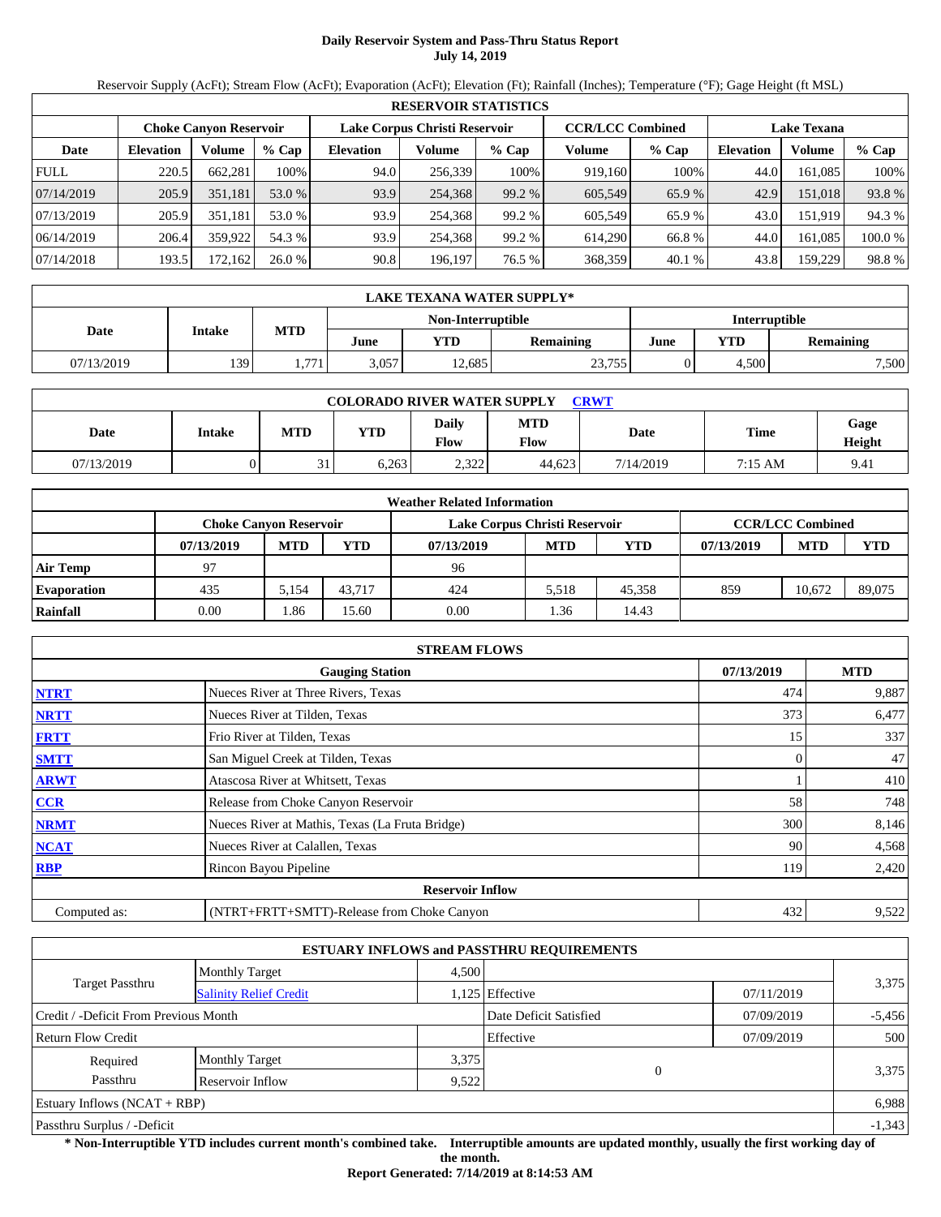# Daily Reservoir System and Pass-Thru Status Report
## July 14, 2019

Reservoir Supply (AcFt); Stream Flow (AcFt); Evaporation (AcFt); Elevation (Ft); Rainfall (Inches); Temperature (°F); Gage Height (ft MSL)

| RESERVOIR STATISTICS | | | | | | | | | | | |
|---|---|---|---|---|---|---|---|---|---|---|---|
| | Choke Canyon Reservoir | | | Lake Corpus Christi Reservoir | | | CCR/LCC Combined | | Lake Texana | | |
| Date | Elevation | Volume | % Cap | Elevation | Volume | % Cap | Volume | % Cap | Elevation | Volume | % Cap |
| FULL | 220.5 | 662,281 | 100% | 94.0 | 256,339 | 100% | 919,160 | 100% | 44.0 | 161,085 | 100% |
| 07/14/2019 | 205.9 | 351,181 | 53.0 % | 93.9 | 254,368 | 99.2 % | 605,549 | 65.9 % | 42.9 | 151,018 | 93.8 % |
| 07/13/2019 | 205.9 | 351,181 | 53.0 % | 93.9 | 254,368 | 99.2 % | 605,549 | 65.9 % | 43.0 | 151,919 | 94.3 % |
| 06/14/2019 | 206.4 | 359,922 | 54.3 % | 93.9 | 254,368 | 99.2 % | 614,290 | 66.8 % | 44.0 | 161,085 | 100.0 % |
| 07/14/2018 | 193.5 | 172,162 | 26.0 % | 90.8 | 196,197 | 76.5 % | 368,359 | 40.1 % | 43.8 | 159,229 | 98.8 % |

| LAKE TEXANA WATER SUPPLY* | | | | | | | | |
|---|---|---|---|---|---|---|---|---|
| Date | Intake | MTD | Non-Interruptible | | | Interruptible | | |
| | | | June | YTD | Remaining | June | YTD | Remaining |
| 07/13/2019 | 139 | 1,771 | 3,057 | 12,685 | 23,755 | 0 | 4,500 | 7,500 |

| COLORADO RIVER WATER SUPPLY CRWT | | | | | | | | |
|---|---|---|---|---|---|---|---|---|
| Date | Intake | MTD | YTD | Daily Flow | MTD Flow | Date | Time | Gage Height |
| 07/13/2019 | 0 | 31 | 6,263 | 2,322 | 44,623 | 7/14/2019 | 7:15 AM | 9.41 |

| Weather Related Information | | | | | | | | | |
|---|---|---|---|---|---|---|---|---|---|
| | Choke Canyon Reservoir | | | Lake Corpus Christi Reservoir | | | CCR/LCC Combined | | |
| | 07/13/2019 | MTD | YTD | 07/13/2019 | MTD | YTD | 07/13/2019 | MTD | YTD |
| Air Temp | 97 | | | 96 | | | | | |
| Evaporation | 435 | 5,154 | 43,717 | 424 | 5,518 | 45,358 | 859 | 10,672 | 89,075 |
| Rainfall | 0.00 | 1.86 | 15.60 | 0.00 | 1.36 | 14.43 | | | |

| STREAM FLOWS | | | |
|---|---|---|---|
| | Gauging Station | 07/13/2019 | MTD |
| NTRT | Nueces River at Three Rivers, Texas | 474 | 9,887 |
| NRTT | Nueces River at Tilden, Texas | 373 | 6,477 |
| FRTT | Frio River at Tilden, Texas | 15 | 337 |
| SMTT | San Miguel Creek at Tilden, Texas | 0 | 47 |
| ARWT | Atascosa River at Whitsett, Texas | 1 | 410 |
| CCR | Release from Choke Canyon Reservoir | 58 | 748 |
| NRMT | Nueces River at Mathis, Texas (La Fruta Bridge) | 300 | 8,146 |
| NCAT | Nueces River at Calallen, Texas | 90 | 4,568 |
| RBP | Rincon Bayou Pipeline | 119 | 2,420 |
| | Reservoir Inflow | | |
| Computed as: | (NTRT+FRTT+SMTT)-Release from Choke Canyon | 432 | 9,522 |

| ESTUARY INFLOWS and PASSTHRU REQUIREMENTS | | | | | |
|---|---|---|---|---|---|
| Target Passthru | Monthly Target | 4,500 | | | 3,375 |
| | Salinity Relief Credit | 1,125 | Effective | 07/11/2019 | |
| Credit / -Deficit From Previous Month | | | Date Deficit Satisfied | 07/09/2019 | -5,456 |
| Return Flow Credit | | | Effective | 07/09/2019 | 500 |
| Required Passthru | Monthly Target | 3,375 | 0 | | 3,375 |
| | Reservoir Inflow | 9,522 | | | |
| Estuary Inflows (NCAT + RBP) | | | | | 6,988 |
| Passthru Surplus / -Deficit | | | | | -1,343 |

**\* Non-Interruptible YTD includes current month's combined take. Interruptible amounts are updated monthly, usually the first working day of the month.**

**Report Generated: 7/14/2019 at 8:14:53 AM**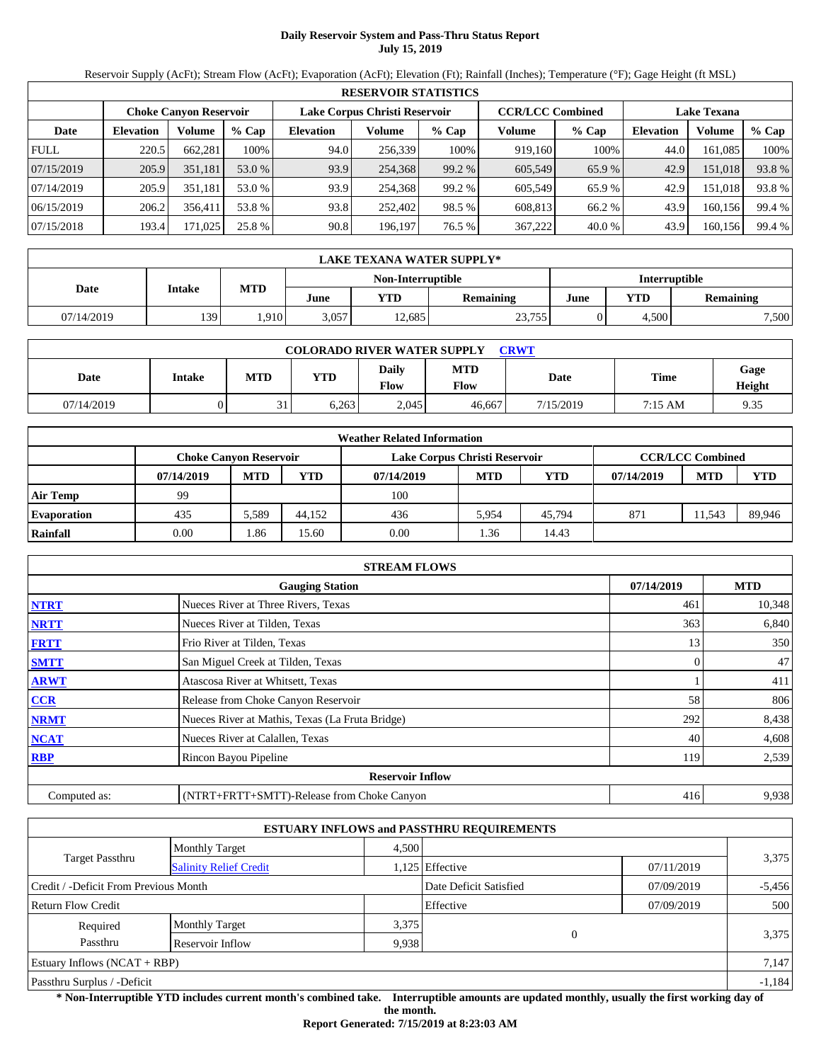# Daily Reservoir System and Pass-Thru Status Report
## July 15, 2019

Reservoir Supply (AcFt); Stream Flow (AcFt); Evaporation (AcFt); Elevation (Ft); Rainfall (Inches); Temperature (°F); Gage Height (ft MSL)

| RESERVOIR STATISTICS | | | | | | | | | | | |
|---|---|---|---|---|---|---|---|---|---|---|---|
| | Choke Canyon Reservoir | | | Lake Corpus Christi Reservoir | | | CCR/LCC Combined | | Lake Texana | | |
| Date | Elevation | Volume | % Cap | Elevation | Volume | % Cap | Volume | % Cap | Elevation | Volume | % Cap |
| FULL | 220.5 | 662,281 | 100% | 94.0 | 256,339 | 100% | 919,160 | 100% | 44.0 | 161,085 | 100% |
| 07/15/2019 | 205.9 | 351,181 | 53.0 % | 93.9 | 254,368 | 99.2 % | 605,549 | 65.9 % | 42.9 | 151,018 | 93.8 % |
| 07/14/2019 | 205.9 | 351,181 | 53.0 % | 93.9 | 254,368 | 99.2 % | 605,549 | 65.9 % | 42.9 | 151,018 | 93.8 % |
| 06/15/2019 | 206.2 | 356,411 | 53.8 % | 93.8 | 252,402 | 98.5 % | 608,813 | 66.2 % | 43.9 | 160,156 | 99.4 % |
| 07/15/2018 | 193.4 | 171,025 | 25.8 % | 90.8 | 196,197 | 76.5 % | 367,222 | 40.0 % | 43.9 | 160,156 | 99.4 % |

| LAKE TEXANA WATER SUPPLY* | | | | | | | | |
|---|---|---|---|---|---|---|---|---|
| Date | Intake | MTD | Non-Interruptible | | | Interruptible | | |
| | | | June | YTD | Remaining | June | YTD | Remaining |
| 07/14/2019 | 139 | 1,910 | 3,057 | 12,685 | 23,755 | 0 | 4,500 | 7,500 |

| COLORADO RIVER WATER SUPPLY CRWT | | | | | | | | |
|---|---|---|---|---|---|---|---|---|
| Date | Intake | MTD | YTD | Daily Flow | MTD Flow | Date | Time | Gage Height |
| 07/14/2019 | 0 | 31 | 6,263 | 2,045 | 46,667 | 7/15/2019 | 7:15 AM | 9.35 |

| Weather Related Information | | | | | | | | | |
|---|---|---|---|---|---|---|---|---|---|
| | Choke Canyon Reservoir | | | Lake Corpus Christi Reservoir | | | CCR/LCC Combined | | |
| | 07/14/2019 | MTD | YTD | 07/14/2019 | MTD | YTD | 07/14/2019 | MTD | YTD |
| Air Temp | 99 | | | 100 | | | | | |
| Evaporation | 435 | 5,589 | 44,152 | 436 | 5,954 | 45,794 | 871 | 11,543 | 89,946 |
| Rainfall | 0.00 | 1.86 | 15.60 | 0.00 | 1.36 | 14.43 | | | |

| STREAM FLOWS | | | |
|---|---|---|---|
| | Gauging Station | 07/14/2019 | MTD |
| NTRT | Nueces River at Three Rivers, Texas | 461 | 10,348 |
| NRTT | Nueces River at Tilden, Texas | 363 | 6,840 |
| FRTT | Frio River at Tilden, Texas | 13 | 350 |
| SMTT | San Miguel Creek at Tilden, Texas | 0 | 47 |
| ARWT | Atascosa River at Whitsett, Texas | 1 | 411 |
| CCR | Release from Choke Canyon Reservoir | 58 | 806 |
| NRMT | Nueces River at Mathis, Texas (La Fruta Bridge) | 292 | 8,438 |
| NCAT | Nueces River at Calallen, Texas | 40 | 4,608 |
| RBP | Rincon Bayou Pipeline | 119 | 2,539 |
| Reservoir Inflow | | | |
| Computed as: | (NTRT+FRTT+SMTT)-Release from Choke Canyon | 416 | 9,938 |

| ESTUARY INFLOWS and PASSTHRU REQUIREMENTS | | | | | |
|---|---|---|---|---|---|
| Target Passthru | Monthly Target | 4,500 | | | 3,375 |
| | Salinity Relief Credit | 1,125 | Effective | 07/11/2019 | |
| Credit / -Deficit From Previous Month | | | Date Deficit Satisfied | 07/09/2019 | -5,456 |
| Return Flow Credit | | | Effective | 07/09/2019 | 500 |
| Required Passthru | Monthly Target | 3,375 | 0 | | 3,375 |
| | Reservoir Inflow | 9,938 | | | |
| Estuary Inflows (NCAT + RBP) | | | | | 7,147 |
| Passthru Surplus / -Deficit | | | | | -1,184 |

**\* Non-Interruptible YTD includes current month's combined take. Interruptible amounts are updated monthly, usually the first working day of the month.**

**Report Generated: 7/15/2019 at 8:23:03 AM**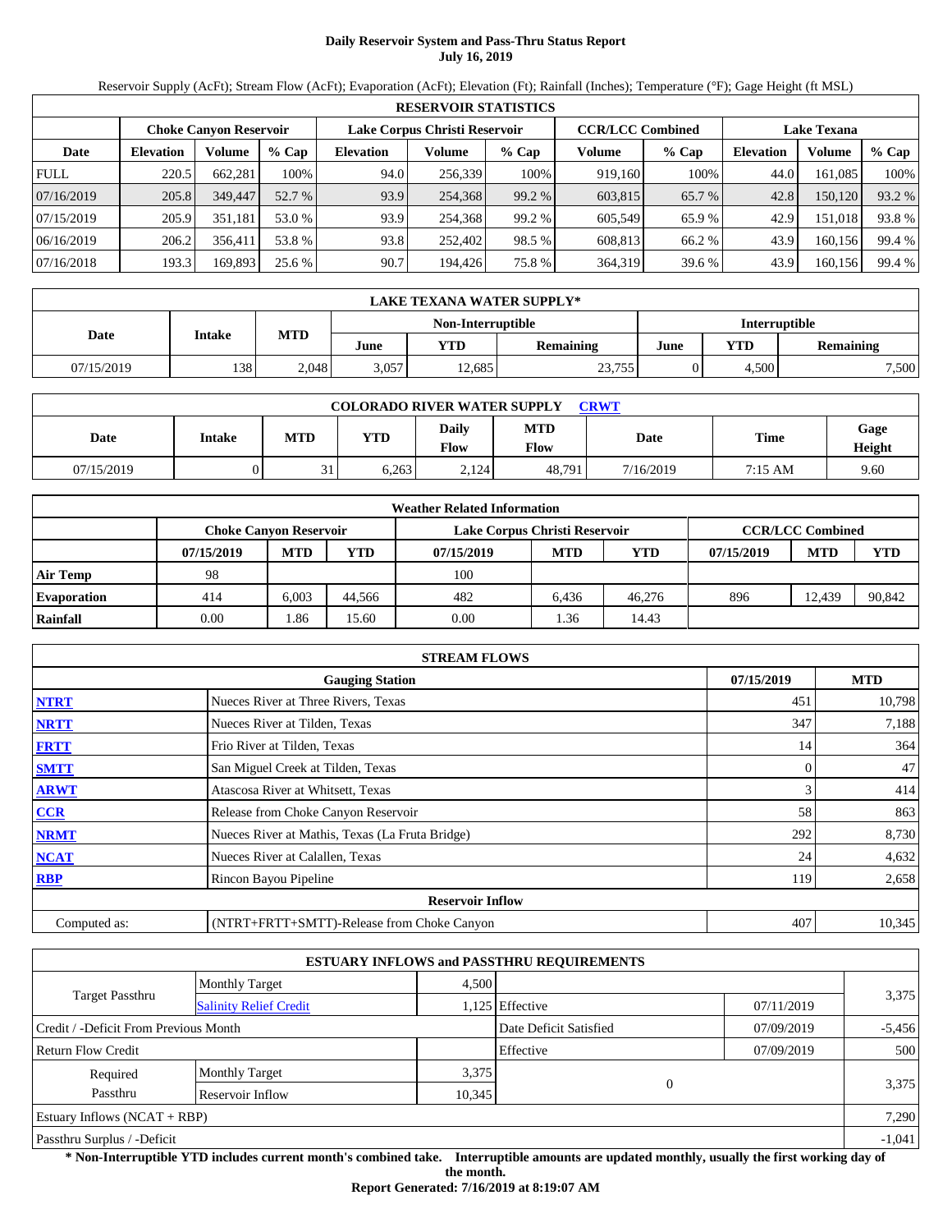# Daily Reservoir System and Pass-Thru Status Report
## July 16, 2019

Reservoir Supply (AcFt); Stream Flow (AcFt); Evaporation (AcFt); Elevation (Ft); Rainfall (Inches); Temperature (°F); Gage Height (ft MSL)

| RESERVOIR STATISTICS | | | | | | | | | | | |
|---|---|---|---|---|---|---|---|---|---|---|---|
| | Choke Canyon Reservoir | | | Lake Corpus Christi Reservoir | | | CCR/LCC Combined | | Lake Texana | | |
| Date | Elevation | Volume | % Cap | Elevation | Volume | % Cap | Volume | % Cap | Elevation | Volume | % Cap |
| FULL | 220.5 | 662,281 | 100% | 94.0 | 256,339 | 100% | 919,160 | 100% | 44.0 | 161,085 | 100% |
| 07/16/2019 | 205.8 | 349,447 | 52.7 % | 93.9 | 254,368 | 99.2 % | 603,815 | 65.7 % | 42.8 | 150,120 | 93.2 % |
| 07/15/2019 | 205.9 | 351,181 | 53.0 % | 93.9 | 254,368 | 99.2 % | 605,549 | 65.9 % | 42.9 | 151,018 | 93.8 % |
| 06/16/2019 | 206.2 | 356,411 | 53.8 % | 93.8 | 252,402 | 98.5 % | 608,813 | 66.2 % | 43.9 | 160,156 | 99.4 % |
| 07/16/2018 | 193.3 | 169,893 | 25.6 % | 90.7 | 194,426 | 75.8 % | 364,319 | 39.6 % | 43.9 | 160,156 | 99.4 % |

| LAKE TEXANA WATER SUPPLY* | | | | | | | | |
|---|---|---|---|---|---|---|---|---|
| Date | Intake | MTD | Non-Interruptible | | | Interruptible | | |
| | | | June | YTD | Remaining | June | YTD | Remaining |
| 07/15/2019 | 138 | 2,048 | 3,057 | 12,685 | 23,755 | 0 | 4,500 | 7,500 |

| COLORADO RIVER WATER SUPPLY CRWT | | | | | | | | |
|---|---|---|---|---|---|---|---|---|
| Date | Intake | MTD | YTD | Daily Flow | MTD Flow | Date | Time | Gage Height |
| 07/15/2019 | 0 | 31 | 6,263 | 2,124 | 48,791 | 7/16/2019 | 7:15 AM | 9.60 |

| Weather Related Information | | | | | | | | | |
|---|---|---|---|---|---|---|---|---|---|
| | Choke Canyon Reservoir | | | Lake Corpus Christi Reservoir | | | CCR/LCC Combined | | |
| | 07/15/2019 | MTD | YTD | 07/15/2019 | MTD | YTD | 07/15/2019 | MTD | YTD |
| Air Temp | 98 | | | 100 | | | | | |
| Evaporation | 414 | 6,003 | 44,566 | 482 | 6,436 | 46,276 | 896 | 12,439 | 90,842 |
| Rainfall | 0.00 | 1.86 | 15.60 | 0.00 | 1.36 | 14.43 | | | |

| STREAM FLOWS | | | |
|---|---|---|---|
| | Gauging Station | 07/15/2019 | MTD |
| NTRT | Nueces River at Three Rivers, Texas | 451 | 10,798 |
| NRTT | Nueces River at Tilden, Texas | 347 | 7,188 |
| FRTT | Frio River at Tilden, Texas | 14 | 364 |
| SMTT | San Miguel Creek at Tilden, Texas | 0 | 47 |
| ARWT | Atascosa River at Whitsett, Texas | 3 | 414 |
| CCR | Release from Choke Canyon Reservoir | 58 | 863 |
| NRMT | Nueces River at Mathis, Texas (La Fruta Bridge) | 292 | 8,730 |
| NCAT | Nueces River at Calallen, Texas | 24 | 4,632 |
| RBP | Rincon Bayou Pipeline | 119 | 2,658 |
| | Reservoir Inflow | | |
| Computed as: | (NTRT+FRTT+SMTT)-Release from Choke Canyon | 407 | 10,345 |

| ESTUARY INFLOWS and PASSTHRU REQUIREMENTS | | | | | |
|---|---|---|---|---|---|
| Target Passthru | Monthly Target | 4,500 | | | 3,375 |
| | Salinity Relief Credit | 1,125 | Effective | 07/11/2019 | |
| Credit / -Deficit From Previous Month | | | Date Deficit Satisfied | 07/09/2019 | -5,456 |
| Return Flow Credit | | | Effective | 07/09/2019 | 500 |
| Required Passthru | Monthly Target | 3,375 | 0 | | 3,375 |
| | Reservoir Inflow | 10,345 | | | |
| Estuary Inflows (NCAT + RBP) | | | | | 7,290 |
| Passthru Surplus / -Deficit | | | | | -1,041 |

**\* Non-Interruptible YTD includes current month's combined take. Interruptible amounts are updated monthly, usually the first working day of the month.**

**Report Generated: 7/16/2019 at 8:19:07 AM**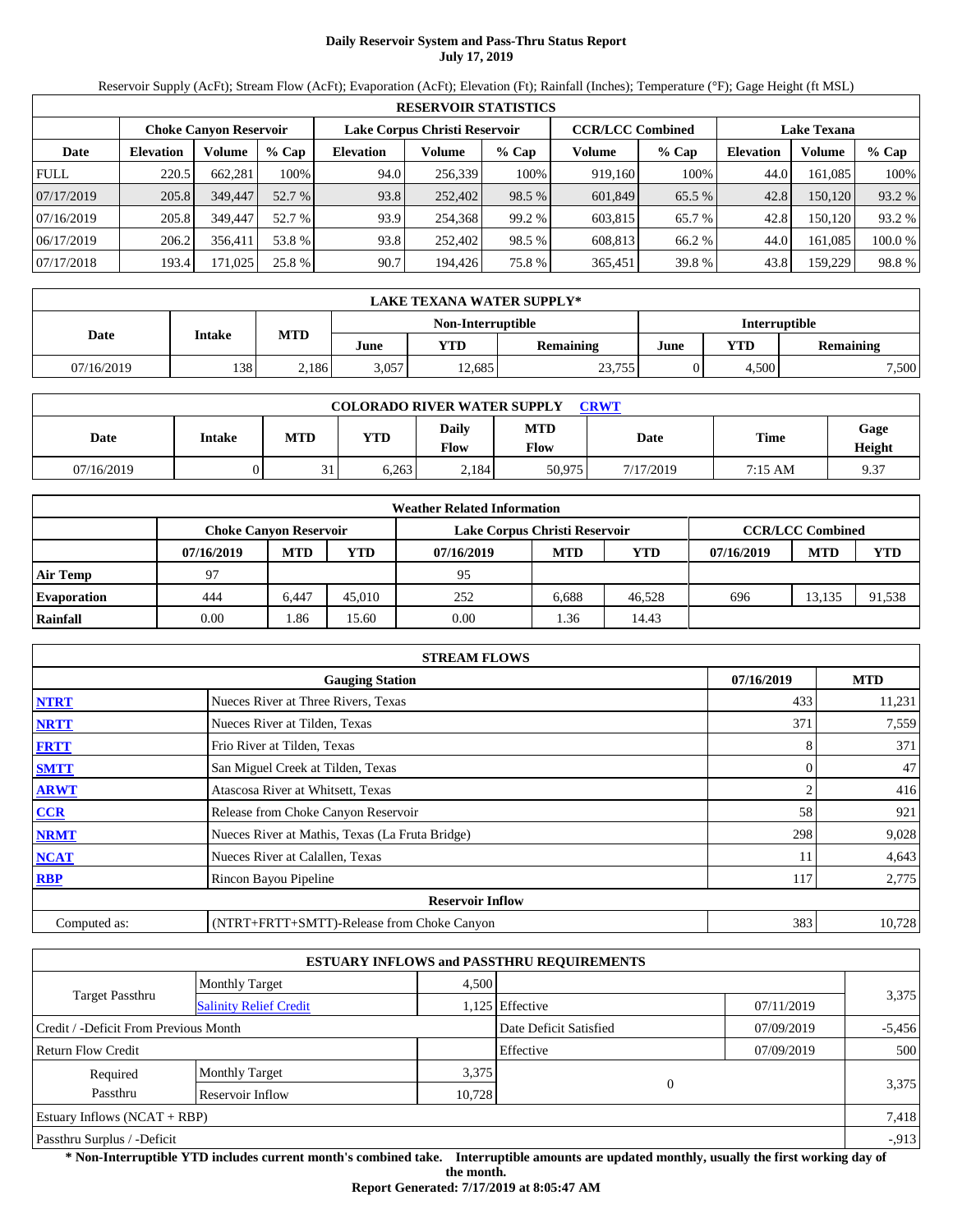# Daily Reservoir System and Pass-Thru Status Report

**July 17, 2019**

Reservoir Supply (AcFt); Stream Flow (AcFt); Evaporation (AcFt); Elevation (Ft); Rainfall (Inches); Temperature (°F); Gage Height (ft MSL)

| RESERVOIR STATISTICS | | | | | | | | | | | |
|---|---|---|---|---|---|---|---|---|---|---|---|
| | Choke Canyon Reservoir | | | Lake Corpus Christi Reservoir | | | CCR/LCC Combined | | Lake Texana | | |
| Date | Elevation | Volume | % Cap | Elevation | Volume | % Cap | Volume | % Cap | Elevation | Volume | % Cap |
| FULL | 220.5 | 662,281 | 100% | 94.0 | 256,339 | 100% | 919,160 | 100% | 44.0 | 161,085 | 100% |
| 07/17/2019 | 205.8 | 349,447 | 52.7 % | 93.8 | 252,402 | 98.5 % | 601,849 | 65.5 % | 42.8 | 150,120 | 93.2 % |
| 07/16/2019 | 205.8 | 349,447 | 52.7 % | 93.9 | 254,368 | 99.2 % | 603,815 | 65.7 % | 42.8 | 150,120 | 93.2 % |
| 06/17/2019 | 206.2 | 356,411 | 53.8 % | 93.8 | 252,402 | 98.5 % | 608,813 | 66.2 % | 44.0 | 161,085 | 100.0 % |
| 07/17/2018 | 193.4 | 171,025 | 25.8 % | 90.7 | 194,426 | 75.8 % | 365,451 | 39.8 % | 43.8 | 159,229 | 98.8 % |

| LAKE TEXANA WATER SUPPLY* | | | | | | | | |
|---|---|---|---|---|---|---|---|---|
| Date | Intake | MTD | Non-Interruptible | | | Interruptible | | |
| | | | June | YTD | Remaining | June | YTD | Remaining |
| 07/16/2019 | 138 | 2,186 | 3,057 | 12,685 | 23,755 | 0 | 4,500 | 7,500 |

| COLORADO RIVER WATER SUPPLY CRWT | | | | | | | | |
|---|---|---|---|---|---|---|---|---|
| Date | Intake | MTD | YTD | Daily Flow | MTD Flow | Date | Time | Gage Height |
| 07/16/2019 | 0 | 31 | 6,263 | 2,184 | 50,975 | 7/17/2019 | 7:15 AM | 9.37 |

| Weather Related Information | | | | | | | | | |
|---|---|---|---|---|---|---|---|---|---|
| | Choke Canyon Reservoir | | | Lake Corpus Christi Reservoir | | | CCR/LCC Combined | | |
| | 07/16/2019 | MTD | YTD | 07/16/2019 | MTD | YTD | 07/16/2019 | MTD | YTD |
| Air Temp | 97 | | | 95 | | | | | |
| Evaporation | 444 | 6,447 | 45,010 | 252 | 6,688 | 46,528 | 696 | 13,135 | 91,538 |
| Rainfall | 0.00 | 1.86 | 15.60 | 0.00 | 1.36 | 14.43 | | | |

| STREAM FLOWS | | | |
|---|---|---|---|
| | Gauging Station | 07/16/2019 | MTD |
| NTRT | Nueces River at Three Rivers, Texas | 433 | 11,231 |
| NRTT | Nueces River at Tilden, Texas | 371 | 7,559 |
| FRTT | Frio River at Tilden, Texas | 8 | 371 |
| SMTT | San Miguel Creek at Tilden, Texas | 0 | 47 |
| ARWT | Atascosa River at Whitsett, Texas | 2 | 416 |
| CCR | Release from Choke Canyon Reservoir | 58 | 921 |
| NRMT | Nueces River at Mathis, Texas (La Fruta Bridge) | 298 | 9,028 |
| NCAT | Nueces River at Calallen, Texas | 11 | 4,643 |
| RBP | Rincon Bayou Pipeline | 117 | 2,775 |
| | Reservoir Inflow | | |
| Computed as: | (NTRT+FRTT+SMTT)-Release from Choke Canyon | 383 | 10,728 |

| ESTUARY INFLOWS and PASSTHRU REQUIREMENTS | | | | | |
|---|---|---|---|---|---|
| Target Passthru | Monthly Target | 4,500 | | | 3,375 |
| | Salinity Relief Credit | 1,125 | Effective | 07/11/2019 | |
| Credit / -Deficit From Previous Month | | | Date Deficit Satisfied | 07/09/2019 | -5,456 |
| Return Flow Credit | | | Effective | 07/09/2019 | 500 |
| Required Passthru | Monthly Target | 3,375 | 0 | | 3,375 |
| | Reservoir Inflow | 10,728 | | | |
| Estuary Inflows (NCAT + RBP) | | | | | 7,418 |
| Passthru Surplus / -Deficit | | | | | -,913 |

**\* Non-Interruptible YTD includes current month's combined take. Interruptible amounts are updated monthly, usually the first working day of the month.**

**Report Generated: 7/17/2019 at 8:05:47 AM**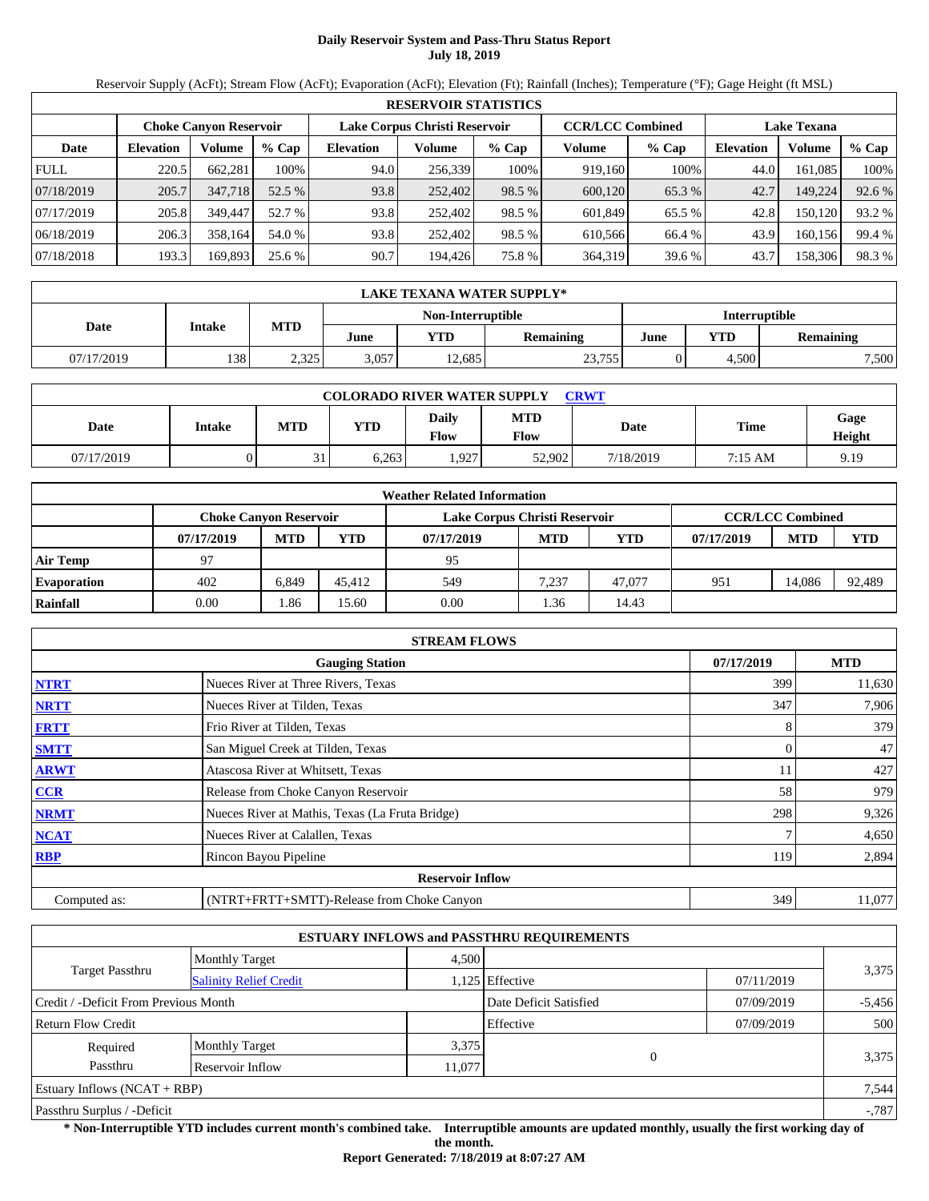# Daily Reservoir System and Pass-Thru Status Report
## July 18, 2019

Reservoir Supply (AcFt); Stream Flow (AcFt); Evaporation (AcFt); Elevation (Ft); Rainfall (Inches); Temperature (°F); Gage Height (ft MSL)

| RESERVOIR STATISTICS | | | | | | | | | | | |
|---|---|---|---|---|---|---|---|---|---|---|---|
| | Choke Canyon Reservoir | | | Lake Corpus Christi Reservoir | | | CCR/LCC Combined | | Lake Texana | | |
| Date | Elevation | Volume | % Cap | Elevation | Volume | % Cap | Volume | % Cap | Elevation | Volume | % Cap |
| FULL | 220.5 | 662,281 | 100% | 94.0 | 256,339 | 100% | 919,160 | 100% | 44.0 | 161,085 | 100% |
| 07/18/2019 | 205.7 | 347,718 | 52.5 % | 93.8 | 252,402 | 98.5 % | 600,120 | 65.3 % | 42.7 | 149,224 | 92.6 % |
| 07/17/2019 | 205.8 | 349,447 | 52.7 % | 93.8 | 252,402 | 98.5 % | 601,849 | 65.5 % | 42.8 | 150,120 | 93.2 % |
| 06/18/2019 | 206.3 | 358,164 | 54.0 % | 93.8 | 252,402 | 98.5 % | 610,566 | 66.4 % | 43.9 | 160,156 | 99.4 % |
| 07/18/2018 | 193.3 | 169,893 | 25.6 % | 90.7 | 194,426 | 75.8 % | 364,319 | 39.6 % | 43.7 | 158,306 | 98.3 % |

| LAKE TEXANA WATER SUPPLY* | | | | | | | | |
|---|---|---|---|---|---|---|---|---|
| Date | Intake | MTD | Non-Interruptible | | | Interruptible | | |
| | | | June | YTD | Remaining | June | YTD | Remaining |
| 07/17/2019 | 138 | 2,325 | 3,057 | 12,685 | 23,755 | 0 | 4,500 | 7,500 |

| COLORADO RIVER WATER SUPPLY CRWT | | | | | | | | |
|---|---|---|---|---|---|---|---|---|
| Date | Intake | MTD | YTD | Daily Flow | MTD Flow | Date | Time | Gage Height |
| 07/17/2019 | 0 | 31 | 6,263 | 1,927 | 52,902 | 7/18/2019 | 7:15 AM | 9.19 |

| Weather Related Information | | | | | | | | | |
|---|---|---|---|---|---|---|---|---|---|
| | Choke Canyon Reservoir | | | Lake Corpus Christi Reservoir | | | CCR/LCC Combined | | |
| | 07/17/2019 | MTD | YTD | 07/17/2019 | MTD | YTD | 07/17/2019 | MTD | YTD |
| Air Temp | 97 | | | 95 | | | | | |
| Evaporation | 402 | 6,849 | 45,412 | 549 | 7,237 | 47,077 | 951 | 14,086 | 92,489 |
| Rainfall | 0.00 | 1.86 | 15.60 | 0.00 | 1.36 | 14.43 | | | |

| STREAM FLOWS | | | |
|---|---|---|---|
| | Gauging Station | 07/17/2019 | MTD |
| NTRT | Nueces River at Three Rivers, Texas | 399 | 11,630 |
| NRTT | Nueces River at Tilden, Texas | 347 | 7,906 |
| FRTT | Frio River at Tilden, Texas | 8 | 379 |
| SMTT | San Miguel Creek at Tilden, Texas | 0 | 47 |
| ARWT | Atascosa River at Whitsett, Texas | 11 | 427 |
| CCR | Release from Choke Canyon Reservoir | 58 | 979 |
| NRMT | Nueces River at Mathis, Texas (La Fruta Bridge) | 298 | 9,326 |
| NCAT | Nueces River at Calallen, Texas | 7 | 4,650 |
| RBP | Rincon Bayou Pipeline | 119 | 2,894 |
| | Reservoir Inflow | | |
| Computed as: | (NTRT+FRTT+SMTT)-Release from Choke Canyon | 349 | 11,077 |

| ESTUARY INFLOWS and PASSTHRU REQUIREMENTS | | | | | |
|---|---|---|---|---|---|
| Target Passthru | Monthly Target | 4,500 | | | 3,375 |
| | Salinity Relief Credit | 1,125 | Effective | 07/11/2019 | |
| Credit / -Deficit From Previous Month | | | Date Deficit Satisfied | 07/09/2019 | -5,456 |
| Return Flow Credit | | | Effective | 07/09/2019 | 500 |
| Required Passthru | Monthly Target | 3,375 | 0 | | 3,375 |
| | Reservoir Inflow | 11,077 | | | |
| Estuary Inflows (NCAT + RBP) | | | | | 7,544 |
| Passthru Surplus / -Deficit | | | | | -,787 |

**\* Non-Interruptible YTD includes current month's combined take. Interruptible amounts are updated monthly, usually the first working day of the month.**

**Report Generated: 7/18/2019 at 8:07:27 AM**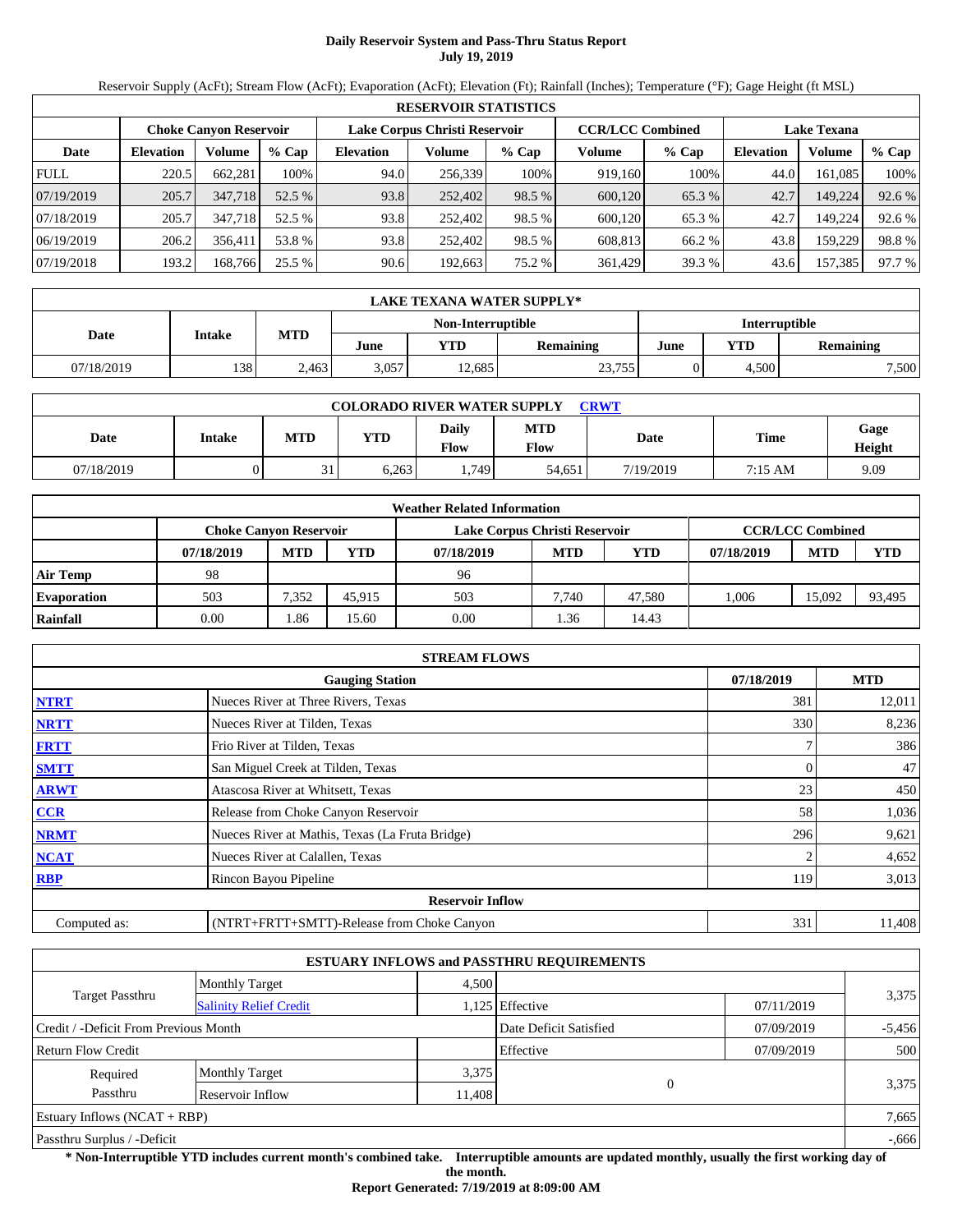# Daily Reservoir System and Pass-Thru Status Report
**July 19, 2019**

Reservoir Supply (AcFt); Stream Flow (AcFt); Evaporation (AcFt); Elevation (Ft); Rainfall (Inches); Temperature (°F); Gage Height (ft MSL)

| RESERVOIR STATISTICS | | | | | | | | | | | |
|---|---|---|---|---|---|---|---|---|---|---|---|
| | Choke Canyon Reservoir | | | Lake Corpus Christi Reservoir | | | CCR/LCC Combined | | Lake Texana | | |
| Date | Elevation | Volume | % Cap | Elevation | Volume | % Cap | Volume | % Cap | Elevation | Volume | % Cap |
| FULL | 220.5 | 662,281 | 100% | 94.0 | 256,339 | 100% | 919,160 | 100% | 44.0 | 161,085 | 100% |
| 07/19/2019 | 205.7 | 347,718 | 52.5 % | 93.8 | 252,402 | 98.5 % | 600,120 | 65.3 % | 42.7 | 149,224 | 92.6 % |
| 07/18/2019 | 205.7 | 347,718 | 52.5 % | 93.8 | 252,402 | 98.5 % | 600,120 | 65.3 % | 42.7 | 149,224 | 92.6 % |
| 06/19/2019 | 206.2 | 356,411 | 53.8 % | 93.8 | 252,402 | 98.5 % | 608,813 | 66.2 % | 43.8 | 159,229 | 98.8 % |
| 07/19/2018 | 193.2 | 168,766 | 25.5 % | 90.6 | 192,663 | 75.2 % | 361,429 | 39.3 % | 43.6 | 157,385 | 97.7 % |

| LAKE TEXANA WATER SUPPLY* | | | | | | | | |
|---|---|---|---|---|---|---|---|---|
| Date | Intake | MTD | Non-Interruptible | | | Interruptible | | |
| | | | June | YTD | Remaining | June | YTD | Remaining |
| 07/18/2019 | 138 | 2,463 | 3,057 | 12,685 | 23,755 | 0 | 4,500 | 7,500 |

| COLORADO RIVER WATER SUPPLY CRWT | | | | | | | | |
|---|---|---|---|---|---|---|---|---|
| Date | Intake | MTD | YTD | Daily Flow | MTD Flow | Date | Time | Gage Height |
| 07/18/2019 | 0 | 31 | 6,263 | 1,749 | 54,651 | 7/19/2019 | 7:15 AM | 9.09 |

| Weather Related Information | | | | | | | | | |
|---|---|---|---|---|---|---|---|---|---|
| | Choke Canyon Reservoir | | | Lake Corpus Christi Reservoir | | | CCR/LCC Combined | | |
| | 07/18/2019 | MTD | YTD | 07/18/2019 | MTD | YTD | 07/18/2019 | MTD | YTD |
| Air Temp | 98 | | | 96 | | | | | |
| Evaporation | 503 | 7,352 | 45,915 | 503 | 7,740 | 47,580 | 1,006 | 15,092 | 93,495 |
| Rainfall | 0.00 | 1.86 | 15.60 | 0.00 | 1.36 | 14.43 | | | |

| STREAM FLOWS | | | |
|---|---|---|---|
| | Gauging Station | 07/18/2019 | MTD |
| NTRT | Nueces River at Three Rivers, Texas | 381 | 12,011 |
| NRTT | Nueces River at Tilden, Texas | 330 | 8,236 |
| FRTT | Frio River at Tilden, Texas | 7 | 386 |
| SMTT | San Miguel Creek at Tilden, Texas | 0 | 47 |
| ARWT | Atascosa River at Whitsett, Texas | 23 | 450 |
| CCR | Release from Choke Canyon Reservoir | 58 | 1,036 |
| NRMT | Nueces River at Mathis, Texas (La Fruta Bridge) | 296 | 9,621 |
| NCAT | Nueces River at Calallen, Texas | 2 | 4,652 |
| RBP | Rincon Bayou Pipeline | 119 | 3,013 |
| | Reservoir Inflow | | |
| Computed as: | (NTRT+FRTT+SMTT)-Release from Choke Canyon | 331 | 11,408 |

| ESTUARY INFLOWS and PASSTHRU REQUIREMENTS | | | | | |
|---|---|---|---|---|---|
| Target Passthru | Monthly Target | 4,500 | | | 3,375 |
| | Salinity Relief Credit | 1,125 | Effective | 07/11/2019 | |
| Credit / -Deficit From Previous Month | | | Date Deficit Satisfied | 07/09/2019 | -5,456 |
| Return Flow Credit | | | Effective | 07/09/2019 | 500 |
| Required Passthru | Monthly Target | 3,375 | 0 | | 3,375 |
| | Reservoir Inflow | 11,408 | | | |
| Estuary Inflows (NCAT + RBP) | | | | | 7,665 |
| Passthru Surplus / -Deficit | | | | | -,666 |

**\* Non-Interruptible YTD includes current month's combined take. Interruptible amounts are updated monthly, usually the first working day of the month.**

**Report Generated: 7/19/2019 at 8:09:00 AM**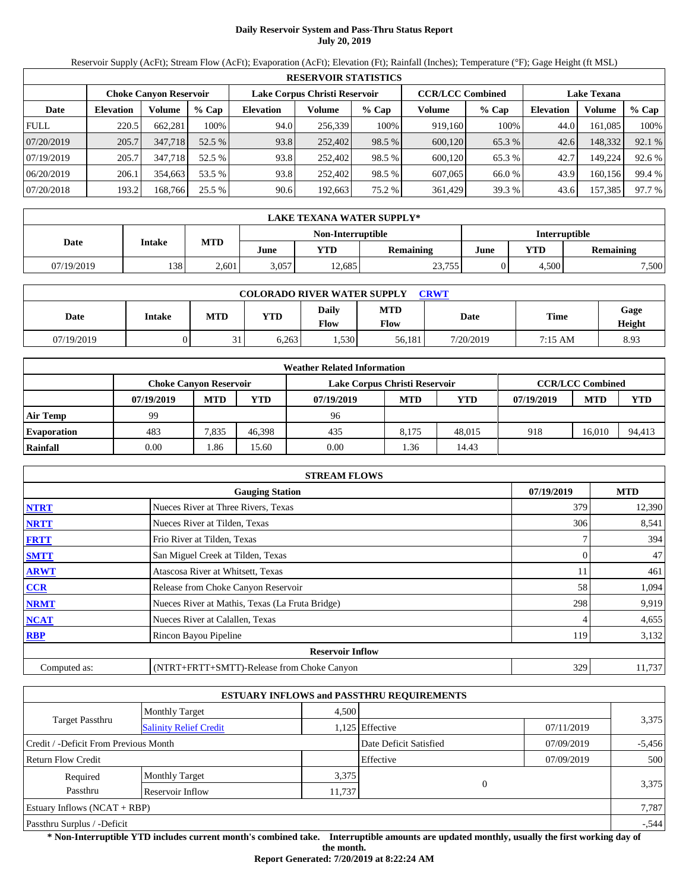# Daily Reservoir System and Pass-Thru Status Report
## July 20, 2019

Reservoir Supply (AcFt); Stream Flow (AcFt); Evaporation (AcFt); Elevation (Ft); Rainfall (Inches); Temperature (°F); Gage Height (ft MSL)

| RESERVOIR STATISTICS | | | | | | | | | | | |
|---|---|---|---|---|---|---|---|---|---|---|---|
| | Choke Canyon Reservoir | | | Lake Corpus Christi Reservoir | | | CCR/LCC Combined | | Lake Texana | | |
| Date | Elevation | Volume | % Cap | Elevation | Volume | % Cap | Volume | % Cap | Elevation | Volume | % Cap |
| FULL | 220.5 | 662,281 | 100% | 94.0 | 256,339 | 100% | 919,160 | 100% | 44.0 | 161,085 | 100% |
| 07/20/2019 | 205.7 | 347,718 | 52.5 % | 93.8 | 252,402 | 98.5 % | 600,120 | 65.3 % | 42.6 | 148,332 | 92.1 % |
| 07/19/2019 | 205.7 | 347,718 | 52.5 % | 93.8 | 252,402 | 98.5 % | 600,120 | 65.3 % | 42.7 | 149,224 | 92.6 % |
| 06/20/2019 | 206.1 | 354,663 | 53.5 % | 93.8 | 252,402 | 98.5 % | 607,065 | 66.0 % | 43.9 | 160,156 | 99.4 % |
| 07/20/2018 | 193.2 | 168,766 | 25.5 % | 90.6 | 192,663 | 75.2 % | 361,429 | 39.3 % | 43.6 | 157,385 | 97.7 % |

| LAKE TEXANA WATER SUPPLY* | | | | | | | | |
|---|---|---|---|---|---|---|---|---|
| Date | Intake | MTD | Non-Interruptible | | | Interruptible | | |
| | | | June | YTD | Remaining | June | YTD | Remaining |
| 07/19/2019 | 138 | 2,601 | 3,057 | 12,685 | 23,755 | 0 | 4,500 | 7,500 |

| COLORADO RIVER WATER SUPPLY CRWT | | | | | | | | |
|---|---|---|---|---|---|---|---|---|
| Date | Intake | MTD | YTD | Daily Flow | MTD Flow | Date | Time | Gage Height |
| 07/19/2019 | 0 | 31 | 6,263 | 1,530 | 56,181 | 7/20/2019 | 7:15 AM | 8.93 |

| Weather Related Information | | | | | | | | | |
|---|---|---|---|---|---|---|---|---|---|
| | Choke Canyon Reservoir | | | Lake Corpus Christi Reservoir | | | CCR/LCC Combined | | |
| | 07/19/2019 | MTD | YTD | 07/19/2019 | MTD | YTD | 07/19/2019 | MTD | YTD |
| Air Temp | 99 | | | 96 | | | | | |
| Evaporation | 483 | 7,835 | 46,398 | 435 | 8,175 | 48,015 | 918 | 16,010 | 94,413 |
| Rainfall | 0.00 | 1.86 | 15.60 | 0.00 | 1.36 | 14.43 | | | |

| STREAM FLOWS | | | |
|---|---|---|---|
| | Gauging Station | 07/19/2019 | MTD |
| NTRT | Nueces River at Three Rivers, Texas | 379 | 12,390 |
| NRTT | Nueces River at Tilden, Texas | 306 | 8,541 |
| FRTT | Frio River at Tilden, Texas | 7 | 394 |
| SMTT | San Miguel Creek at Tilden, Texas | 0 | 47 |
| ARWT | Atascosa River at Whitsett, Texas | 11 | 461 |
| CCR | Release from Choke Canyon Reservoir | 58 | 1,094 |
| NRMT | Nueces River at Mathis, Texas (La Fruta Bridge) | 298 | 9,919 |
| NCAT | Nueces River at Calallen, Texas | 4 | 4,655 |
| RBP | Rincon Bayou Pipeline | 119 | 3,132 |
| | Reservoir Inflow | | |
| Computed as: | (NTRT+FRTT+SMTT)-Release from Choke Canyon | 329 | 11,737 |

| ESTUARY INFLOWS and PASSTHRU REQUIREMENTS | | | | | |
|---|---|---|---|---|---|
| Target Passthru | Monthly Target | 4,500 | | | 3,375 |
| | Salinity Relief Credit | 1,125 | Effective | 07/11/2019 | |
| Credit / -Deficit From Previous Month | | | Date Deficit Satisfied | 07/09/2019 | -5,456 |
| Return Flow Credit | | | Effective | 07/09/2019 | 500 |
| Required Passthru | Monthly Target | 3,375 | 0 | | 3,375 |
| | Reservoir Inflow | 11,737 | | | |
| Estuary Inflows (NCAT + RBP) | | | | | 7,787 |
| Passthru Surplus / -Deficit | | | | | -,544 |

**\* Non-Interruptible YTD includes current month's combined take. Interruptible amounts are updated monthly, usually the first working day of the month.**

**Report Generated: 7/20/2019 at 8:22:24 AM**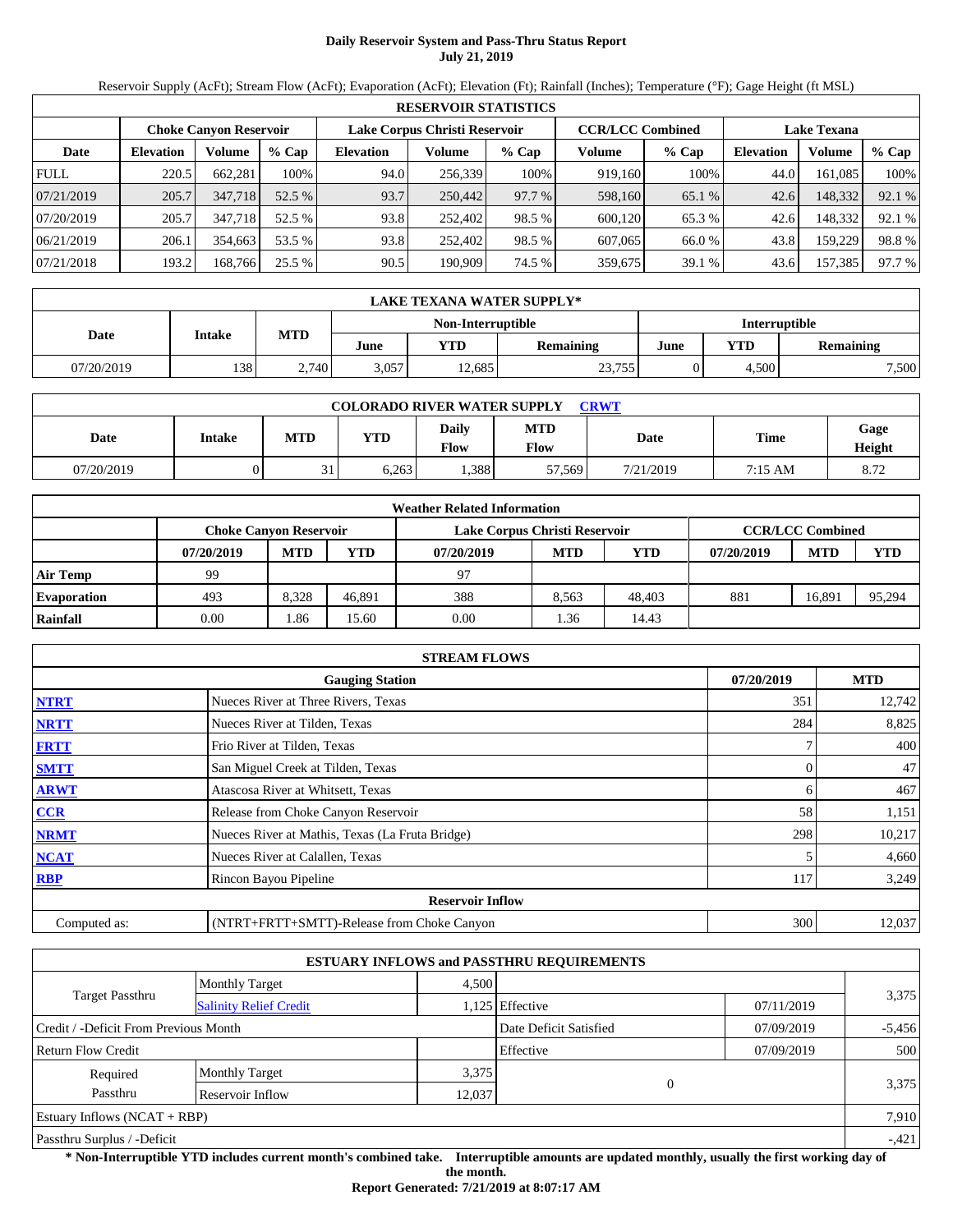# Daily Reservoir System and Pass-Thru Status Report
**July 21, 2019**

Reservoir Supply (AcFt); Stream Flow (AcFt); Evaporation (AcFt); Elevation (Ft); Rainfall (Inches); Temperature (°F); Gage Height (ft MSL)

| RESERVOIR STATISTICS | | | | | | | | | | | |
|---|---|---|---|---|---|---|---|---|---|---|---|
| | Choke Canyon Reservoir | | | Lake Corpus Christi Reservoir | | | CCR/LCC Combined | | Lake Texana | | |
| Date | Elevation | Volume | % Cap | Elevation | Volume | % Cap | Volume | % Cap | Elevation | Volume | % Cap |
| FULL | 220.5 | 662,281 | 100% | 94.0 | 256,339 | 100% | 919,160 | 100% | 44.0 | 161,085 | 100% |
| 07/21/2019 | 205.7 | 347,718 | 52.5 % | 93.7 | 250,442 | 97.7 % | 598,160 | 65.1 % | 42.6 | 148,332 | 92.1 % |
| 07/20/2019 | 205.7 | 347,718 | 52.5 % | 93.8 | 252,402 | 98.5 % | 600,120 | 65.3 % | 42.6 | 148,332 | 92.1 % |
| 06/21/2019 | 206.1 | 354,663 | 53.5 % | 93.8 | 252,402 | 98.5 % | 607,065 | 66.0 % | 43.8 | 159,229 | 98.8 % |
| 07/21/2018 | 193.2 | 168,766 | 25.5 % | 90.5 | 190,909 | 74.5 % | 359,675 | 39.1 % | 43.6 | 157,385 | 97.7 % |

| LAKE TEXANA WATER SUPPLY* | | | | | | | | |
|---|---|---|---|---|---|---|---|---|
| Date | Intake | MTD | Non-Interruptible | | | Interruptible | | |
| | | | June | YTD | Remaining | June | YTD | Remaining |
| 07/20/2019 | 138 | 2,740 | 3,057 | 12,685 | 23,755 | 0 | 4,500 | 7,500 |

| COLORADO RIVER WATER SUPPLY CRWT | | | | | | | | |
|---|---|---|---|---|---|---|---|---|
| Date | Intake | MTD | YTD | Daily Flow | MTD Flow | Date | Time | Gage Height |
| 07/20/2019 | 0 | 31 | 6,263 | 1,388 | 57,569 | 7/21/2019 | 7:15 AM | 8.72 |

| Weather Related Information | | | | | | | | | |
|---|---|---|---|---|---|---|---|---|---|
| | Choke Canyon Reservoir | | | Lake Corpus Christi Reservoir | | | CCR/LCC Combined | | |
| | 07/20/2019 | MTD | YTD | 07/20/2019 | MTD | YTD | 07/20/2019 | MTD | YTD |
| Air Temp | 99 | | | 97 | | | | | |
| Evaporation | 493 | 8,328 | 46,891 | 388 | 8,563 | 48,403 | 881 | 16,891 | 95,294 |
| Rainfall | 0.00 | 1.86 | 15.60 | 0.00 | 1.36 | 14.43 | | | |

| STREAM FLOWS | | | |
|---|---|---|---|
| | Gauging Station | 07/20/2019 | MTD |
| NTRT | Nueces River at Three Rivers, Texas | 351 | 12,742 |
| NRTT | Nueces River at Tilden, Texas | 284 | 8,825 |
| FRTT | Frio River at Tilden, Texas | 7 | 400 |
| SMTT | San Miguel Creek at Tilden, Texas | 0 | 47 |
| ARWT | Atascosa River at Whitsett, Texas | 6 | 467 |
| CCR | Release from Choke Canyon Reservoir | 58 | 1,151 |
| NRMT | Nueces River at Mathis, Texas (La Fruta Bridge) | 298 | 10,217 |
| NCAT | Nueces River at Calallen, Texas | 5 | 4,660 |
| RBP | Rincon Bayou Pipeline | 117 | 3,249 |
| | **Reservoir Inflow** | | |
| Computed as: | (NTRT+FRTT+SMTT)-Release from Choke Canyon | 300 | 12,037 |

| ESTUARY INFLOWS and PASSTHRU REQUIREMENTS | | | | | |
|---|---|---|---|---|---|
| Target Passthru | Monthly Target | 4,500 | | | 3,375 |
| | Salinity Relief Credit | 1,125 | Effective | 07/11/2019 | |
| Credit / -Deficit From Previous Month | | | Date Deficit Satisfied | 07/09/2019 | -5,456 |
| Return Flow Credit | | | Effective | 07/09/2019 | 500 |
| Required Passthru | Monthly Target | 3,375 | 0 | | 3,375 |
| | Reservoir Inflow | 12,037 | | | |
| Estuary Inflows (NCAT + RBP) | | | | | 7,910 |
| Passthru Surplus / -Deficit | | | | | -,421 |

**\* Non-Interruptible YTD includes current month's combined take. Interruptible amounts are updated monthly, usually the first working day of the month.**

**Report Generated: 7/21/2019 at 8:07:17 AM**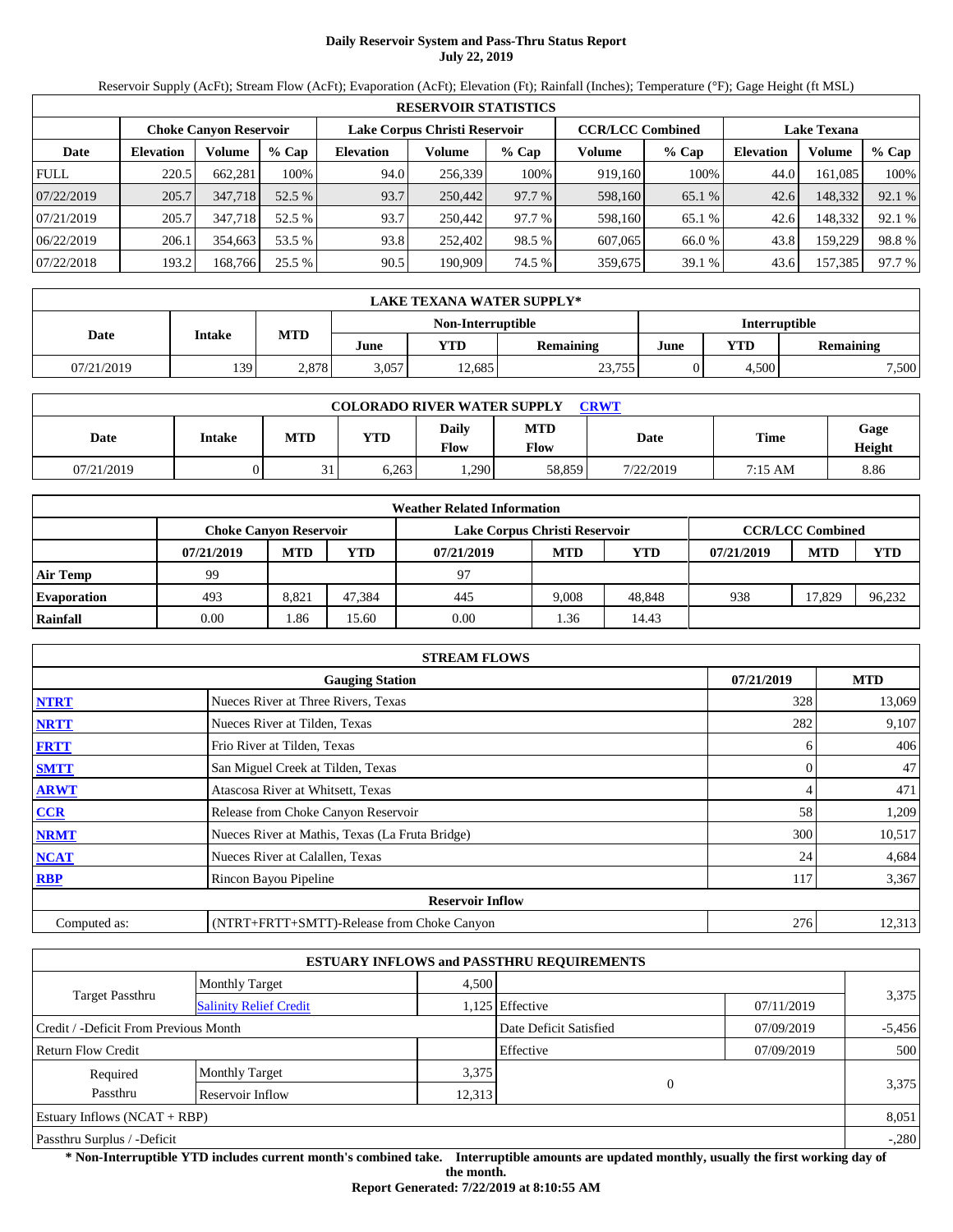# Daily Reservoir System and Pass-Thru Status Report
## July 22, 2019

Reservoir Supply (AcFt); Stream Flow (AcFt); Evaporation (AcFt); Elevation (Ft); Rainfall (Inches); Temperature (°F); Gage Height (ft MSL)

| RESERVOIR STATISTICS | | | | | | | | | | | |
|---|---|---|---|---|---|---|---|---|---|---|---|
| | Choke Canyon Reservoir | | | Lake Corpus Christi Reservoir | | | CCR/LCC Combined | | Lake Texana | | |
| Date | Elevation | Volume | % Cap | Elevation | Volume | % Cap | Volume | % Cap | Elevation | Volume | % Cap |
| FULL | 220.5 | 662,281 | 100% | 94.0 | 256,339 | 100% | 919,160 | 100% | 44.0 | 161,085 | 100% |
| 07/22/2019 | 205.7 | 347,718 | 52.5 % | 93.7 | 250,442 | 97.7 % | 598,160 | 65.1 % | 42.6 | 148,332 | 92.1 % |
| 07/21/2019 | 205.7 | 347,718 | 52.5 % | 93.7 | 250,442 | 97.7 % | 598,160 | 65.1 % | 42.6 | 148,332 | 92.1 % |
| 06/22/2019 | 206.1 | 354,663 | 53.5 % | 93.8 | 252,402 | 98.5 % | 607,065 | 66.0 % | 43.8 | 159,229 | 98.8 % |
| 07/22/2018 | 193.2 | 168,766 | 25.5 % | 90.5 | 190,909 | 74.5 % | 359,675 | 39.1 % | 43.6 | 157,385 | 97.7 % |

| LAKE TEXANA WATER SUPPLY* | | | | | | | | |
|---|---|---|---|---|---|---|---|---|
| Date | Intake | MTD | Non-Interruptible | | | Interruptible | | |
| | | | June | YTD | Remaining | June | YTD | Remaining |
| 07/21/2019 | 139 | 2,878 | 3,057 | 12,685 | 23,755 | 0 | 4,500 | 7,500 |

| COLORADO RIVER WATER SUPPLY CRWT | | | | | | | | |
|---|---|---|---|---|---|---|---|---|
| Date | Intake | MTD | YTD | Daily Flow | MTD Flow | Date | Time | Gage Height |
| 07/21/2019 | 0 | 31 | 6,263 | 1,290 | 58,859 | 7/22/2019 | 7:15 AM | 8.86 |

| Weather Related Information | | | | | | | | | |
|---|---|---|---|---|---|---|---|---|---|
| | Choke Canyon Reservoir | | | Lake Corpus Christi Reservoir | | | CCR/LCC Combined | | |
| | 07/21/2019 | MTD | YTD | 07/21/2019 | MTD | YTD | 07/21/2019 | MTD | YTD |
| Air Temp | 99 | | | 97 | | | | | |
| Evaporation | 493 | 8,821 | 47,384 | 445 | 9,008 | 48,848 | 938 | 17,829 | 96,232 |
| Rainfall | 0.00 | 1.86 | 15.60 | 0.00 | 1.36 | 14.43 | | | |

| STREAM FLOWS | | | |
|---|---|---|---|
| | Gauging Station | 07/21/2019 | MTD |
| NTRT | Nueces River at Three Rivers, Texas | 328 | 13,069 |
| NRTT | Nueces River at Tilden, Texas | 282 | 9,107 |
| FRTT | Frio River at Tilden, Texas | 6 | 406 |
| SMTT | San Miguel Creek at Tilden, Texas | 0 | 47 |
| ARWT | Atascosa River at Whitsett, Texas | 4 | 471 |
| CCR | Release from Choke Canyon Reservoir | 58 | 1,209 |
| NRMT | Nueces River at Mathis, Texas (La Fruta Bridge) | 300 | 10,517 |
| NCAT | Nueces River at Calallen, Texas | 24 | 4,684 |
| RBP | Rincon Bayou Pipeline | 117 | 3,367 |
| | Reservoir Inflow | | |
| Computed as: | (NTRT+FRTT+SMTT)-Release from Choke Canyon | 276 | 12,313 |

| ESTUARY INFLOWS and PASSTHRU REQUIREMENTS | | | | | |
|---|---|---|---|---|---|
| Target Passthru | Monthly Target | 4,500 | | | 3,375 |
| | Salinity Relief Credit | 1,125 | Effective | 07/11/2019 | |
| Credit / -Deficit From Previous Month | | | Date Deficit Satisfied | 07/09/2019 | -5,456 |
| Return Flow Credit | | | Effective | 07/09/2019 | 500 |
| Required Passthru | Monthly Target | 3,375 | 0 | | 3,375 |
| | Reservoir Inflow | 12,313 | | | |
| Estuary Inflows (NCAT + RBP) | | | | | 8,051 |
| Passthru Surplus / -Deficit | | | | | -,280 |

**\* Non-Interruptible YTD includes current month's combined take. Interruptible amounts are updated monthly, usually the first working day of the month.**

**Report Generated: 7/22/2019 at 8:10:55 AM**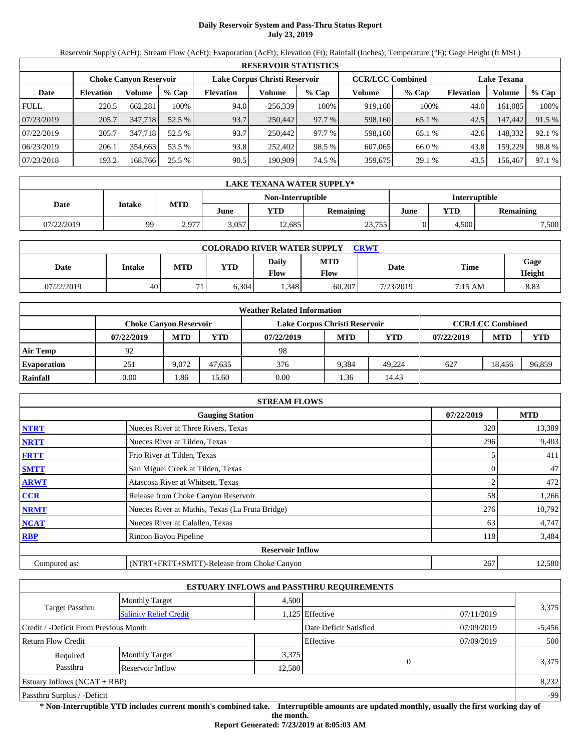# Daily Reservoir System and Pass-Thru Status Report
## July 23, 2019

Reservoir Supply (AcFt); Stream Flow (AcFt); Evaporation (AcFt); Elevation (Ft); Rainfall (Inches); Temperature (°F); Gage Height (ft MSL)

| RESERVOIR STATISTICS | | | | | | | | | | | |
|---|---|---|---|---|---|---|---|---|---|---|---|
| | Choke Canyon Reservoir | | | Lake Corpus Christi Reservoir | | | CCR/LCC Combined | | Lake Texana | | |
| Date | Elevation | Volume | % Cap | Elevation | Volume | % Cap | Volume | % Cap | Elevation | Volume | % Cap |
| FULL | 220.5 | 662,281 | 100% | 94.0 | 256,339 | 100% | 919,160 | 100% | 44.0 | 161,085 | 100% |
| 07/23/2019 | 205.7 | 347,718 | 52.5 % | 93.7 | 250,442 | 97.7 % | 598,160 | 65.1 % | 42.5 | 147,442 | 91.5 % |
| 07/22/2019 | 205.7 | 347,718 | 52.5 % | 93.7 | 250,442 | 97.7 % | 598,160 | 65.1 % | 42.6 | 148,332 | 92.1 % |
| 06/23/2019 | 206.1 | 354,663 | 53.5 % | 93.8 | 252,402 | 98.5 % | 607,065 | 66.0 % | 43.8 | 159,229 | 98.8 % |
| 07/23/2018 | 193.2 | 168,766 | 25.5 % | 90.5 | 190,909 | 74.5 % | 359,675 | 39.1 % | 43.5 | 156,467 | 97.1 % |

| LAKE TEXANA WATER SUPPLY* | | | | | | | | |
|---|---|---|---|---|---|---|---|---|
| Date | Intake | MTD | Non-Interruptible | | | Interruptible | | |
| | | | June | YTD | Remaining | June | YTD | Remaining |
| 07/22/2019 | 99 | 2,977 | 3,057 | 12,685 | 23,755 | 0 | 4,500 | 7,500 |

| COLORADO RIVER WATER SUPPLY CRWT | | | | | | | | |
|---|---|---|---|---|---|---|---|---|
| Date | Intake | MTD | YTD | Daily Flow | MTD Flow | Date | Time | Gage Height |
| 07/22/2019 | 40 | 71 | 6,304 | 1,348 | 60,207 | 7/23/2019 | 7:15 AM | 8.83 |

| Weather Related Information | | | | | | | | | |
|---|---|---|---|---|---|---|---|---|---|
| | Choke Canyon Reservoir | | | Lake Corpus Christi Reservoir | | | CCR/LCC Combined | | |
| | 07/22/2019 | MTD | YTD | 07/22/2019 | MTD | YTD | 07/22/2019 | MTD | YTD |
| Air Temp | 92 | | | 98 | | | | | |
| Evaporation | 251 | 9,072 | 47,635 | 376 | 9,384 | 49,224 | 627 | 18,456 | 96,859 |
| Rainfall | 0.00 | 1.86 | 15.60 | 0.00 | 1.36 | 14.43 | | | |

| STREAM FLOWS | | | |
|---|---|---|---|
| | Gauging Station | 07/22/2019 | MTD |
| NTRT | Nueces River at Three Rivers, Texas | 320 | 13,389 |
| NRTT | Nueces River at Tilden, Texas | 296 | 9,403 |
| FRTT | Frio River at Tilden, Texas | 5 | 411 |
| SMTT | San Miguel Creek at Tilden, Texas | 0 | 47 |
| ARWT | Atascosa River at Whitsett, Texas | 2 | 472 |
| CCR | Release from Choke Canyon Reservoir | 58 | 1,266 |
| NRMT | Nueces River at Mathis, Texas (La Fruta Bridge) | 276 | 10,792 |
| NCAT | Nueces River at Calallen, Texas | 63 | 4,747 |
| RBP | Rincon Bayou Pipeline | 118 | 3,484 |
| | **Reservoir Inflow** | | |
| Computed as: | (NTRT+FRTT+SMTT)-Release from Choke Canyon | 267 | 12,580 |

| ESTUARY INFLOWS and PASSTHRU REQUIREMENTS | | | | | |
|---|---|---|---|---|---|
| Target Passthru | Monthly Target | 4,500 | | | 3,375 |
| | Salinity Relief Credit | 1,125 | Effective | 07/11/2019 | |
| Credit / -Deficit From Previous Month | | | Date Deficit Satisfied | 07/09/2019 | -5,456 |
| Return Flow Credit | | | Effective | 07/09/2019 | 500 |
| Required Passthru | Monthly Target | 3,375 | 0 | | 3,375 |
| | Reservoir Inflow | 12,580 | | | |
| Estuary Inflows (NCAT + RBP) | | | | | 8,232 |
| Passthru Surplus / -Deficit | | | | | -99 |

**\* Non-Interruptible YTD includes current month's combined take. Interruptible amounts are updated monthly, usually the first working day of the month.**

**Report Generated: 7/23/2019 at 8:05:03 AM**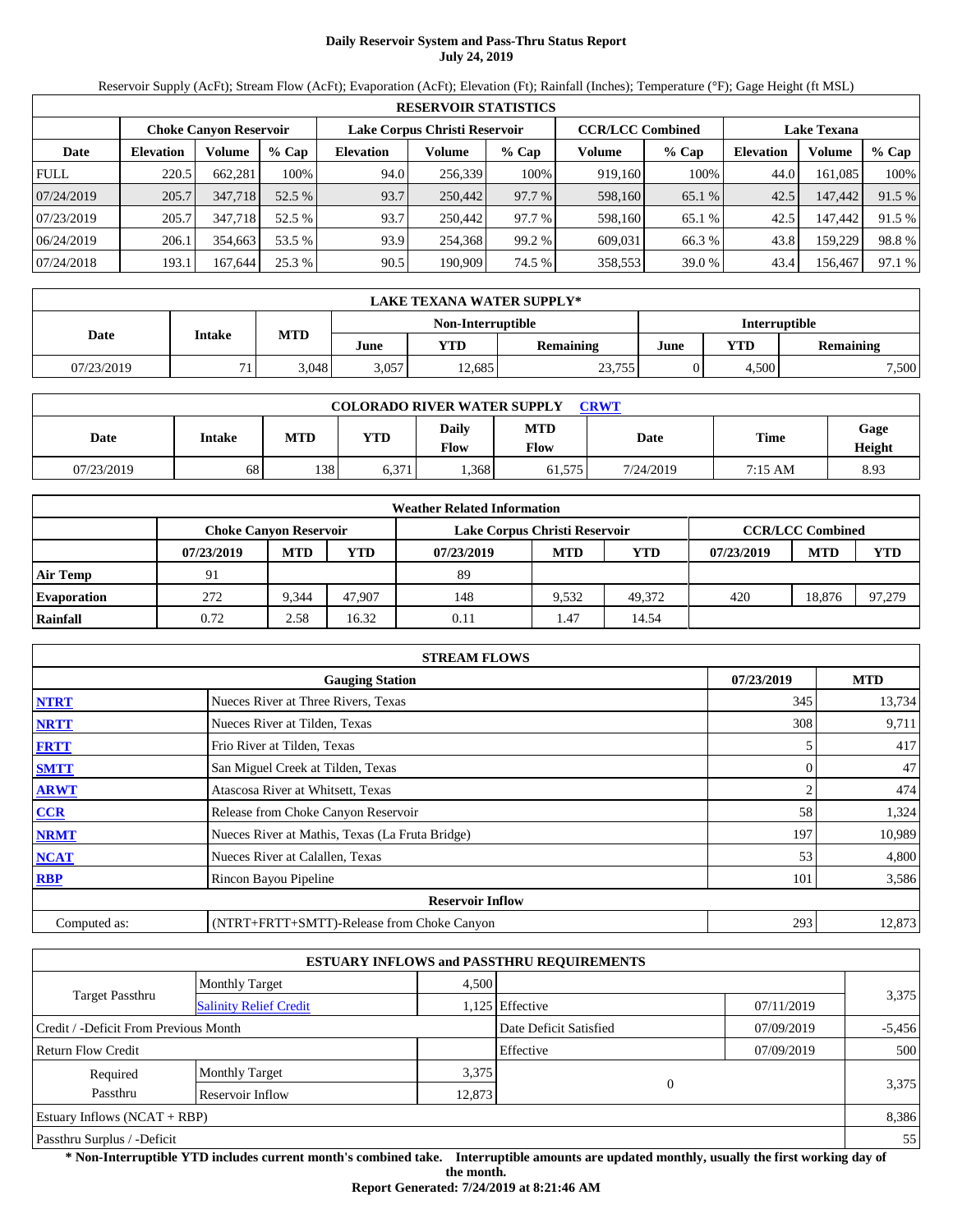# Daily Reservoir System and Pass-Thru Status Report
**July 24, 2019**

Reservoir Supply (AcFt); Stream Flow (AcFt); Evaporation (AcFt); Elevation (Ft); Rainfall (Inches); Temperature (°F); Gage Height (ft MSL)

| RESERVOIR STATISTICS | | | | | | | | | | | |
|---|---|---|---|---|---|---|---|---|---|---|---|
| | Choke Canyon Reservoir | | | Lake Corpus Christi Reservoir | | | CCR/LCC Combined | | Lake Texana | | |
| Date | Elevation | Volume | % Cap | Elevation | Volume | % Cap | Volume | % Cap | Elevation | Volume | % Cap |
| FULL | 220.5 | 662,281 | 100% | 94.0 | 256,339 | 100% | 919,160 | 100% | 44.0 | 161,085 | 100% |
| 07/24/2019 | 205.7 | 347,718 | 52.5 % | 93.7 | 250,442 | 97.7 % | 598,160 | 65.1 % | 42.5 | 147,442 | 91.5 % |
| 07/23/2019 | 205.7 | 347,718 | 52.5 % | 93.7 | 250,442 | 97.7 % | 598,160 | 65.1 % | 42.5 | 147,442 | 91.5 % |
| 06/24/2019 | 206.1 | 354,663 | 53.5 % | 93.9 | 254,368 | 99.2 % | 609,031 | 66.3 % | 43.8 | 159,229 | 98.8 % |
| 07/24/2018 | 193.1 | 167,644 | 25.3 % | 90.5 | 190,909 | 74.5 % | 358,553 | 39.0 % | 43.4 | 156,467 | 97.1 % |

| LAKE TEXANA WATER SUPPLY* | | | | | | | | |
|---|---|---|---|---|---|---|---|---|
| Date | Intake | MTD | Non-Interruptible | | | Interruptible | | |
| | | | June | YTD | Remaining | June | YTD | Remaining |
| 07/23/2019 | 71 | 3,048 | 3,057 | 12,685 | 23,755 | 0 | 4,500 | 7,500 |

| COLORADO RIVER WATER SUPPLY CRWT | | | | | | | | |
|---|---|---|---|---|---|---|---|---|
| Date | Intake | MTD | YTD | Daily Flow | MTD Flow | Date | Time | Gage Height |
| 07/23/2019 | 68 | 138 | 6,371 | 1,368 | 61,575 | 7/24/2019 | 7:15 AM | 8.93 |

| Weather Related Information | | | | | | | | | |
|---|---|---|---|---|---|---|---|---|---|
| | Choke Canyon Reservoir | | | Lake Corpus Christi Reservoir | | | CCR/LCC Combined | | |
| | 07/23/2019 | MTD | YTD | 07/23/2019 | MTD | YTD | 07/23/2019 | MTD | YTD |
| Air Temp | 91 | | | 89 | | | | | |
| Evaporation | 272 | 9,344 | 47,907 | 148 | 9,532 | 49,372 | 420 | 18,876 | 97,279 |
| Rainfall | 0.72 | 2.58 | 16.32 | 0.11 | 1.47 | 14.54 | | | |

| STREAM FLOWS | | | |
|---|---|---|---|
| | Gauging Station | 07/23/2019 | MTD |
| NTRT | Nueces River at Three Rivers, Texas | 345 | 13,734 |
| NRTT | Nueces River at Tilden, Texas | 308 | 9,711 |
| FRTT | Frio River at Tilden, Texas | 5 | 417 |
| SMTT | San Miguel Creek at Tilden, Texas | 0 | 47 |
| ARWT | Atascosa River at Whitsett, Texas | 2 | 474 |
| CCR | Release from Choke Canyon Reservoir | 58 | 1,324 |
| NRMT | Nueces River at Mathis, Texas (La Fruta Bridge) | 197 | 10,989 |
| NCAT | Nueces River at Calallen, Texas | 53 | 4,800 |
| RBP | Rincon Bayou Pipeline | 101 | 3,586 |
| | **Reservoir Inflow** | | |
| Computed as: | (NTRT+FRTT+SMTT)-Release from Choke Canyon | 293 | 12,873 |

| ESTUARY INFLOWS and PASSTHRU REQUIREMENTS | | | | | |
|---|---|---|---|---|---|
| Target Passthru | Monthly Target | 4,500 | | | 3,375 |
| | Salinity Relief Credit | 1,125 | Effective | 07/11/2019 | |
| Credit / -Deficit From Previous Month | | | Date Deficit Satisfied | 07/09/2019 | -5,456 |
| Return Flow Credit | | | Effective | 07/09/2019 | 500 |
| Required Passthru | Monthly Target | 3,375 | 0 | | 3,375 |
| | Reservoir Inflow | 12,873 | | | |
| Estuary Inflows (NCAT + RBP) | | | | | 8,386 |
| Passthru Surplus / -Deficit | | | | | 55 |

**\* Non-Interruptible YTD includes current month's combined take. Interruptible amounts are updated monthly, usually the first working day of the month.**

**Report Generated: 7/24/2019 at 8:21:46 AM**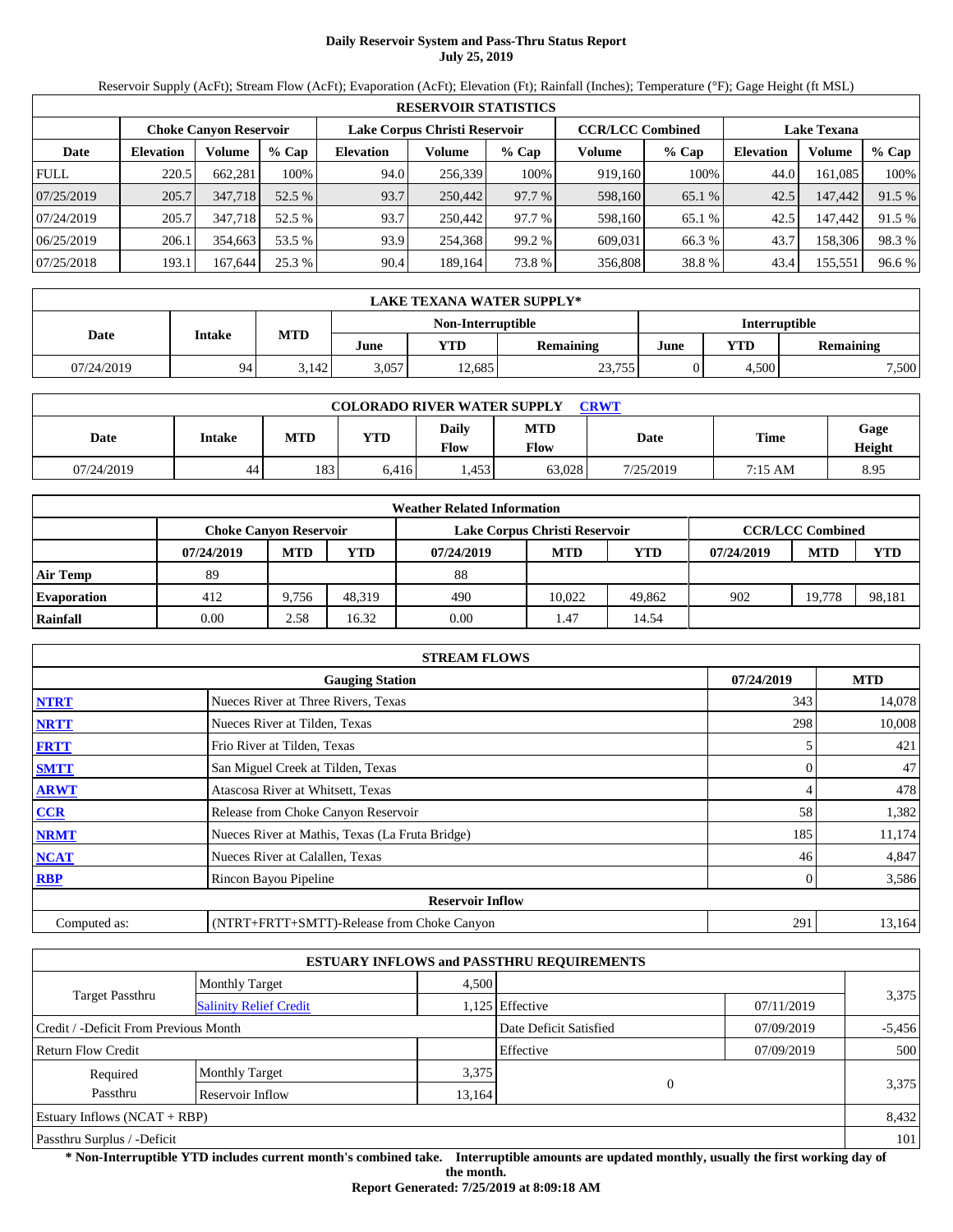# Daily Reservoir System and Pass-Thru Status Report
## July 25, 2019

Reservoir Supply (AcFt); Stream Flow (AcFt); Evaporation (AcFt); Elevation (Ft); Rainfall (Inches); Temperature (°F); Gage Height (ft MSL)

| RESERVOIR STATISTICS | | | | | | | | | | | |
|---|---|---|---|---|---|---|---|---|---|---|---|
| | Choke Canyon Reservoir | | | Lake Corpus Christi Reservoir | | | CCR/LCC Combined | | Lake Texana | | |
| Date | Elevation | Volume | % Cap | Elevation | Volume | % Cap | Volume | % Cap | Elevation | Volume | % Cap |
| FULL | 220.5 | 662,281 | 100% | 94.0 | 256,339 | 100% | 919,160 | 100% | 44.0 | 161,085 | 100% |
| 07/25/2019 | 205.7 | 347,718 | 52.5 % | 93.7 | 250,442 | 97.7 % | 598,160 | 65.1 % | 42.5 | 147,442 | 91.5 % |
| 07/24/2019 | 205.7 | 347,718 | 52.5 % | 93.7 | 250,442 | 97.7 % | 598,160 | 65.1 % | 42.5 | 147,442 | 91.5 % |
| 06/25/2019 | 206.1 | 354,663 | 53.5 % | 93.9 | 254,368 | 99.2 % | 609,031 | 66.3 % | 43.7 | 158,306 | 98.3 % |
| 07/25/2018 | 193.1 | 167,644 | 25.3 % | 90.4 | 189,164 | 73.8 % | 356,808 | 38.8 % | 43.4 | 155,551 | 96.6 % |

| LAKE TEXANA WATER SUPPLY* | | | | | | | | |
|---|---|---|---|---|---|---|---|---|
| Date | Intake | MTD | Non-Interruptible | | | Interruptible | | |
| | | | June | YTD | Remaining | June | YTD | Remaining |
| 07/24/2019 | 94 | 3,142 | 3,057 | 12,685 | 23,755 | 0 | 4,500 | 7,500 |

| COLORADO RIVER WATER SUPPLY CRWT | | | | | | | | |
|---|---|---|---|---|---|---|---|---|
| Date | Intake | MTD | YTD | Daily Flow | MTD Flow | Date | Time | Gage Height |
| 07/24/2019 | 44 | 183 | 6,416 | 1,453 | 63,028 | 7/25/2019 | 7:15 AM | 8.95 |

| Weather Related Information | | | | | | | | | |
|---|---|---|---|---|---|---|---|---|---|
| | Choke Canyon Reservoir | | | Lake Corpus Christi Reservoir | | | CCR/LCC Combined | | |
| | 07/24/2019 | MTD | YTD | 07/24/2019 | MTD | YTD | 07/24/2019 | MTD | YTD |
| Air Temp | 89 | | | 88 | | | | | |
| Evaporation | 412 | 9,756 | 48,319 | 490 | 10,022 | 49,862 | 902 | 19,778 | 98,181 |
| Rainfall | 0.00 | 2.58 | 16.32 | 0.00 | 1.47 | 14.54 | | | |

| STREAM FLOWS | | | |
|---|---|---|---|
| | Gauging Station | 07/24/2019 | MTD |
| NTRT | Nueces River at Three Rivers, Texas | 343 | 14,078 |
| NRTT | Nueces River at Tilden, Texas | 298 | 10,008 |
| FRTT | Frio River at Tilden, Texas | 5 | 421 |
| SMTT | San Miguel Creek at Tilden, Texas | 0 | 47 |
| ARWT | Atascosa River at Whitsett, Texas | 4 | 478 |
| CCR | Release from Choke Canyon Reservoir | 58 | 1,382 |
| NRMT | Nueces River at Mathis, Texas (La Fruta Bridge) | 185 | 11,174 |
| NCAT | Nueces River at Calallen, Texas | 46 | 4,847 |
| RBP | Rincon Bayou Pipeline | 0 | 3,586 |
| Reservoir Inflow | | | |
| Computed as: | (NTRT+FRTT+SMTT)-Release from Choke Canyon | 291 | 13,164 |

| ESTUARY INFLOWS and PASSTHRU REQUIREMENTS | | | | | |
|---|---|---|---|---|---|
| Target Passthru | Monthly Target | 4,500 | | | 3,375 |
| | Salinity Relief Credit | 1,125 | Effective | 07/11/2019 | |
| Credit / -Deficit From Previous Month | | | Date Deficit Satisfied | 07/09/2019 | -5,456 |
| Return Flow Credit | | | Effective | 07/09/2019 | 500 |
| Required Passthru | Monthly Target | 3,375 | 0 | | 3,375 |
| | Reservoir Inflow | 13,164 | | | |
| Estuary Inflows (NCAT + RBP) | | | | | 8,432 |
| Passthru Surplus / -Deficit | | | | | 101 |

**\* Non-Interruptible YTD includes current month's combined take. Interruptible amounts are updated monthly, usually the first working day of the month.**

**Report Generated: 7/25/2019 at 8:09:18 AM**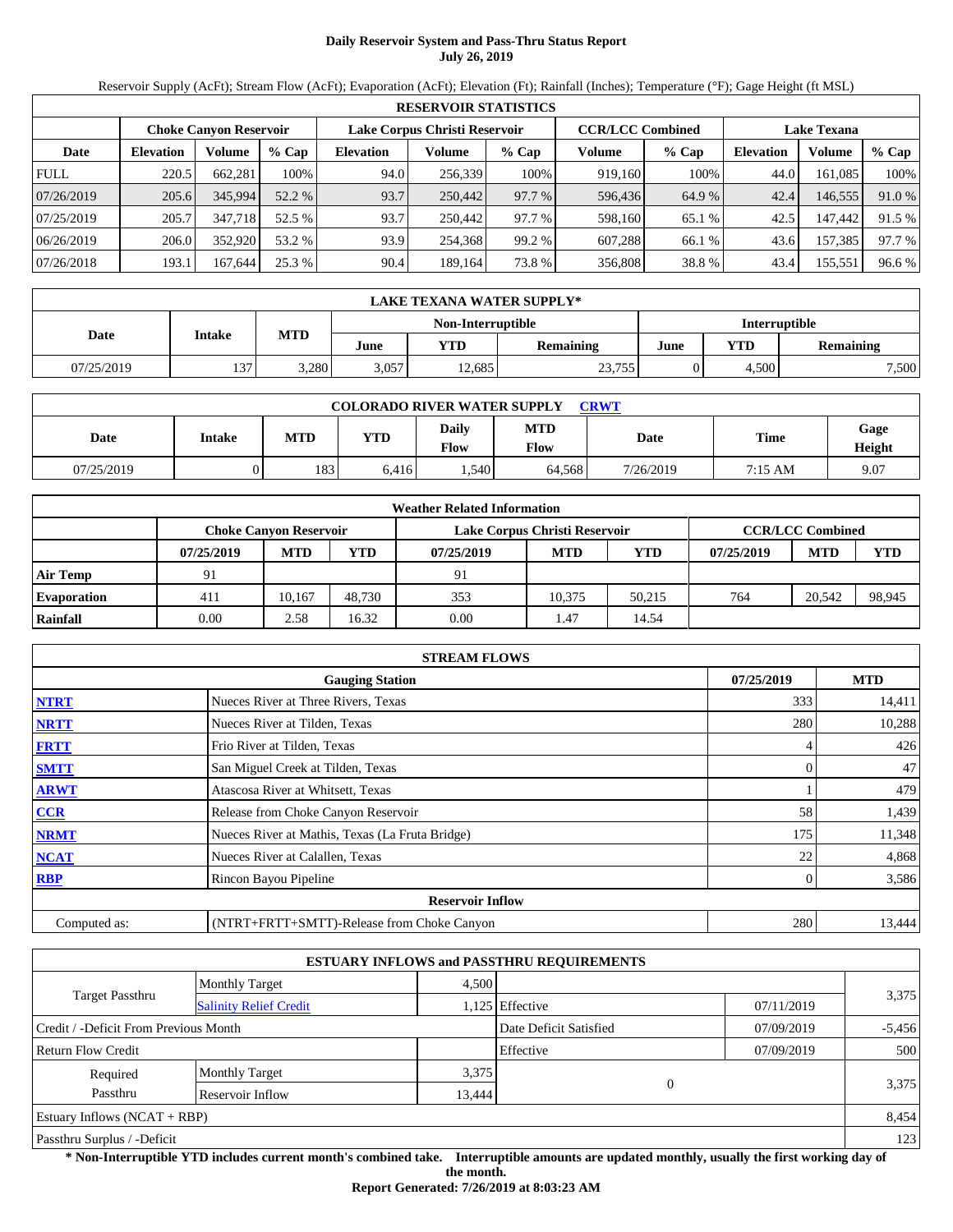# Daily Reservoir System and Pass-Thru Status Report
## July 26, 2019

Reservoir Supply (AcFt); Stream Flow (AcFt); Evaporation (AcFt); Elevation (Ft); Rainfall (Inches); Temperature (°F); Gage Height (ft MSL)

| RESERVOIR STATISTICS | | | | | | | | | | | |
|---|---|---|---|---|---|---|---|---|---|---|---|
| | Choke Canyon Reservoir | | | Lake Corpus Christi Reservoir | | | CCR/LCC Combined | | Lake Texana | | |
| Date | Elevation | Volume | % Cap | Elevation | Volume | % Cap | Volume | % Cap | Elevation | Volume | % Cap |
| FULL | 220.5 | 662,281 | 100% | 94.0 | 256,339 | 100% | 919,160 | 100% | 44.0 | 161,085 | 100% |
| 07/26/2019 | 205.6 | 345,994 | 52.2 % | 93.7 | 250,442 | 97.7 % | 596,436 | 64.9 % | 42.4 | 146,555 | 91.0 % |
| 07/25/2019 | 205.7 | 347,718 | 52.5 % | 93.7 | 250,442 | 97.7 % | 598,160 | 65.1 % | 42.5 | 147,442 | 91.5 % |
| 06/26/2019 | 206.0 | 352,920 | 53.2 % | 93.9 | 254,368 | 99.2 % | 607,288 | 66.1 % | 43.6 | 157,385 | 97.7 % |
| 07/26/2018 | 193.1 | 167,644 | 25.3 % | 90.4 | 189,164 | 73.8 % | 356,808 | 38.8 % | 43.4 | 155,551 | 96.6 % |

| LAKE TEXANA WATER SUPPLY* | | | | | | | | |
|---|---|---|---|---|---|---|---|---|
| Date | Intake | MTD | Non-Interruptible | | | Interruptible | | |
| | | | June | YTD | Remaining | June | YTD | Remaining |
| 07/25/2019 | 137 | 3,280 | 3,057 | 12,685 | 23,755 | 0 | 4,500 | 7,500 |

| COLORADO RIVER WATER SUPPLY CRWT | | | | | | | | |
|---|---|---|---|---|---|---|---|---|
| Date | Intake | MTD | YTD | Daily Flow | MTD Flow | Date | Time | Gage Height |
| 07/25/2019 | 0 | 183 | 6,416 | 1,540 | 64,568 | 7/26/2019 | 7:15 AM | 9.07 |

| Weather Related Information | | | | | | | | | |
|---|---|---|---|---|---|---|---|---|---|
| | Choke Canyon Reservoir | | | Lake Corpus Christi Reservoir | | | CCR/LCC Combined | | |
| | 07/25/2019 | MTD | YTD | 07/25/2019 | MTD | YTD | 07/25/2019 | MTD | YTD |
| Air Temp | 91 | | | 91 | | | | | |
| Evaporation | 411 | 10,167 | 48,730 | 353 | 10,375 | 50,215 | 764 | 20,542 | 98,945 |
| Rainfall | 0.00 | 2.58 | 16.32 | 0.00 | 1.47 | 14.54 | | | |

| STREAM FLOWS | | | |
|---|---|---|---|
| | Gauging Station | 07/25/2019 | MTD |
| NTRT | Nueces River at Three Rivers, Texas | 333 | 14,411 |
| NRTT | Nueces River at Tilden, Texas | 280 | 10,288 |
| FRTT | Frio River at Tilden, Texas | 4 | 426 |
| SMTT | San Miguel Creek at Tilden, Texas | 0 | 47 |
| ARWT | Atascosa River at Whitsett, Texas | 1 | 479 |
| CCR | Release from Choke Canyon Reservoir | 58 | 1,439 |
| NRMT | Nueces River at Mathis, Texas (La Fruta Bridge) | 175 | 11,348 |
| NCAT | Nueces River at Calallen, Texas | 22 | 4,868 |
| RBP | Rincon Bayou Pipeline | 0 | 3,586 |
| | Reservoir Inflow | | |
| Computed as: | (NTRT+FRTT+SMTT)-Release from Choke Canyon | 280 | 13,444 |

| ESTUARY INFLOWS and PASSTHRU REQUIREMENTS | | | | | |
|---|---|---|---|---|---|
| Target Passthru | Monthly Target | 4,500 | | | 3,375 |
| | Salinity Relief Credit | 1,125 | Effective | 07/11/2019 | |
| Credit / -Deficit From Previous Month | | | Date Deficit Satisfied | 07/09/2019 | -5,456 |
| Return Flow Credit | | | Effective | 07/09/2019 | 500 |
| Required Passthru | Monthly Target | 3,375 | 0 | | 3,375 |
| | Reservoir Inflow | 13,444 | | | |
| Estuary Inflows (NCAT + RBP) | | | | | 8,454 |
| Passthru Surplus / -Deficit | | | | | 123 |

**\* Non-Interruptible YTD includes current month's combined take. Interruptible amounts are updated monthly, usually the first working day of the month.**

**Report Generated: 7/26/2019 at 8:03:23 AM**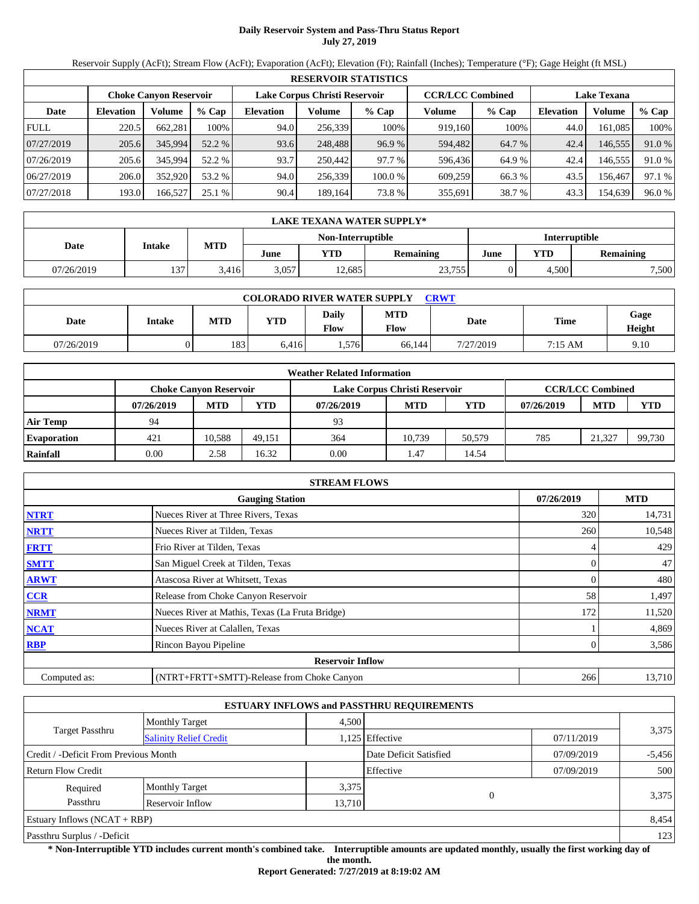# Daily Reservoir System and Pass-Thru Status Report
## July 27, 2019

Reservoir Supply (AcFt); Stream Flow (AcFt); Evaporation (AcFt); Elevation (Ft); Rainfall (Inches); Temperature (°F); Gage Height (ft MSL)

| RESERVOIR STATISTICS | | | | | | | | | | | |
|---|---|---|---|---|---|---|---|---|---|---|---|
| | Choke Canyon Reservoir | | | Lake Corpus Christi Reservoir | | | CCR/LCC Combined | | Lake Texana | | |
| Date | Elevation | Volume | % Cap | Elevation | Volume | % Cap | Volume | % Cap | Elevation | Volume | % Cap |
| FULL | 220.5 | 662,281 | 100% | 94.0 | 256,339 | 100% | 919,160 | 100% | 44.0 | 161,085 | 100% |
| 07/27/2019 | 205.6 | 345,994 | 52.2 % | 93.6 | 248,488 | 96.9 % | 594,482 | 64.7 % | 42.4 | 146,555 | 91.0 % |
| 07/26/2019 | 205.6 | 345,994 | 52.2 % | 93.7 | 250,442 | 97.7 % | 596,436 | 64.9 % | 42.4 | 146,555 | 91.0 % |
| 06/27/2019 | 206.0 | 352,920 | 53.2 % | 94.0 | 256,339 | 100.0 % | 609,259 | 66.3 % | 43.5 | 156,467 | 97.1 % |
| 07/27/2018 | 193.0 | 166,527 | 25.1 % | 90.4 | 189,164 | 73.8 % | 355,691 | 38.7 % | 43.3 | 154,639 | 96.0 % |

| LAKE TEXANA WATER SUPPLY* | | | | | | | | |
|---|---|---|---|---|---|---|---|---|
| Date | Intake | MTD | Non-Interruptible | | | Interruptible | | |
| | | | June | YTD | Remaining | June | YTD | Remaining |
| 07/26/2019 | 137 | 3,416 | 3,057 | 12,685 | 23,755 | 0 | 4,500 | 7,500 |

| COLORADO RIVER WATER SUPPLY CRWT | | | | | | | | |
|---|---|---|---|---|---|---|---|---|
| Date | Intake | MTD | YTD | Daily Flow | MTD Flow | Date | Time | Gage Height |
| 07/26/2019 | 0 | 183 | 6,416 | 1,576 | 66,144 | 7/27/2019 | 7:15 AM | 9.10 |

| Weather Related Information | | | | | | | | | |
|---|---|---|---|---|---|---|---|---|---|
| | Choke Canyon Reservoir | | | Lake Corpus Christi Reservoir | | | CCR/LCC Combined | | |
| | 07/26/2019 | MTD | YTD | 07/26/2019 | MTD | YTD | 07/26/2019 | MTD | YTD |
| Air Temp | 94 | | | 93 | | | | | |
| Evaporation | 421 | 10,588 | 49,151 | 364 | 10,739 | 50,579 | 785 | 21,327 | 99,730 |
| Rainfall | 0.00 | 2.58 | 16.32 | 0.00 | 1.47 | 14.54 | | | |

| STREAM FLOWS | | | |
|---|---|---|---|
| | Gauging Station | 07/26/2019 | MTD |
| NTRT | Nueces River at Three Rivers, Texas | 320 | 14,731 |
| NRTT | Nueces River at Tilden, Texas | 260 | 10,548 |
| FRTT | Frio River at Tilden, Texas | 4 | 429 |
| SMTT | San Miguel Creek at Tilden, Texas | 0 | 47 |
| ARWT | Atascosa River at Whitsett, Texas | 0 | 480 |
| CCR | Release from Choke Canyon Reservoir | 58 | 1,497 |
| NRMT | Nueces River at Mathis, Texas (La Fruta Bridge) | 172 | 11,520 |
| NCAT | Nueces River at Calallen, Texas | 1 | 4,869 |
| RBP | Rincon Bayou Pipeline | 0 | 3,586 |
| | **Reservoir Inflow** | | |
| Computed as: | (NTRT+FRTT+SMTT)-Release from Choke Canyon | 266 | 13,710 |

| ESTUARY INFLOWS and PASSTHRU REQUIREMENTS | | | | | |
|---|---|---|---|---|---|
| Target Passthru | Monthly Target | 4,500 | | | 3,375 |
| | Salinity Relief Credit | 1,125 | Effective | 07/11/2019 | |
| Credit / -Deficit From Previous Month | | | Date Deficit Satisfied | 07/09/2019 | -5,456 |
| Return Flow Credit | | | Effective | 07/09/2019 | 500 |
| Required Passthru | Monthly Target | 3,375 | 0 | | 3,375 |
| | Reservoir Inflow | 13,710 | | | |
| Estuary Inflows (NCAT + RBP) | | | | | 8,454 |
| Passthru Surplus / -Deficit | | | | | 123 |

**\* Non-Interruptible YTD includes current month's combined take. Interruptible amounts are updated monthly, usually the first working day of the month.**

**Report Generated: 7/27/2019 at 8:19:02 AM**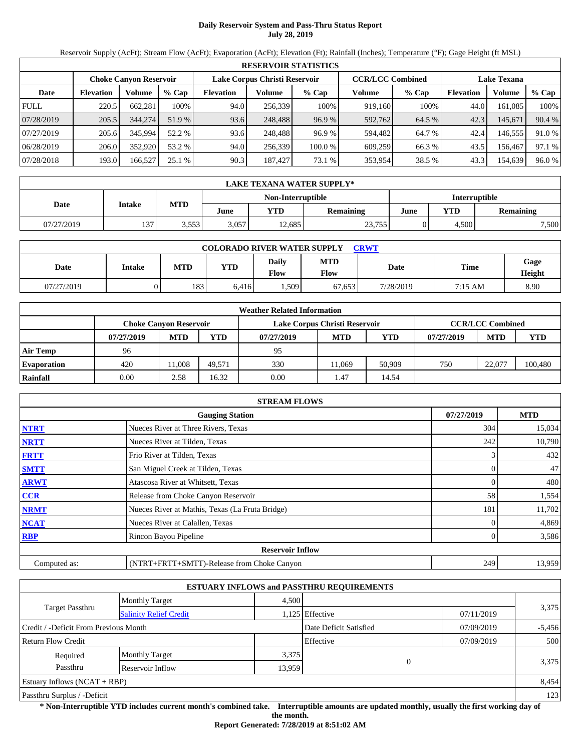# Daily Reservoir System and Pass-Thru Status Report
**July 28, 2019**

Reservoir Supply (AcFt); Stream Flow (AcFt); Evaporation (AcFt); Elevation (Ft); Rainfall (Inches); Temperature (°F); Gage Height (ft MSL)

| RESERVOIR STATISTICS | | | | | | | | | | | |
|---|---|---|---|---|---|---|---|---|---|---|---|
| | Choke Canyon Reservoir | | | Lake Corpus Christi Reservoir | | | CCR/LCC Combined | | Lake Texana | | |
| Date | Elevation | Volume | % Cap | Elevation | Volume | % Cap | Volume | % Cap | Elevation | Volume | % Cap |
| FULL | 220.5 | 662,281 | 100% | 94.0 | 256,339 | 100% | 919,160 | 100% | 44.0 | 161,085 | 100% |
| 07/28/2019 | 205.5 | 344,274 | 51.9 % | 93.6 | 248,488 | 96.9 % | 592,762 | 64.5 % | 42.3 | 145,671 | 90.4 % |
| 07/27/2019 | 205.6 | 345,994 | 52.2 % | 93.6 | 248,488 | 96.9 % | 594,482 | 64.7 % | 42.4 | 146,555 | 91.0 % |
| 06/28/2019 | 206.0 | 352,920 | 53.2 % | 94.0 | 256,339 | 100.0 % | 609,259 | 66.3 % | 43.5 | 156,467 | 97.1 % |
| 07/28/2018 | 193.0 | 166,527 | 25.1 % | 90.3 | 187,427 | 73.1 % | 353,954 | 38.5 % | 43.3 | 154,639 | 96.0 % |

| LAKE TEXANA WATER SUPPLY* | | | | | | | | |
|---|---|---|---|---|---|---|---|---|
| Date | Intake | MTD | Non-Interruptible | | | Interruptible | | |
| | | | June | YTD | Remaining | June | YTD | Remaining |
| 07/27/2019 | 137 | 3,553 | 3,057 | 12,685 | 23,755 | 0 | 4,500 | 7,500 |

| COLORADO RIVER WATER SUPPLY CRWT | | | | | | | | |
|---|---|---|---|---|---|---|---|---|
| Date | Intake | MTD | YTD | Daily Flow | MTD Flow | Date | Time | Gage Height |
| 07/27/2019 | 0 | 183 | 6,416 | 1,509 | 67,653 | 7/28/2019 | 7:15 AM | 8.90 |

| Weather Related Information | | | | | | | | | |
|---|---|---|---|---|---|---|---|---|---|
| | Choke Canyon Reservoir | | | Lake Corpus Christi Reservoir | | | CCR/LCC Combined | | |
| | 07/27/2019 | MTD | YTD | 07/27/2019 | MTD | YTD | 07/27/2019 | MTD | YTD |
| Air Temp | 96 | | | 95 | | | | | |
| Evaporation | 420 | 11,008 | 49,571 | 330 | 11,069 | 50,909 | 750 | 22,077 | 100,480 |
| Rainfall | 0.00 | 2.58 | 16.32 | 0.00 | 1.47 | 14.54 | | | |

| STREAM FLOWS | | | |
|---|---|---|---|
| | Gauging Station | 07/27/2019 | MTD |
| NTRT | Nueces River at Three Rivers, Texas | 304 | 15,034 |
| NRTT | Nueces River at Tilden, Texas | 242 | 10,790 |
| FRTT | Frio River at Tilden, Texas | 3 | 432 |
| SMTT | San Miguel Creek at Tilden, Texas | 0 | 47 |
| ARWT | Atascosa River at Whitsett, Texas | 0 | 480 |
| CCR | Release from Choke Canyon Reservoir | 58 | 1,554 |
| NRMT | Nueces River at Mathis, Texas (La Fruta Bridge) | 181 | 11,702 |
| NCAT | Nueces River at Calallen, Texas | 0 | 4,869 |
| RBP | Rincon Bayou Pipeline | 0 | 3,586 |
| **Reservoir Inflow** | | | |
| Computed as: | (NTRT+FRTT+SMTT)-Release from Choke Canyon | 249 | 13,959 |

| ESTUARY INFLOWS and PASSTHRU REQUIREMENTS | | | | | |
|---|---|---|---|---|---|
| Target Passthru | Monthly Target | 4,500 | | | 3,375 |
| | Salinity Relief Credit | 1,125 | Effective | 07/11/2019 | |
| Credit / -Deficit From Previous Month | | | Date Deficit Satisfied | 07/09/2019 | -5,456 |
| Return Flow Credit | | | Effective | 07/09/2019 | 500 |
| Required Passthru | Monthly Target | 3,375 | 0 | | 3,375 |
| | Reservoir Inflow | 13,959 | | | |
| Estuary Inflows (NCAT + RBP) | | | | | 8,454 |
| Passthru Surplus / -Deficit | | | | | 123 |

**\* Non-Interruptible YTD includes current month's combined take. Interruptible amounts are updated monthly, usually the first working day of the month.**

**Report Generated: 7/28/2019 at 8:51:02 AM**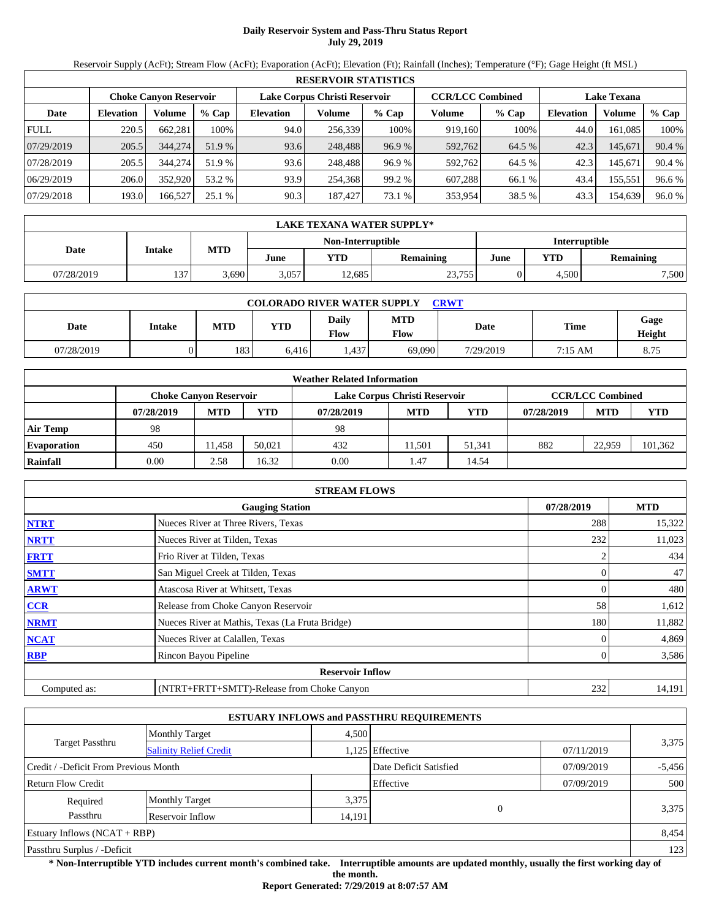# Daily Reservoir System and Pass-Thru Status Report
## July 29, 2019

Reservoir Supply (AcFt); Stream Flow (AcFt); Evaporation (AcFt); Elevation (Ft); Rainfall (Inches); Temperature (°F); Gage Height (ft MSL)

| RESERVOIR STATISTICS | | | | | | | | | | | |
|---|---|---|---|---|---|---|---|---|---|---|---|
| | Choke Canyon Reservoir | | | Lake Corpus Christi Reservoir | | | CCR/LCC Combined | | Lake Texana | | |
| Date | Elevation | Volume | % Cap | Elevation | Volume | % Cap | Volume | % Cap | Elevation | Volume | % Cap |
| FULL | 220.5 | 662,281 | 100% | 94.0 | 256,339 | 100% | 919,160 | 100% | 44.0 | 161,085 | 100% |
| 07/29/2019 | 205.5 | 344,274 | 51.9 % | 93.6 | 248,488 | 96.9 % | 592,762 | 64.5 % | 42.3 | 145,671 | 90.4 % |
| 07/28/2019 | 205.5 | 344,274 | 51.9 % | 93.6 | 248,488 | 96.9 % | 592,762 | 64.5 % | 42.3 | 145,671 | 90.4 % |
| 06/29/2019 | 206.0 | 352,920 | 53.2 % | 93.9 | 254,368 | 99.2 % | 607,288 | 66.1 % | 43.4 | 155,551 | 96.6 % |
| 07/29/2018 | 193.0 | 166,527 | 25.1 % | 90.3 | 187,427 | 73.1 % | 353,954 | 38.5 % | 43.3 | 154,639 | 96.0 % |

| LAKE TEXANA WATER SUPPLY* | | | | | | | | |
|---|---|---|---|---|---|---|---|---|
| Date | Intake | MTD | Non-Interruptible | | | Interruptible | | |
| | | | June | YTD | Remaining | June | YTD | Remaining |
| 07/28/2019 | 137 | 3,690 | 3,057 | 12,685 | 23,755 | 0 | 4,500 | 7,500 |

| COLORADO RIVER WATER SUPPLY CRWT | | | | | | | | |
|---|---|---|---|---|---|---|---|---|
| Date | Intake | MTD | YTD | Daily Flow | MTD Flow | Date | Time | Gage Height |
| 07/28/2019 | 0 | 183 | 6,416 | 1,437 | 69,090 | 7/29/2019 | 7:15 AM | 8.75 |

| Weather Related Information | | | | | | | | | |
|---|---|---|---|---|---|---|---|---|---|
| | Choke Canyon Reservoir | | | Lake Corpus Christi Reservoir | | | CCR/LCC Combined | | |
| | 07/28/2019 | MTD | YTD | 07/28/2019 | MTD | YTD | 07/28/2019 | MTD | YTD |
| Air Temp | 98 | | | 98 | | | | | |
| Evaporation | 450 | 11,458 | 50,021 | 432 | 11,501 | 51,341 | 882 | 22,959 | 101,362 |
| Rainfall | 0.00 | 2.58 | 16.32 | 0.00 | 1.47 | 14.54 | | | |

| STREAM FLOWS | | | |
|---|---|---|---|
| | Gauging Station | 07/28/2019 | MTD |
| NTRT | Nueces River at Three Rivers, Texas | 288 | 15,322 |
| NRTT | Nueces River at Tilden, Texas | 232 | 11,023 |
| FRTT | Frio River at Tilden, Texas | 2 | 434 |
| SMTT | San Miguel Creek at Tilden, Texas | 0 | 47 |
| ARWT | Atascosa River at Whitsett, Texas | 0 | 480 |
| CCR | Release from Choke Canyon Reservoir | 58 | 1,612 |
| NRMT | Nueces River at Mathis, Texas (La Fruta Bridge) | 180 | 11,882 |
| NCAT | Nueces River at Calallen, Texas | 0 | 4,869 |
| RBP | Rincon Bayou Pipeline | 0 | 3,586 |
| | Reservoir Inflow | | |
| Computed as: | (NTRT+FRTT+SMTT)-Release from Choke Canyon | 232 | 14,191 |

| ESTUARY INFLOWS and PASSTHRU REQUIREMENTS | | | | | |
|---|---|---|---|---|---|
| Target Passthru | Monthly Target | 4,500 | | | 3,375 |
| | Salinity Relief Credit | 1,125 | Effective | 07/11/2019 | |
| Credit / -Deficit From Previous Month | | | Date Deficit Satisfied | 07/09/2019 | -5,456 |
| Return Flow Credit | | | Effective | 07/09/2019 | 500 |
| Required Passthru | Monthly Target | 3,375 | 0 | | 3,375 |
| | Reservoir Inflow | 14,191 | | | |
| Estuary Inflows (NCAT + RBP) | | | | | 8,454 |
| Passthru Surplus / -Deficit | | | | | 123 |

**\* Non-Interruptible YTD includes current month's combined take. Interruptible amounts are updated monthly, usually the first working day of the month.**

**Report Generated: 7/29/2019 at 8:07:57 AM**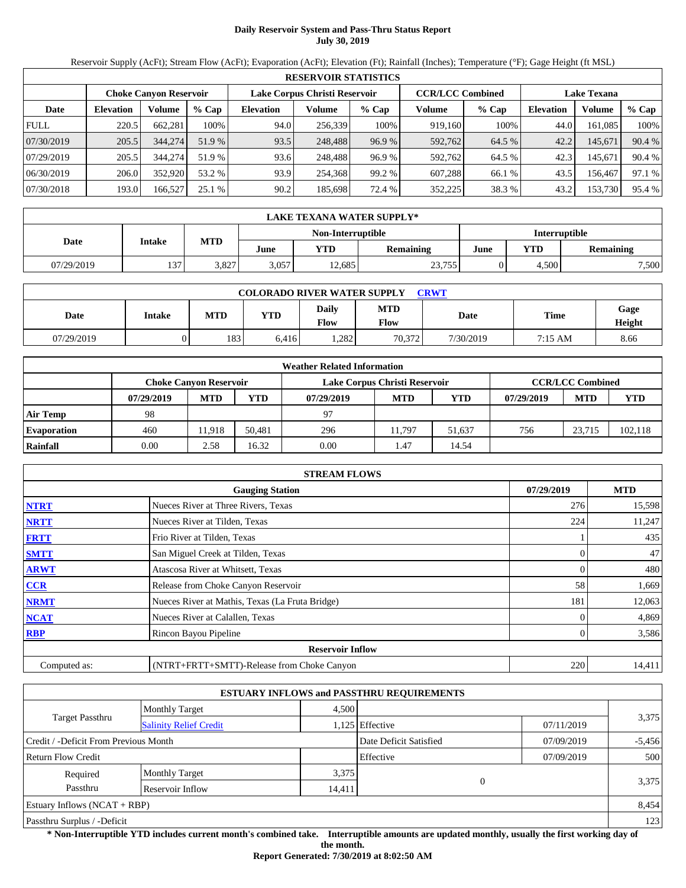# Daily Reservoir System and Pass-Thru Status Report
## July 30, 2019

Reservoir Supply (AcFt); Stream Flow (AcFt); Evaporation (AcFt); Elevation (Ft); Rainfall (Inches); Temperature (°F); Gage Height (ft MSL)

| RESERVOIR STATISTICS | | | | | | | | | | | |
|---|---|---|---|---|---|---|---|---|---|---|---|
| | Choke Canyon Reservoir | | | Lake Corpus Christi Reservoir | | | CCR/LCC Combined | | Lake Texana | | |
| Date | Elevation | Volume | % Cap | Elevation | Volume | % Cap | Volume | % Cap | Elevation | Volume | % Cap |
| FULL | 220.5 | 662,281 | 100% | 94.0 | 256,339 | 100% | 919,160 | 100% | 44.0 | 161,085 | 100% |
| 07/30/2019 | 205.5 | 344,274 | 51.9 % | 93.5 | 248,488 | 96.9 % | 592,762 | 64.5 % | 42.2 | 145,671 | 90.4 % |
| 07/29/2019 | 205.5 | 344,274 | 51.9 % | 93.6 | 248,488 | 96.9 % | 592,762 | 64.5 % | 42.3 | 145,671 | 90.4 % |
| 06/30/2019 | 206.0 | 352,920 | 53.2 % | 93.9 | 254,368 | 99.2 % | 607,288 | 66.1 % | 43.5 | 156,467 | 97.1 % |
| 07/30/2018 | 193.0 | 166,527 | 25.1 % | 90.2 | 185,698 | 72.4 % | 352,225 | 38.3 % | 43.2 | 153,730 | 95.4 % |

| LAKE TEXANA WATER SUPPLY* | | | | | | | | |
|---|---|---|---|---|---|---|---|---|
| Date | Intake | MTD | Non-Interruptible | | | Interruptible | | |
| | | | June | YTD | Remaining | June | YTD | Remaining |
| 07/29/2019 | 137 | 3,827 | 3,057 | 12,685 | 23,755 | 0 | 4,500 | 7,500 |

| COLORADO RIVER WATER SUPPLY CRWT | | | | | | | |
|---|---|---|---|---|---|---|---|
| Date | Intake | MTD | YTD | Daily Flow | MTD Flow | Date | Time | Gage Height |
| 07/29/2019 | 0 | 183 | 6,416 | 1,282 | 70,372 | 7/30/2019 | 7:15 AM | 8.66 |

| Weather Related Information | | | | | | | | | |
|---|---|---|---|---|---|---|---|---|---|
| | Choke Canyon Reservoir | | | Lake Corpus Christi Reservoir | | | CCR/LCC Combined | | |
| | 07/29/2019 | MTD | YTD | 07/29/2019 | MTD | YTD | 07/29/2019 | MTD | YTD |
| Air Temp | 98 | | | 97 | | | | | |
| Evaporation | 460 | 11,918 | 50,481 | 296 | 11,797 | 51,637 | 756 | 23,715 | 102,118 |
| Rainfall | 0.00 | 2.58 | 16.32 | 0.00 | 1.47 | 14.54 | | | |

| STREAM FLOWS | | | |
|---|---|---|---|
| | Gauging Station | 07/29/2019 | MTD |
| NTRT | Nueces River at Three Rivers, Texas | 276 | 15,598 |
| NRTT | Nueces River at Tilden, Texas | 224 | 11,247 |
| FRTT | Frio River at Tilden, Texas | 1 | 435 |
| SMTT | San Miguel Creek at Tilden, Texas | 0 | 47 |
| ARWT | Atascosa River at Whitsett, Texas | 0 | 480 |
| CCR | Release from Choke Canyon Reservoir | 58 | 1,669 |
| NRMT | Nueces River at Mathis, Texas (La Fruta Bridge) | 181 | 12,063 |
| NCAT | Nueces River at Calallen, Texas | 0 | 4,869 |
| RBP | Rincon Bayou Pipeline | 0 | 3,586 |
| | Reservoir Inflow | | |
| Computed as: | (NTRT+FRTT+SMTT)-Release from Choke Canyon | 220 | 14,411 |

| ESTUARY INFLOWS and PASSTHRU REQUIREMENTS | | | | | |
|---|---|---|---|---|---|
| Target Passthru | Monthly Target | 4,500 | | | 3,375 |
| | Salinity Relief Credit | 1,125 | Effective | 07/11/2019 | |
| Credit / -Deficit From Previous Month | | | Date Deficit Satisfied | 07/09/2019 | -5,456 |
| Return Flow Credit | | | Effective | 07/09/2019 | 500 |
| Required Passthru | Monthly Target | 3,375 | 0 | | 3,375 |
| | Reservoir Inflow | 14,411 | | | |
| Estuary Inflows (NCAT + RBP) | | | | | 8,454 |
| Passthru Surplus / -Deficit | | | | | 123 |

**\* Non-Interruptible YTD includes current month's combined take. Interruptible amounts are updated monthly, usually the first working day of the month.**

**Report Generated: 7/30/2019 at 8:02:50 AM**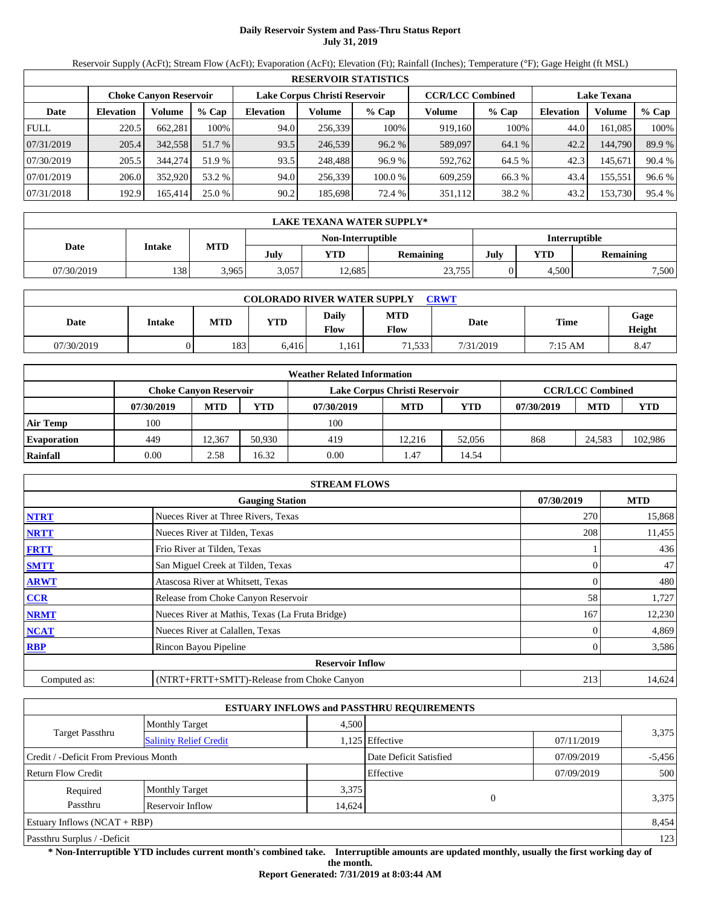# Daily Reservoir System and Pass-Thru Status Report
## July 31, 2019

Reservoir Supply (AcFt); Stream Flow (AcFt); Evaporation (AcFt); Elevation (Ft); Rainfall (Inches); Temperature (°F); Gage Height (ft MSL)

| RESERVOIR STATISTICS | | | | | | | | | | | |
|---|---|---|---|---|---|---|---|---|---|---|---|
| | Choke Canyon Reservoir | | | Lake Corpus Christi Reservoir | | | CCR/LCC Combined | | Lake Texana | | |
| Date | Elevation | Volume | % Cap | Elevation | Volume | % Cap | Volume | % Cap | Elevation | Volume | % Cap |
| FULL | 220.5 | 662,281 | 100% | 94.0 | 256,339 | 100% | 919,160 | 100% | 44.0 | 161,085 | 100% |
| 07/31/2019 | 205.4 | 342,558 | 51.7 % | 93.5 | 246,539 | 96.2 % | 589,097 | 64.1 % | 42.2 | 144,790 | 89.9 % |
| 07/30/2019 | 205.5 | 344,274 | 51.9 % | 93.5 | 248,488 | 96.9 % | 592,762 | 64.5 % | 42.3 | 145,671 | 90.4 % |
| 07/01/2019 | 206.0 | 352,920 | 53.2 % | 94.0 | 256,339 | 100.0 % | 609,259 | 66.3 % | 43.4 | 155,551 | 96.6 % |
| 07/31/2018 | 192.9 | 165,414 | 25.0 % | 90.2 | 185,698 | 72.4 % | 351,112 | 38.2 % | 43.2 | 153,730 | 95.4 % |

| LAKE TEXANA WATER SUPPLY* | | | | | | | | |
|---|---|---|---|---|---|---|---|---|
| Date | Intake | MTD | Non-Interruptible | | | Interruptible | | |
| | | | July | YTD | Remaining | July | YTD | Remaining |
| 07/30/2019 | 138 | 3,965 | 3,057 | 12,685 | 23,755 | 0 | 4,500 | 7,500 |

| COLORADO RIVER WATER SUPPLY CRWT | | | | | | | | |
|---|---|---|---|---|---|---|---|---|
| Date | Intake | MTD | YTD | Daily Flow | MTD Flow | Date | Time | Gage Height |
| 07/30/2019 | 0 | 183 | 6,416 | 1,161 | 71,533 | 7/31/2019 | 7:15 AM | 8.47 |

| Weather Related Information | | | | | | | | | |
|---|---|---|---|---|---|---|---|---|---|
| | Choke Canyon Reservoir | | | Lake Corpus Christi Reservoir | | | CCR/LCC Combined | | |
| | 07/30/2019 | MTD | YTD | 07/30/2019 | MTD | YTD | 07/30/2019 | MTD | YTD |
| Air Temp | 100 | | | 100 | | | | | |
| Evaporation | 449 | 12,367 | 50,930 | 419 | 12,216 | 52,056 | 868 | 24,583 | 102,986 |
| Rainfall | 0.00 | 2.58 | 16.32 | 0.00 | 1.47 | 14.54 | | | |

| STREAM FLOWS | | | |
|---|---|---|---|
| | Gauging Station | 07/30/2019 | MTD |
| NTRT | Nueces River at Three Rivers, Texas | 270 | 15,868 |
| NRTT | Nueces River at Tilden, Texas | 208 | 11,455 |
| FRTT | Frio River at Tilden, Texas | 1 | 436 |
| SMTT | San Miguel Creek at Tilden, Texas | 0 | 47 |
| ARWT | Atascosa River at Whitsett, Texas | 0 | 480 |
| CCR | Release from Choke Canyon Reservoir | 58 | 1,727 |
| NRMT | Nueces River at Mathis, Texas (La Fruta Bridge) | 167 | 12,230 |
| NCAT | Nueces River at Calallen, Texas | 0 | 4,869 |
| RBP | Rincon Bayou Pipeline | 0 | 3,586 |
| | Reservoir Inflow | | |
| Computed as: | (NTRT+FRTT+SMTT)-Release from Choke Canyon | 213 | 14,624 |

| ESTUARY INFLOWS and PASSTHRU REQUIREMENTS | | | | | |
|---|---|---|---|---|---|
| Target Passthru | Monthly Target | 4,500 | | | 3,375 |
| | Salinity Relief Credit | 1,125 | Effective | 07/11/2019 | |
| Credit / -Deficit From Previous Month | | | Date Deficit Satisfied | 07/09/2019 | -5,456 |
| Return Flow Credit | | | Effective | 07/09/2019 | 500 |
| Required Passthru | Monthly Target | 3,375 | 0 | | 3,375 |
| | Reservoir Inflow | 14,624 | | | |
| Estuary Inflows (NCAT + RBP) | | | | | 8,454 |
| Passthru Surplus / -Deficit | | | | | 123 |

**\* Non-Interruptible YTD includes current month's combined take. Interruptible amounts are updated monthly, usually the first working day of the month.**

**Report Generated: 7/31/2019 at 8:03:44 AM**